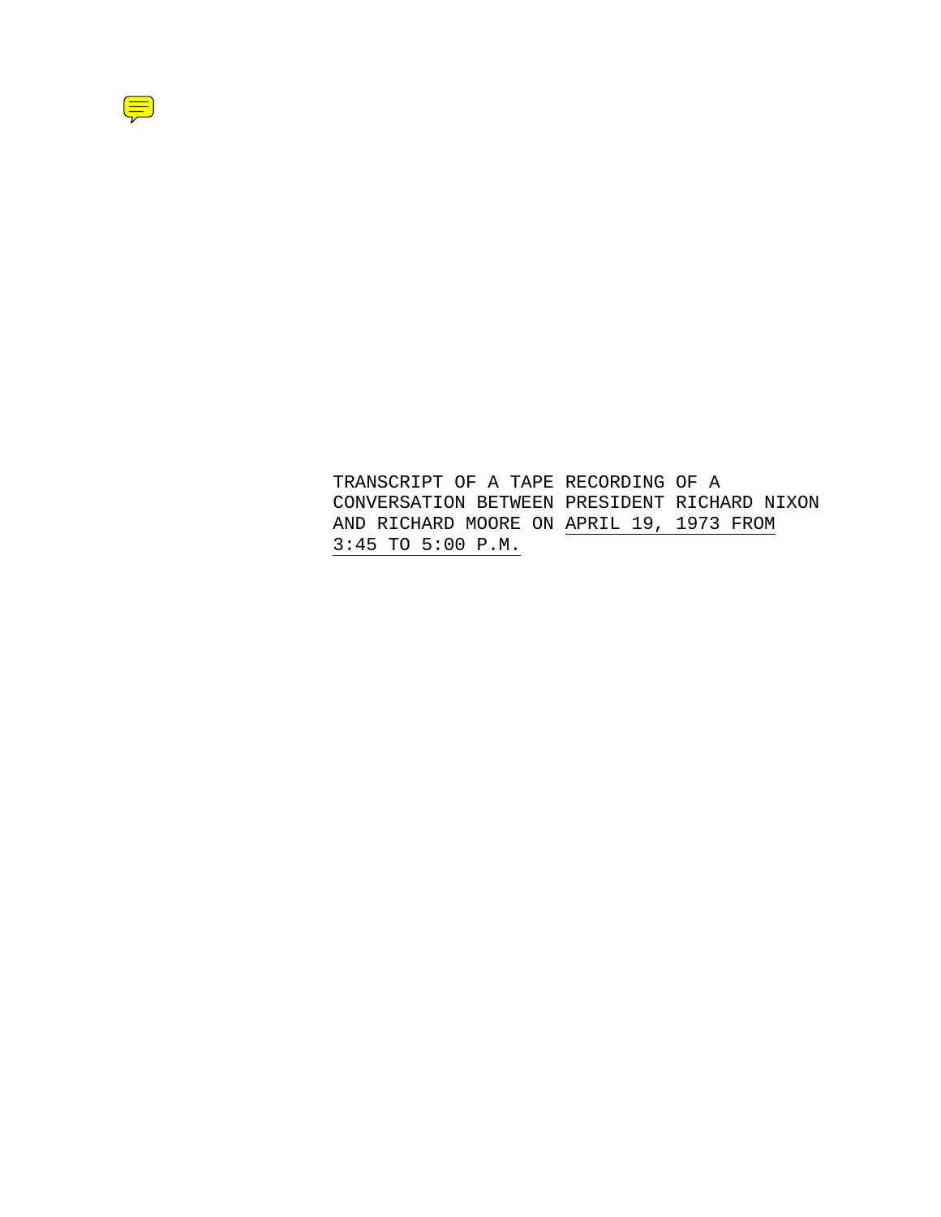TRANSCRIPT OF A TAPE RECORDING OF A CONVERSATION BETWEEN PRESIDENT RICHARD NIXON AND RICHARD MOORE ON APRIL 19, 1973 FROM 3:45 TO 5:00 P.M.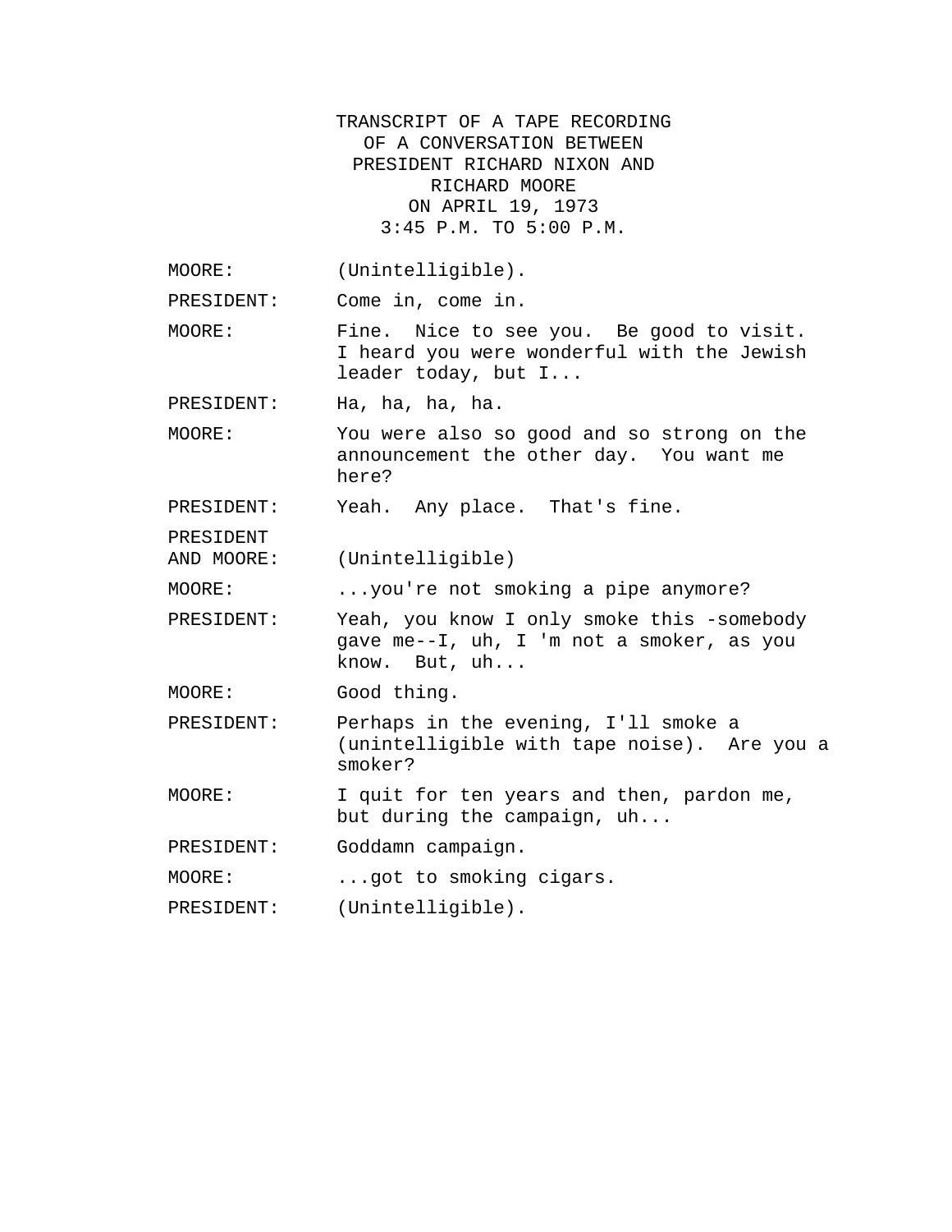TRANSCRIPT OF A TAPE RECORDING
OF A CONVERSATION BETWEEN
PRESIDENT RICHARD NIXON AND
RICHARD MOORE
ON APRIL 19, 1973
3:45 P.M. TO 5:00 P.M.

MOORE: (Unintelligible).

PRESIDENT: Come in, come in.

MOORE: Fine. Nice to see you. Be good to visit. I heard you were wonderful with the Jewish leader today, but I...

PRESIDENT: Ha, ha, ha, ha.

MOORE: You were also so good and so strong on the announcement the other day. You want me here?

PRESIDENT: Yeah. Any place. That's fine.

PRESIDENT AND MOORE: (Unintelligible)

MOORE: ...you're not smoking a pipe anymore?

PRESIDENT: Yeah, you know I only smoke this -somebody gave me--I, uh, I 'm not a smoker, as you know. But, uh...

MOORE: Good thing.

PRESIDENT: Perhaps in the evening, I'll smoke a (unintelligible with tape noise). Are you a smoker?

MOORE: I quit for ten years and then, pardon me, but during the campaign, uh...

PRESIDENT: Goddamn campaign.

MOORE: ...got to smoking cigars.

PRESIDENT: (Unintelligible).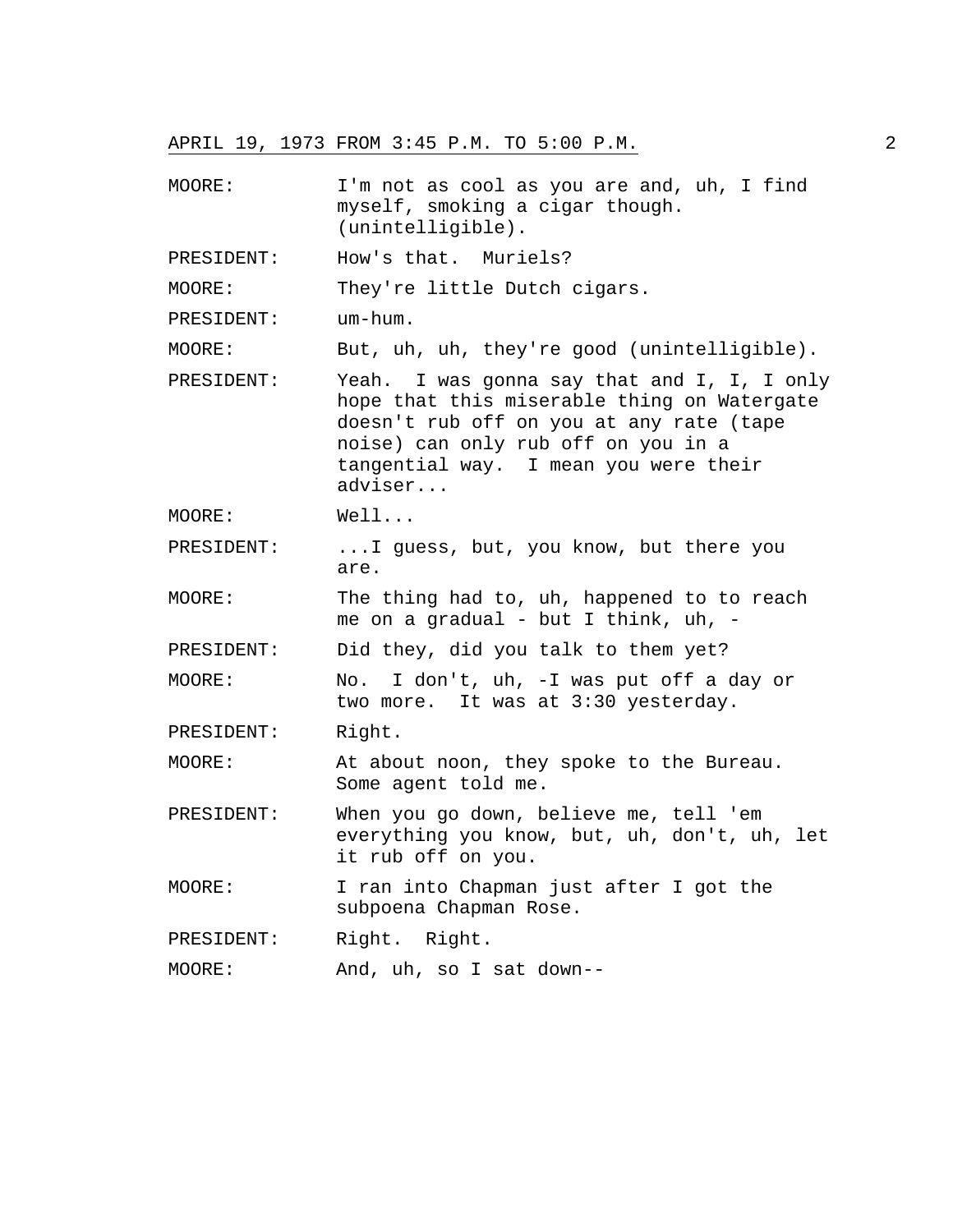MOORE: I'm not as cool as you are and, uh, I find myself, smoking a cigar though. (unintelligible).

PRESIDENT: How's that. Muriels?

MOORE: They're little Dutch cigars.

PRESIDENT: um-hum.

MOORE: But, uh, uh, they're good (unintelligible).

PRESIDENT: Yeah. I was gonna say that and I, I, I only hope that this miserable thing on Watergate doesn't rub off on you at any rate (tape noise) can only rub off on you in a tangential way. I mean you were their adviser...

MOORE: Well...

PRESIDENT: ...I guess, but, you know, but there you are.

MOORE: The thing had to, uh, happened to to reach me on a gradual - but I think, uh, -

PRESIDENT: Did they, did you talk to them yet?

MOORE: No. I don't, uh, -I was put off a day or two more. It was at 3:30 yesterday.

PRESIDENT: Right.

MOORE: At about noon, they spoke to the Bureau. Some agent told me.

PRESIDENT: When you go down, believe me, tell 'em everything you know, but, uh, don't, uh, let it rub off on you.

MOORE: I ran into Chapman just after I got the subpoena Chapman Rose.

PRESIDENT: Right. Right.

MOORE: And, uh, so I sat down--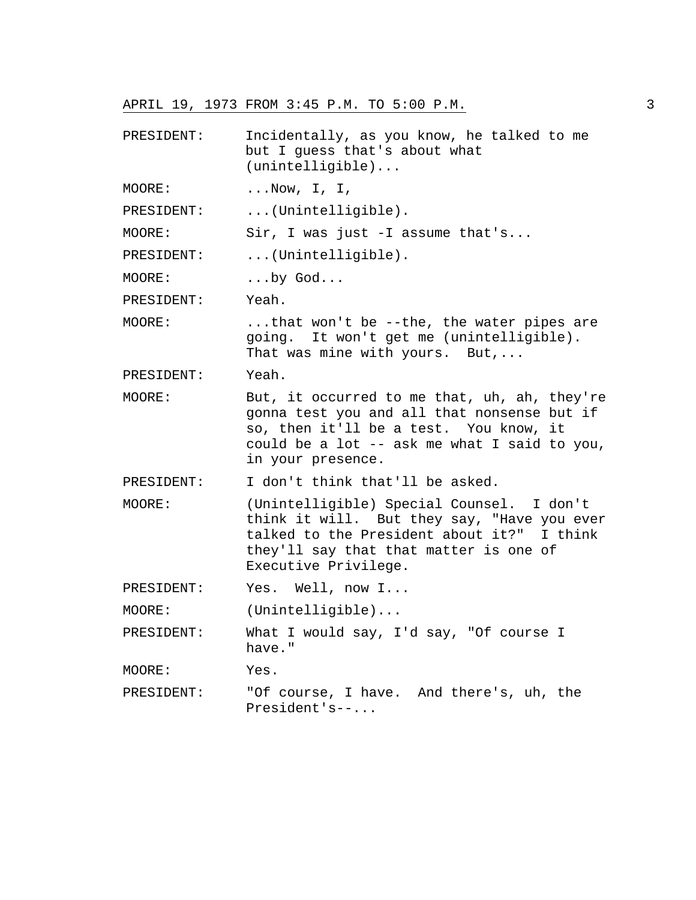PRESIDENT: Incidentally, as you know, he talked to me but I guess that's about what (unintelligible)...

MOORE: ...Now, I, I,

PRESIDENT: ...(Unintelligible).

MOORE: Sir, I was just -I assume that's...

PRESIDENT: ...(Unintelligible).

MOORE: ...by God...

PRESIDENT: Yeah.

MOORE: ...that won't be --the, the water pipes are going. It won't get me (unintelligible). That was mine with yours. But,...

PRESIDENT: Yeah.

MOORE: But, it occurred to me that, uh, ah, they're gonna test you and all that nonsense but if so, then it'll be a test. You know, it could be a lot -- ask me what I said to you, in your presence.

PRESIDENT: I don't think that'll be asked.

MOORE: (Unintelligible) Special Counsel. I don't think it will. But they say, "Have you ever talked to the President about it?" I think they'll say that that matter is one of Executive Privilege.

PRESIDENT: Yes. Well, now I...

MOORE: (Unintelligible)...

PRESIDENT: What I would say, I'd say, "Of course I have."

MOORE: Yes.

PRESIDENT: "Of course, I have. And there's, uh, the President's--...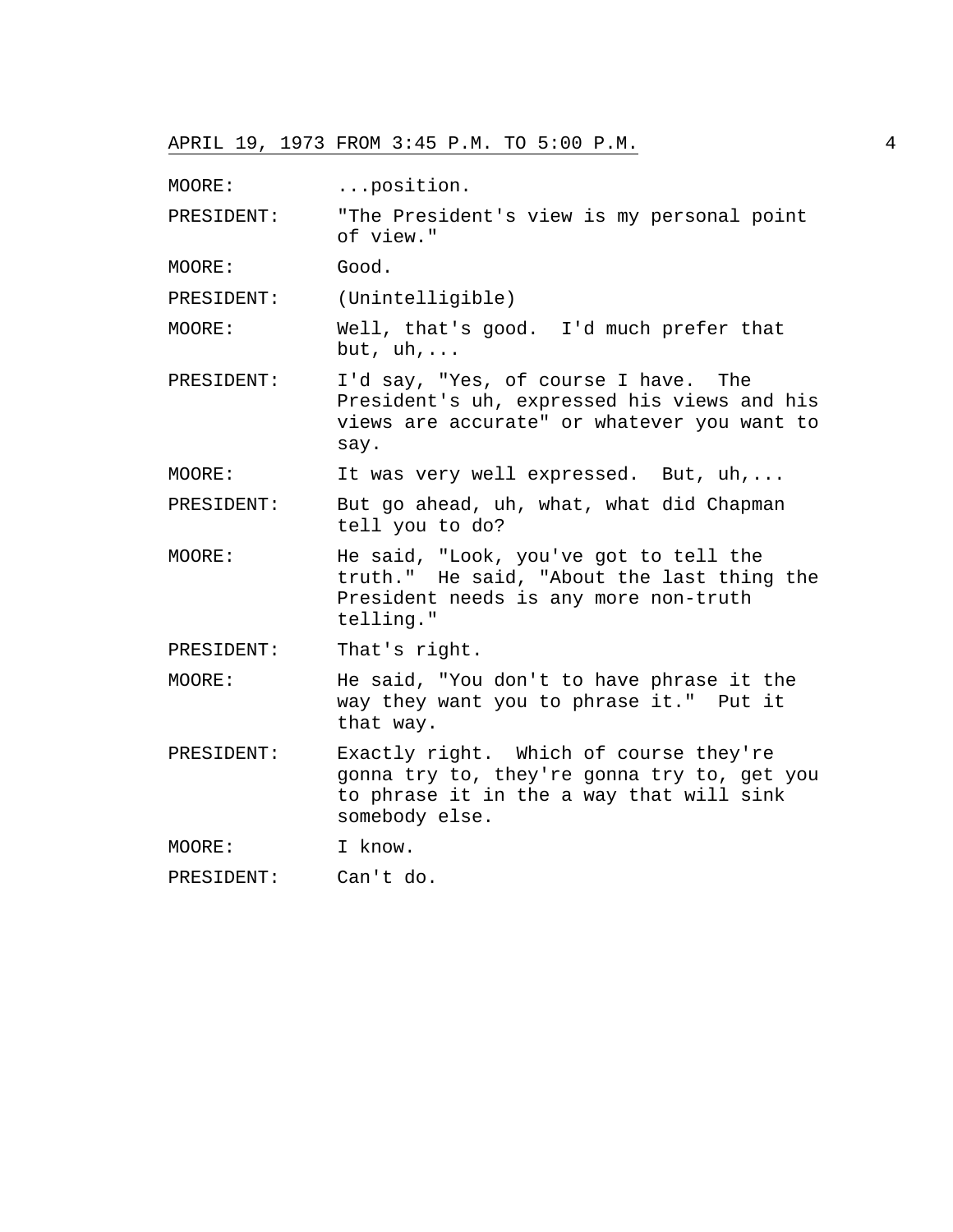MOORE: ...position.

PRESIDENT: "The President's view is my personal point of view."

MOORE: Good.

PRESIDENT: (Unintelligible)

MOORE: Well, that's good. I'd much prefer that but, uh,...

PRESIDENT: I'd say, "Yes, of course I have. The President's uh, expressed his views and his views are accurate" or whatever you want to say.

MOORE: It was very well expressed. But, uh,...

PRESIDENT: But go ahead, uh, what, what did Chapman tell you to do?

MOORE: He said, "Look, you've got to tell the truth." He said, "About the last thing the President needs is any more non-truth telling."

PRESIDENT: That's right.

MOORE: He said, "You don't to have phrase it the way they want you to phrase it." Put it that way.

PRESIDENT: Exactly right. Which of course they're gonna try to, they're gonna try to, get you to phrase it in the a way that will sink somebody else.

MOORE: I know.

PRESIDENT: Can't do.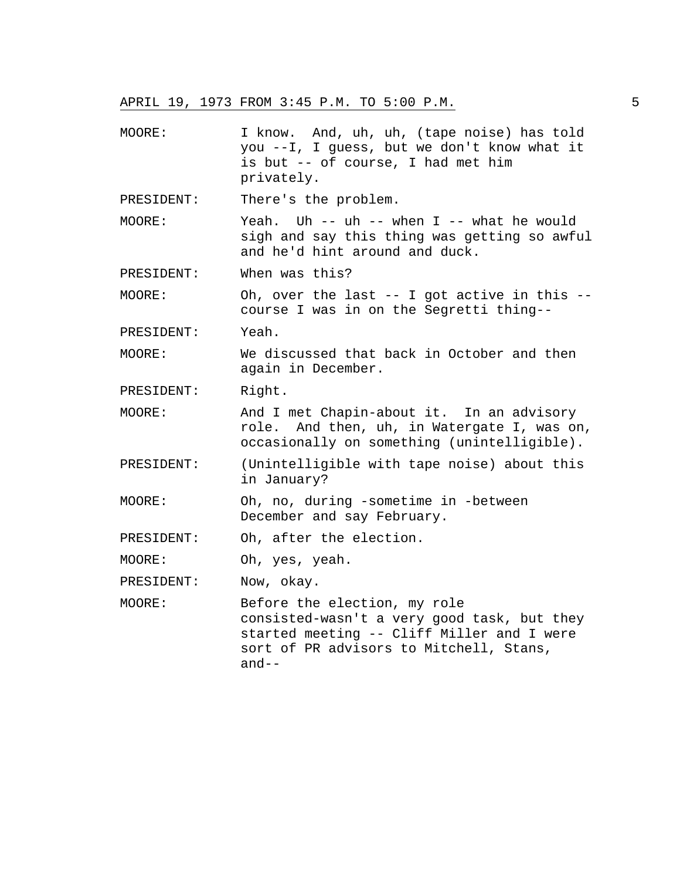MOORE: I know. And, uh, uh, (tape noise) has told you --I, I guess, but we don't know what it is but -- of course, I had met him privately.

PRESIDENT: There's the problem.

MOORE: Yeah. Uh -- uh -- when I -- what he would sigh and say this thing was getting so awful and he'd hint around and duck.

PRESIDENT: When was this?

MOORE: Oh, over the last -- I got active in this -- course I was in on the Segretti thing--

PRESIDENT: Yeah.

MOORE: We discussed that back in October and then again in December.

PRESIDENT: Right.

MOORE: And I met Chapin-about it. In an advisory role. And then, uh, in Watergate I, was on, occasionally on something (unintelligible).

PRESIDENT: (Unintelligible with tape noise) about this in January?

MOORE: Oh, no, during -sometime in -between December and say February.

PRESIDENT: Oh, after the election.

MOORE: Oh, yes, yeah.

PRESIDENT: Now, okay.

MOORE: Before the election, my role consisted-wasn't a very good task, but they started meeting -- Cliff Miller and I were sort of PR advisors to Mitchell, Stans, and--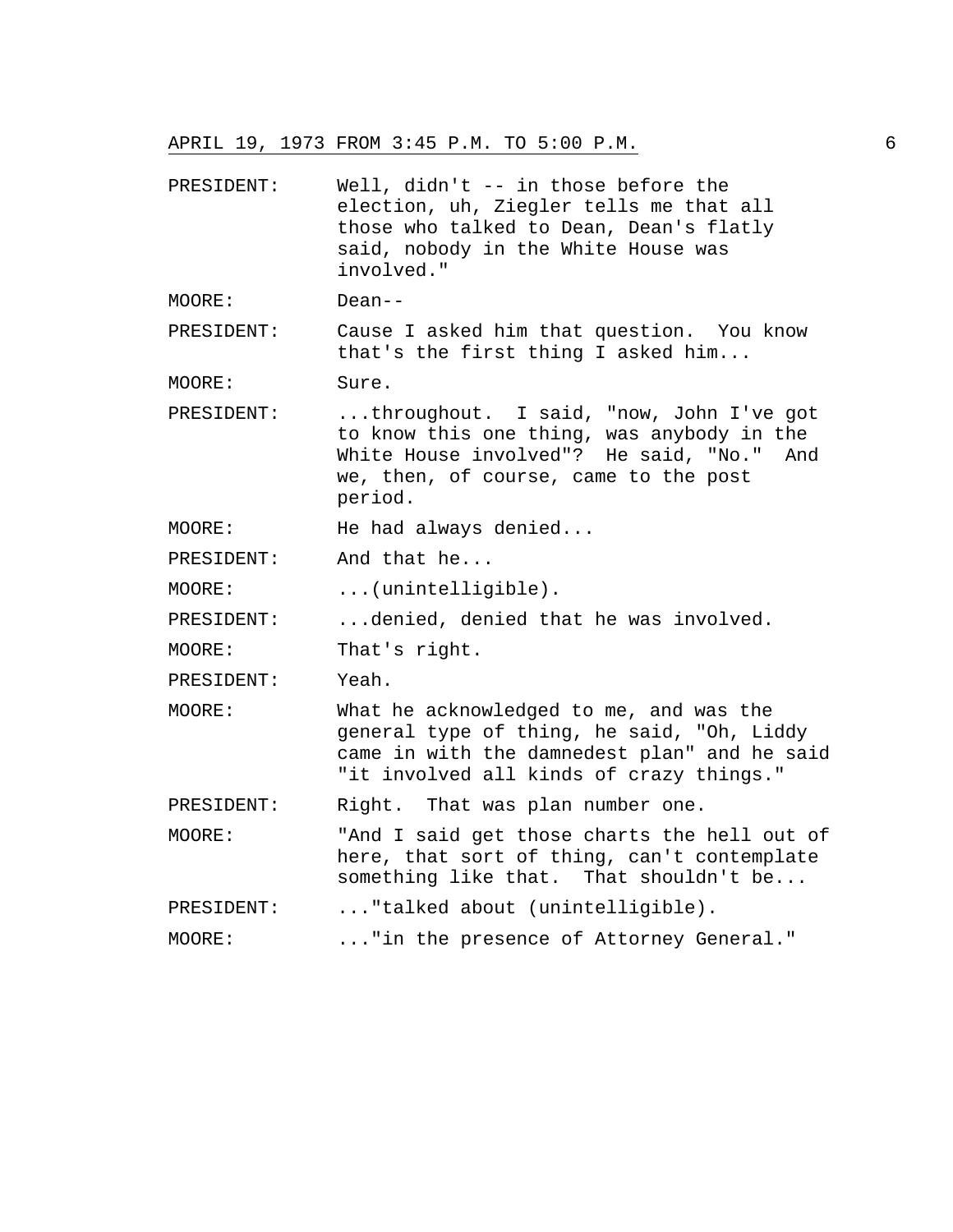PRESIDENT: Well, didn't -- in those before the election, uh, Ziegler tells me that all those who talked to Dean, Dean's flatly said, nobody in the White House was involved."

MOORE: Dean--

PRESIDENT: Cause I asked him that question. You know that's the first thing I asked him...

MOORE: Sure.

PRESIDENT: ...throughout. I said, "now, John I've got to know this one thing, was anybody in the White House involved"? He said, "No." And we, then, of course, came to the post period.

MOORE: He had always denied...

PRESIDENT: And that he...

MOORE: ...(unintelligible).

PRESIDENT: ...denied, denied that he was involved.

MOORE: That's right.

PRESIDENT: Yeah.

MOORE: What he acknowledged to me, and was the general type of thing, he said, "Oh, Liddy came in with the damnedest plan" and he said "it involved all kinds of crazy things."

PRESIDENT: Right. That was plan number one.

MOORE: "And I said get those charts the hell out of here, that sort of thing, can't contemplate something like that. That shouldn't be...

PRESIDENT: ..."talked about (unintelligible).

MOORE: ..."in the presence of Attorney General."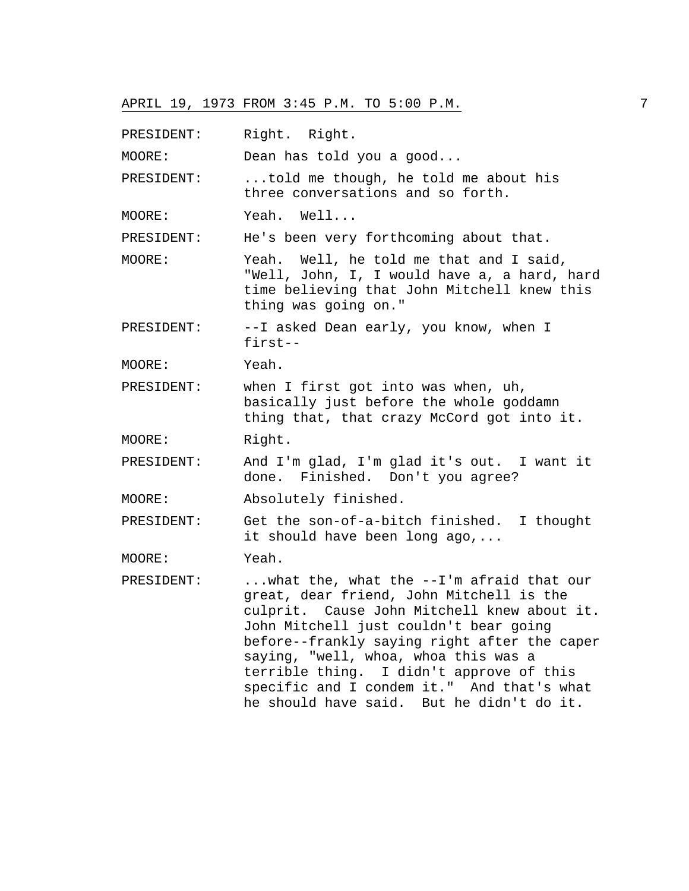PRESIDENT: Right. Right.

MOORE: Dean has told you a good...

PRESIDENT: ...told me though, he told me about his three conversations and so forth.

MOORE: Yeah. Well...

PRESIDENT: He's been very forthcoming about that.

MOORE: Yeah. Well, he told me that and I said, "Well, John, I, I would have a, a hard, hard time believing that John Mitchell knew this thing was going on."

PRESIDENT: --I asked Dean early, you know, when I first--

MOORE: Yeah.

PRESIDENT: when I first got into was when, uh, basically just before the whole goddamn thing that, that crazy McCord got into it.

MOORE: Right.

PRESIDENT: And I'm glad, I'm glad it's out. I want it done. Finished. Don't you agree?

MOORE: Absolutely finished.

PRESIDENT: Get the son-of-a-bitch finished. I thought it should have been long ago,...

MOORE: Yeah.

PRESIDENT: ...what the, what the --I'm afraid that our great, dear friend, John Mitchell is the culprit. Cause John Mitchell knew about it. John Mitchell just couldn't bear going before--frankly saying right after the caper saying, "well, whoa, whoa this was a terrible thing. I didn't approve of this specific and I condem it." And that's what he should have said. But he didn't do it.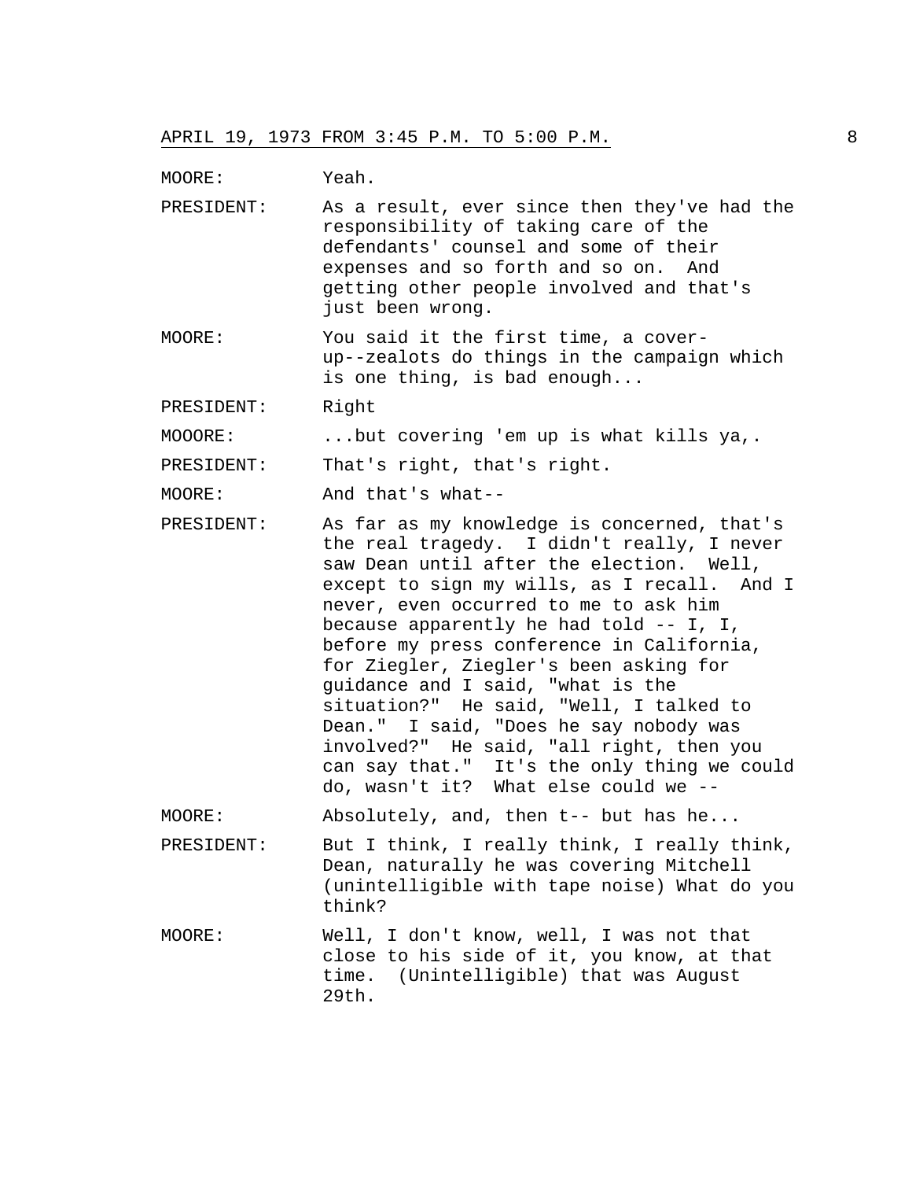MOORE: Yeah.

PRESIDENT: As a result, ever since then they've had the responsibility of taking care of the defendants' counsel and some of their expenses and so forth and so on. And getting other people involved and that's just been wrong.

MOORE: You said it the first time, a cover-up--zealots do things in the campaign which is one thing, is bad enough...

PRESIDENT: Right

MOOORE: ...but covering 'em up is what kills ya,.

PRESIDENT: That's right, that's right.

MOORE: And that's what--

PRESIDENT: As far as my knowledge is concerned, that's the real tragedy. I didn't really, I never saw Dean until after the election. Well, except to sign my wills, as I recall. And I never, even occurred to me to ask him because apparently he had told -- I, I, before my press conference in California, for Ziegler, Ziegler's been asking for guidance and I said, "what is the situation?" He said, "Well, I talked to Dean." I said, "Does he say nobody was involved?" He said, "all right, then you can say that." It's the only thing we could do, wasn't it? What else could we --

MOORE: Absolutely, and, then t-- but has he...

PRESIDENT: But I think, I really think, I really think, Dean, naturally he was covering Mitchell (unintelligible with tape noise) What do you think?

MOORE: Well, I don't know, well, I was not that close to his side of it, you know, at that time. (Unintelligible) that was August 29th.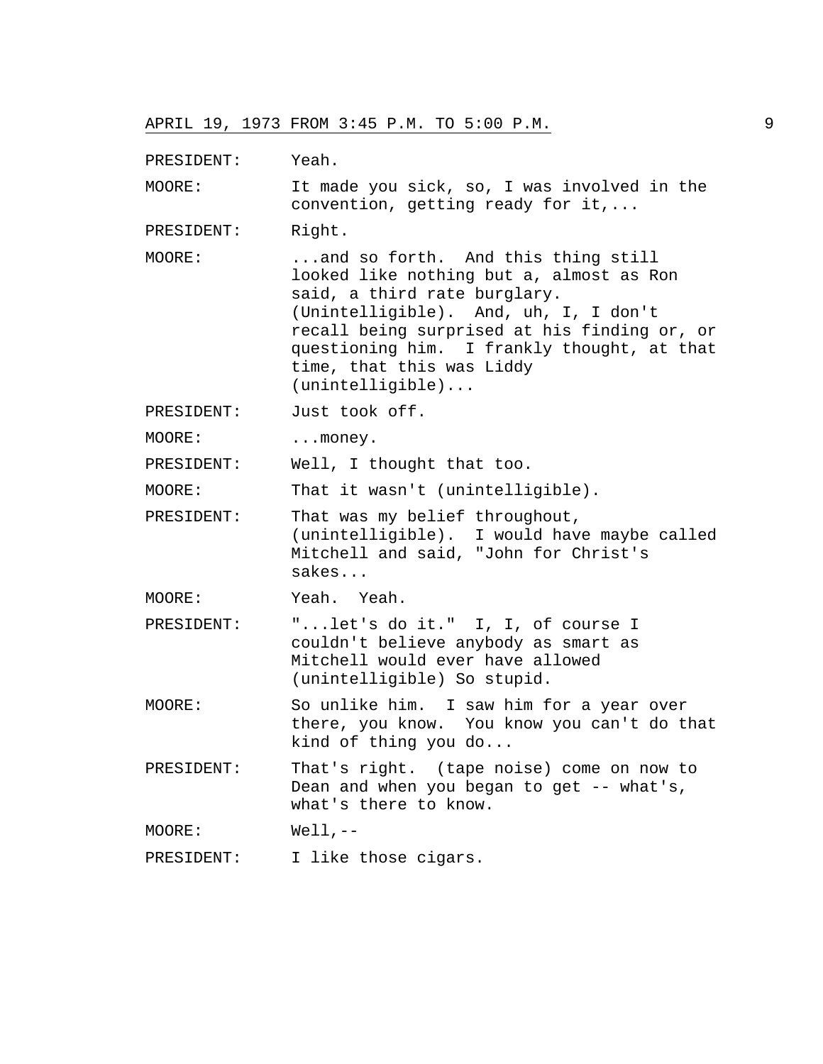PRESIDENT: Yeah.

MOORE: It made you sick, so, I was involved in the convention, getting ready for it,...

PRESIDENT: Right.

MOORE: ...and so forth. And this thing still looked like nothing but a, almost as Ron said, a third rate burglary. (Unintelligible). And, uh, I, I don't recall being surprised at his finding or, or questioning him. I frankly thought, at that time, that this was Liddy (unintelligible)...

PRESIDENT: Just took off.

MOORE: ...money.

PRESIDENT: Well, I thought that too.

MOORE: That it wasn't (unintelligible).

PRESIDENT: That was my belief throughout, (unintelligible). I would have maybe called Mitchell and said, "John for Christ's sakes...

MOORE: Yeah. Yeah.

PRESIDENT: "...let's do it." I, I, of course I couldn't believe anybody as smart as Mitchell would ever have allowed (unintelligible) So stupid.

MOORE: So unlike him. I saw him for a year over there, you know. You know you can't do that kind of thing you do...

PRESIDENT: That's right. (tape noise) come on now to Dean and when you began to get -- what's, what's there to know.

MOORE: Well,--

PRESIDENT: I like those cigars.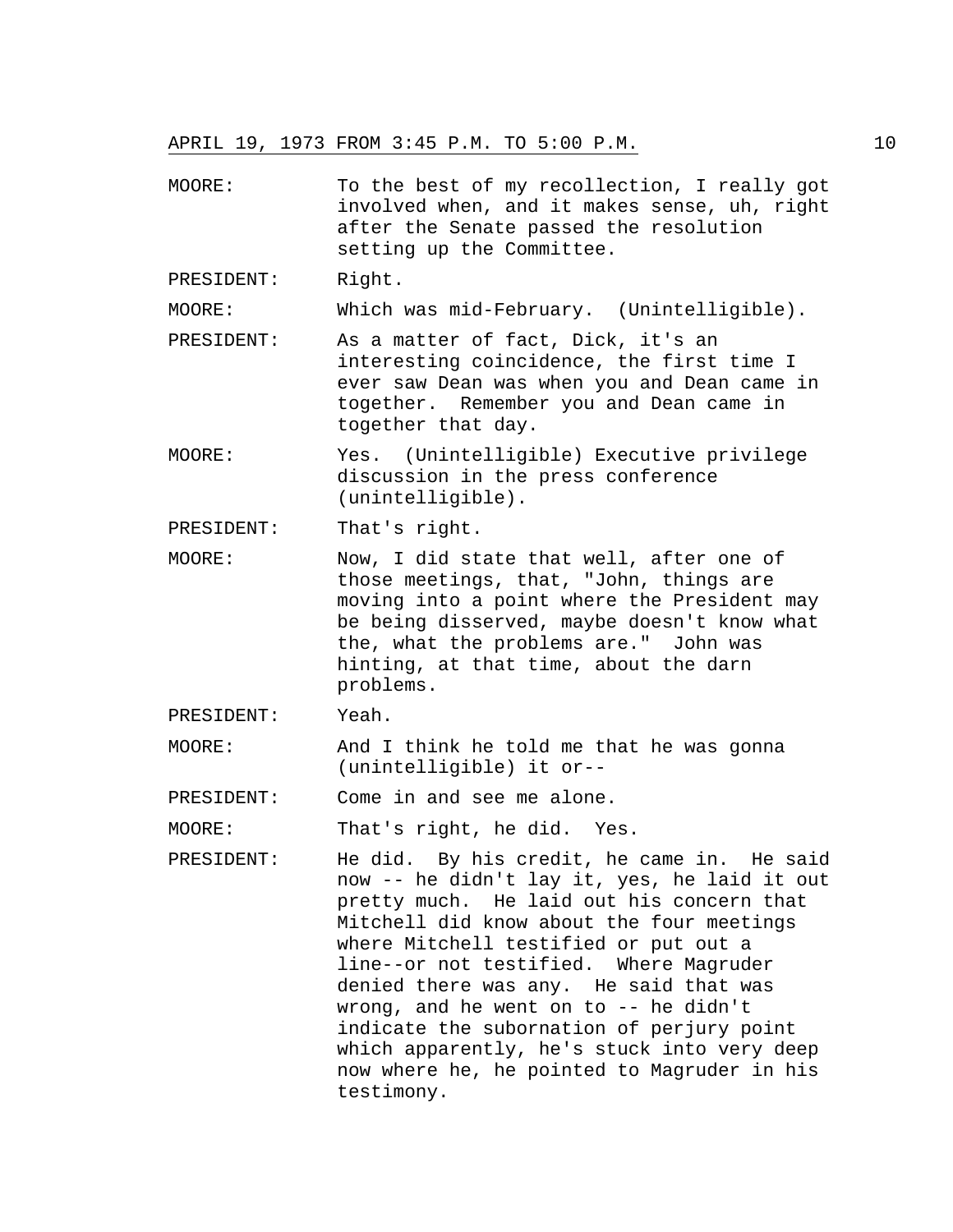MOORE: To the best of my recollection, I really got involved when, and it makes sense, uh, right after the Senate passed the resolution setting up the Committee.

PRESIDENT: Right.

MOORE: Which was mid-February. (Unintelligible).

PRESIDENT: As a matter of fact, Dick, it's an interesting coincidence, the first time I ever saw Dean was when you and Dean came in together. Remember you and Dean came in together that day.

MOORE: Yes. (Unintelligible) Executive privilege discussion in the press conference (unintelligible).

PRESIDENT: That's right.

MOORE: Now, I did state that well, after one of those meetings, that, "John, things are moving into a point where the President may be being disserved, maybe doesn't know what the, what the problems are." John was hinting, at that time, about the darn problems.

PRESIDENT: Yeah.

MOORE: And I think he told me that he was gonna (unintelligible) it or--

PRESIDENT: Come in and see me alone.

MOORE: That's right, he did. Yes.

PRESIDENT: He did. By his credit, he came in. He said now -- he didn't lay it, yes, he laid it out pretty much. He laid out his concern that Mitchell did know about the four meetings where Mitchell testified or put out a line--or not testified. Where Magruder denied there was any. He said that was wrong, and he went on to -- he didn't indicate the subornation of perjury point which apparently, he's stuck into very deep now where he, he pointed to Magruder in his testimony.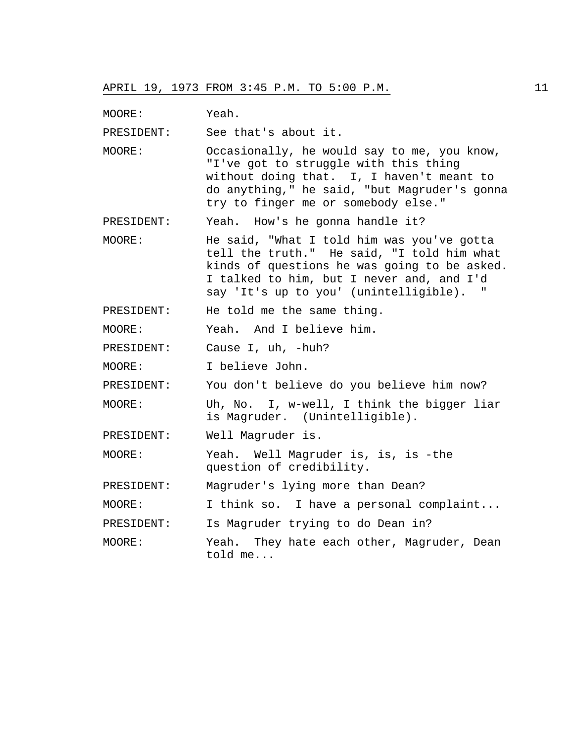MOORE: Yeah.

PRESIDENT: See that's about it.

MOORE: Occasionally, he would say to me, you know, "I've got to struggle with this thing without doing that. I, I haven't meant to do anything," he said, "but Magruder's gonna try to finger me or somebody else."

PRESIDENT: Yeah. How's he gonna handle it?

MOORE: He said, "What I told him was you've gotta tell the truth." He said, "I told him what kinds of questions he was going to be asked. I talked to him, but I never and, and I'd say 'It's up to you' (unintelligible). "

PRESIDENT: He told me the same thing.

MOORE: Yeah. And I believe him.

PRESIDENT: Cause I, uh, -huh?

MOORE: I believe John.

PRESIDENT: You don't believe do you believe him now?

MOORE: Uh, No. I, w-well, I think the bigger liar is Magruder. (Unintelligible).

PRESIDENT: Well Magruder is.

MOORE: Yeah. Well Magruder is, is, is -the question of credibility.

PRESIDENT: Magruder's lying more than Dean?

MOORE: I think so. I have a personal complaint...

PRESIDENT: Is Magruder trying to do Dean in?

MOORE: Yeah. They hate each other, Magruder, Dean told me...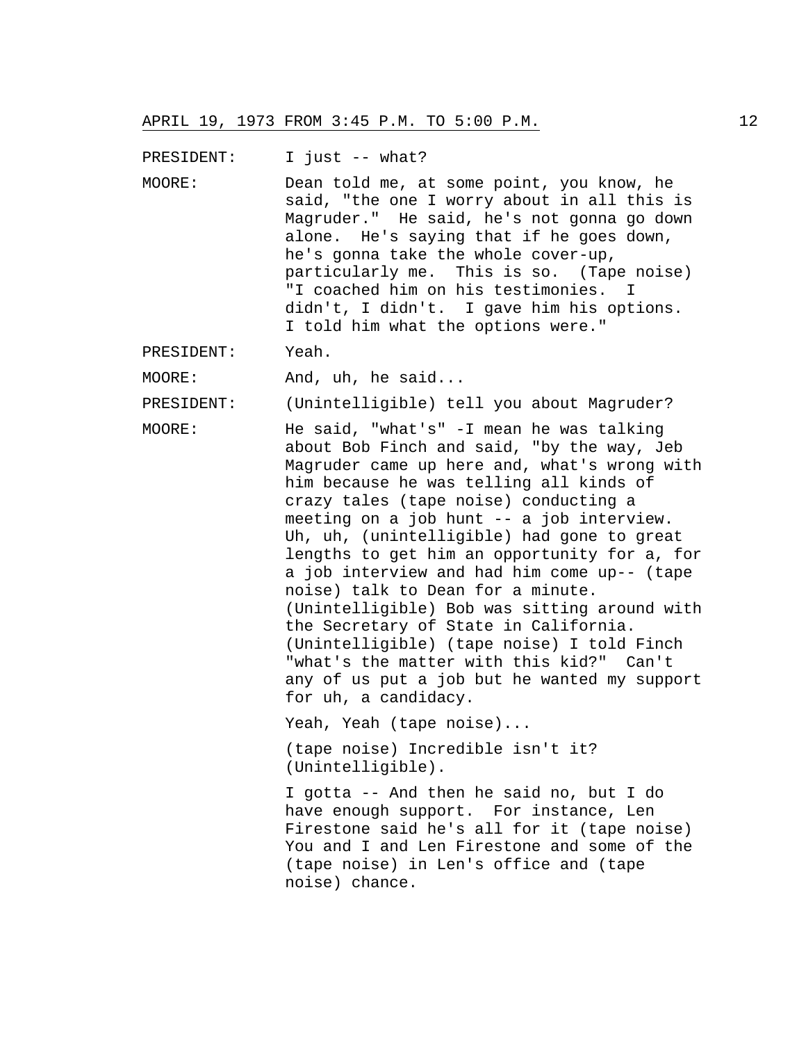PRESIDENT: I just -- what?

MOORE: Dean told me, at some point, you know, he said, "the one I worry about in all this is Magruder." He said, he's not gonna go down alone. He's saying that if he goes down, he's gonna take the whole cover-up, particularly me. This is so. (Tape noise) "I coached him on his testimonies. I didn't, I didn't. I gave him his options. I told him what the options were."

PRESIDENT: Yeah.

MOORE: And, uh, he said...

PRESIDENT: (Unintelligible) tell you about Magruder?

MOORE: He said, "what's" -I mean he was talking about Bob Finch and said, "by the way, Jeb Magruder came up here and, what's wrong with him because he was telling all kinds of crazy tales (tape noise) conducting a meeting on a job hunt -- a job interview. Uh, uh, (unintelligible) had gone to great lengths to get him an opportunity for a, for a job interview and had him come up-- (tape noise) talk to Dean for a minute. (Unintelligible) Bob was sitting around with the Secretary of State in California. (Unintelligible) (tape noise) I told Finch "what's the matter with this kid?" Can't any of us put a job but he wanted my support for uh, a candidacy.

Yeah, Yeah (tape noise)...

(tape noise) Incredible isn't it? (Unintelligible).

I gotta -- And then he said no, but I do have enough support. For instance, Len Firestone said he's all for it (tape noise) You and I and Len Firestone and some of the (tape noise) in Len's office and (tape noise) chance.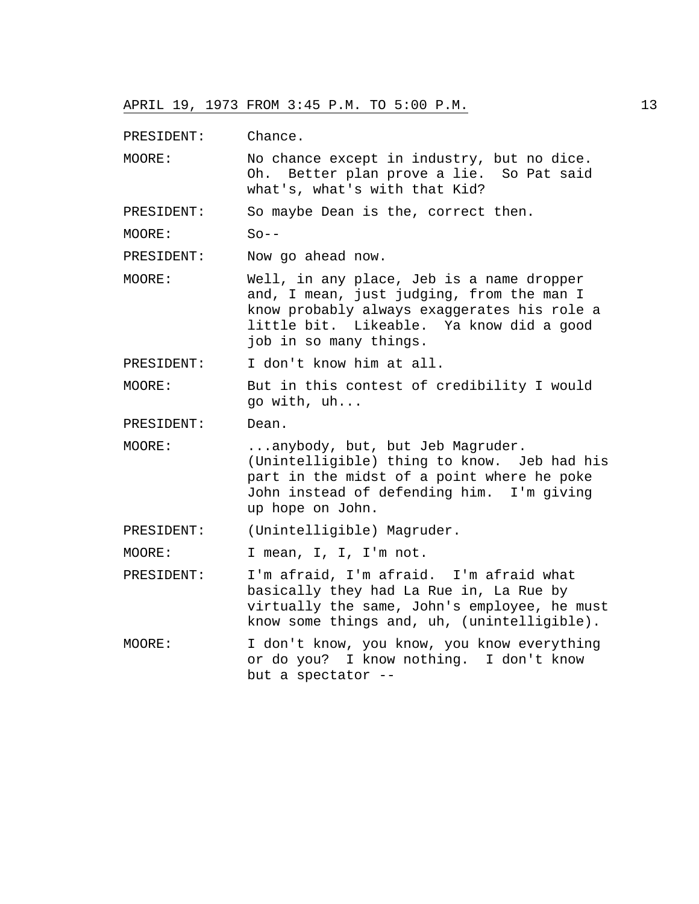PRESIDENT: Chance.

MOORE: No chance except in industry, but no dice. Oh. Better plan prove a lie. So Pat said what's, what's with that Kid?

PRESIDENT: So maybe Dean is the, correct then.

MOORE: So--

PRESIDENT: Now go ahead now.

MOORE: Well, in any place, Jeb is a name dropper and, I mean, just judging, from the man I know probably always exaggerates his role a little bit. Likeable. Ya know did a good job in so many things.

PRESIDENT: I don't know him at all.

MOORE: But in this contest of credibility I would go with, uh...

PRESIDENT: Dean.

MOORE: ...anybody, but, but Jeb Magruder. (Unintelligible) thing to know. Jeb had his part in the midst of a point where he poke John instead of defending him. I'm giving up hope on John.

PRESIDENT: (Unintelligible) Magruder.

MOORE: I mean, I, I, I'm not.

PRESIDENT: I'm afraid, I'm afraid. I'm afraid what basically they had La Rue in, La Rue by virtually the same, John's employee, he must know some things and, uh, (unintelligible).

MOORE: I don't know, you know, you know everything or do you? I know nothing. I don't know but a spectator --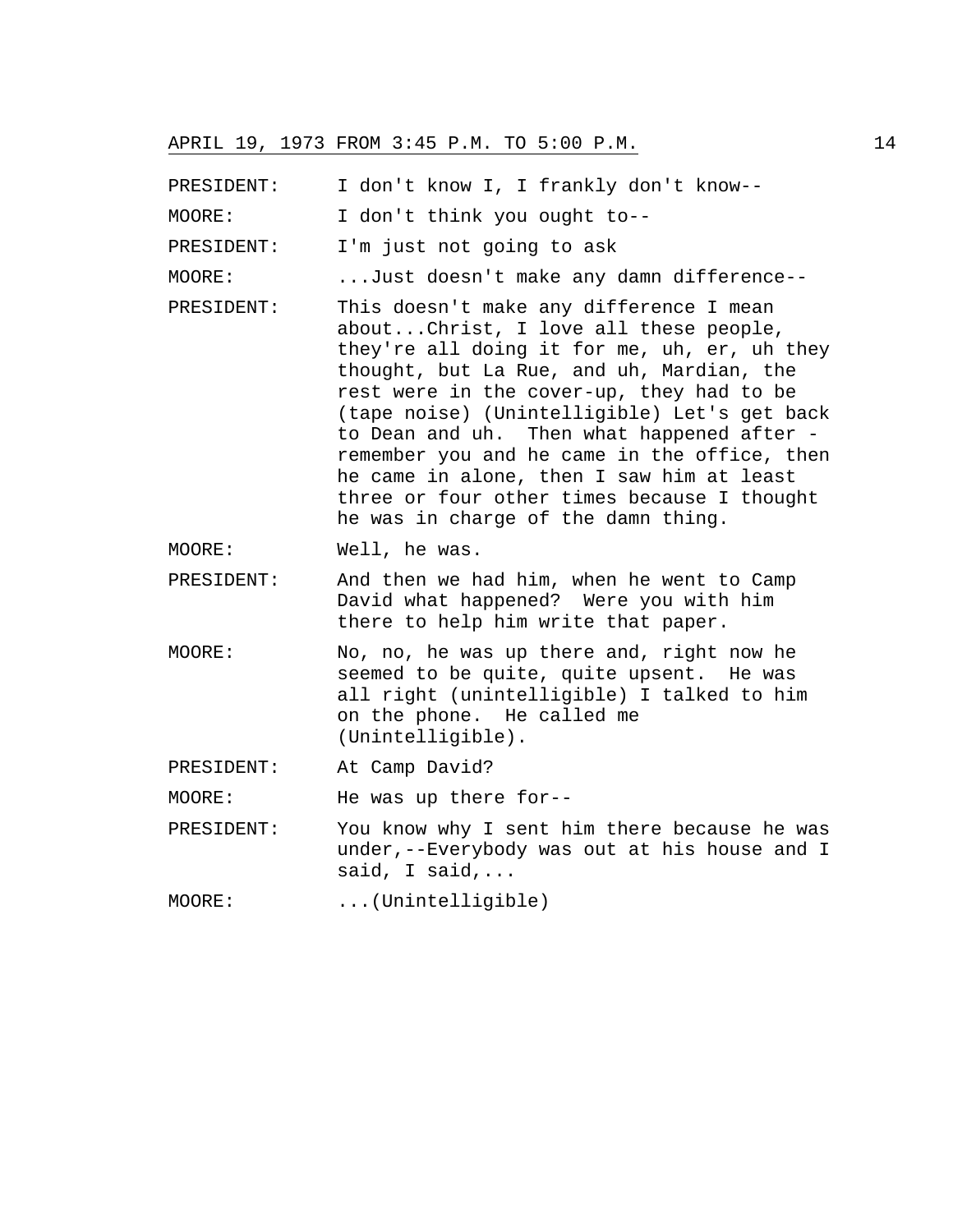PRESIDENT: I don't know I, I frankly don't know--

MOORE: I don't think you ought to--

PRESIDENT: I'm just not going to ask

MOORE: ...Just doesn't make any damn difference--

PRESIDENT: This doesn't make any difference I mean about...Christ, I love all these people, they're all doing it for me, uh, er, uh they thought, but La Rue, and uh, Mardian, the rest were in the cover-up, they had to be (tape noise) (Unintelligible) Let's get back to Dean and uh. Then what happened after - remember you and he came in the office, then he came in alone, then I saw him at least three or four other times because I thought he was in charge of the damn thing.

MOORE: Well, he was.

PRESIDENT: And then we had him, when he went to Camp David what happened? Were you with him there to help him write that paper.

MOORE: No, no, he was up there and, right now he seemed to be quite, quite upsent. He was all right (unintelligible) I talked to him on the phone. He called me (Unintelligible).

PRESIDENT: At Camp David?

MOORE: He was up there for--

PRESIDENT: You know why I sent him there because he was under,--Everybody was out at his house and I said, I said,...

MOORE: ...(Unintelligible)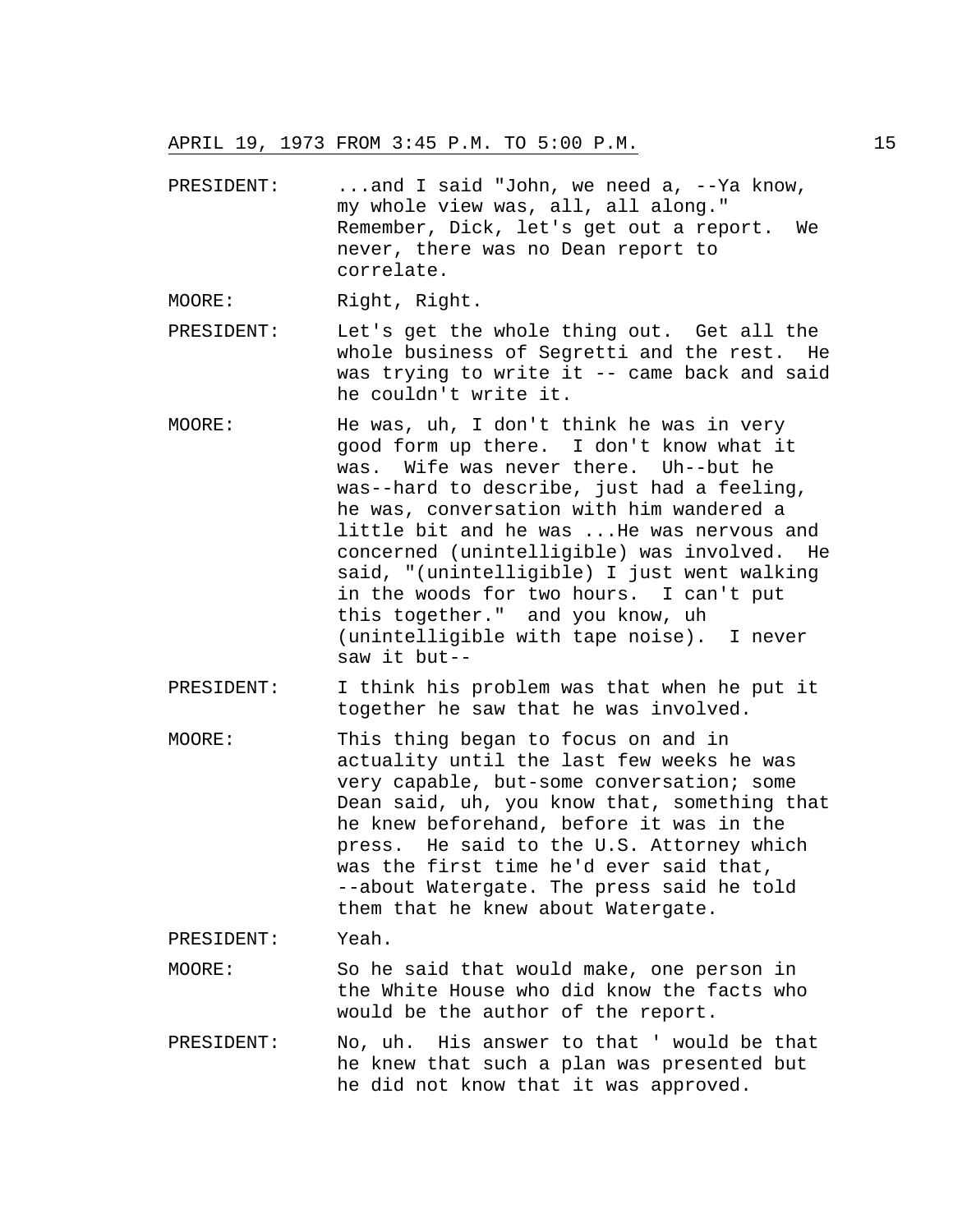PRESIDENT: ...and I said "John, we need a, --Ya know, my whole view was, all, all along." Remember, Dick, let's get out a report. We never, there was no Dean report to correlate.

MOORE: Right, Right.

PRESIDENT: Let's get the whole thing out. Get all the whole business of Segretti and the rest. He was trying to write it -- came back and said he couldn't write it.

MOORE: He was, uh, I don't think he was in very good form up there. I don't know what it was. Wife was never there. Uh--but he was--hard to describe, just had a feeling, he was, conversation with him wandered a little bit and he was ...He was nervous and concerned (unintelligible) was involved. He said, "(unintelligible) I just went walking in the woods for two hours. I can't put this together." and you know, uh (unintelligible with tape noise). I never saw it but--

PRESIDENT: I think his problem was that when he put it together he saw that he was involved.

MOORE: This thing began to focus on and in actuality until the last few weeks he was very capable, but-some conversation; some Dean said, uh, you know that, something that he knew beforehand, before it was in the press. He said to the U.S. Attorney which was the first time he'd ever said that, --about Watergate. The press said he told them that he knew about Watergate.

PRESIDENT: Yeah.

MOORE: So he said that would make, one person in the White House who did know the facts who would be the author of the report.

PRESIDENT: No, uh. His answer to that ' would be that he knew that such a plan was presented but he did not know that it was approved.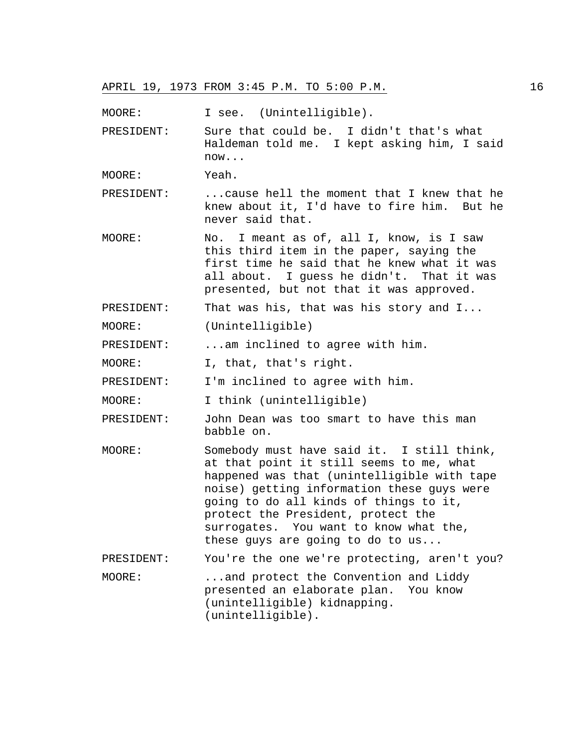MOORE: I see. (Unintelligible).

PRESIDENT: Sure that could be. I didn't that's what Haldeman told me. I kept asking him, I said now...

MOORE: Yeah.

PRESIDENT: ...cause hell the moment that I knew that he knew about it, I'd have to fire him. But he never said that.

MOORE: No. I meant as of, all I, know, is I saw this third item in the paper, saying the first time he said that he knew what it was all about. I guess he didn't. That it was presented, but not that it was approved.

PRESIDENT: That was his, that was his story and I...

MOORE: (Unintelligible)

PRESIDENT: ...am inclined to agree with him.

MOORE: I, that, that's right.

PRESIDENT: I'm inclined to agree with him.

MOORE: I think (unintelligible)

PRESIDENT: John Dean was too smart to have this man babble on.

MOORE: Somebody must have said it. I still think, at that point it still seems to me, what happened was that (unintelligible with tape noise) getting information these guys were going to do all kinds of things to it, protect the President, protect the surrogates. You want to know what the, these guys are going to do to us...

PRESIDENT: You're the one we're protecting, aren't you?

MOORE: ...and protect the Convention and Liddy presented an elaborate plan. You know (unintelligible) kidnapping. (unintelligible).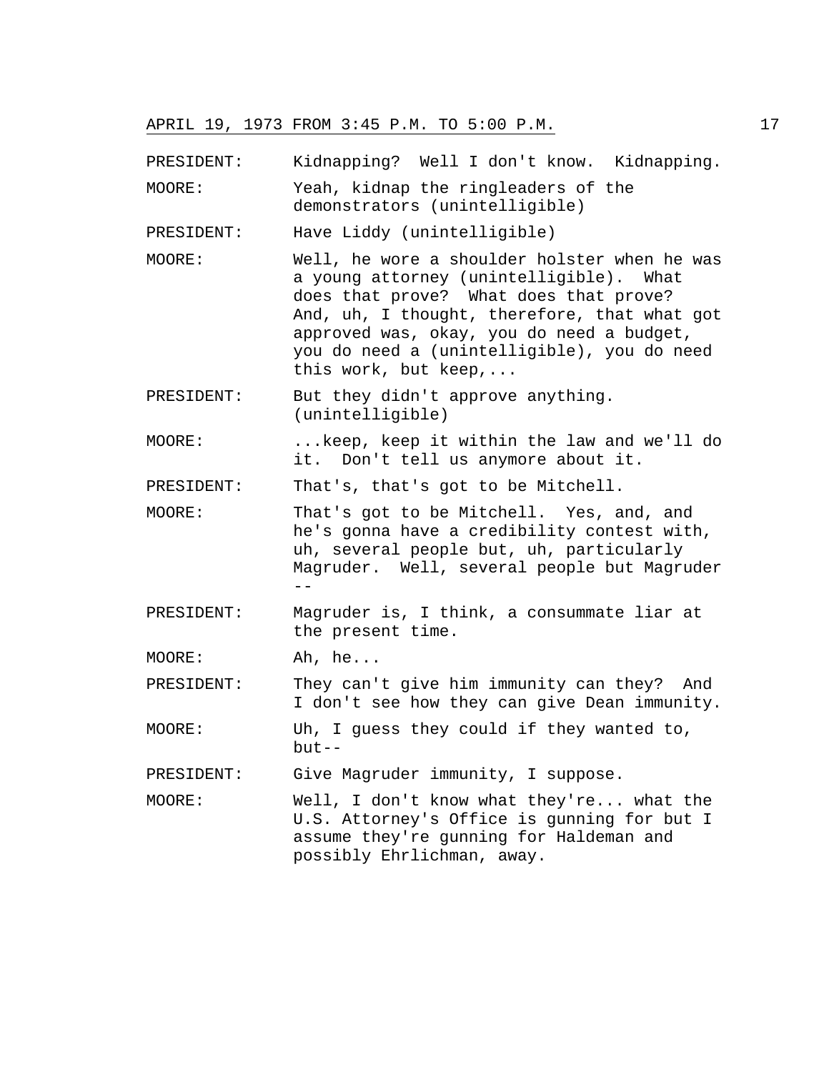PRESIDENT: Kidnapping? Well I don't know. Kidnapping.

MOORE: Yeah, kidnap the ringleaders of the demonstrators (unintelligible)

PRESIDENT: Have Liddy (unintelligible)

MOORE: Well, he wore a shoulder holster when he was a young attorney (unintelligible). What does that prove? What does that prove? And, uh, I thought, therefore, that what got approved was, okay, you do need a budget, you do need a (unintelligible), you do need this work, but keep,...

PRESIDENT: But they didn't approve anything. (unintelligible)

MOORE: ...keep, keep it within the law and we'll do it. Don't tell us anymore about it.

PRESIDENT: That's, that's got to be Mitchell.

MOORE: That's got to be Mitchell. Yes, and, and he's gonna have a credibility contest with, uh, several people but, uh, particularly Magruder. Well, several people but Magruder --

PRESIDENT: Magruder is, I think, a consummate liar at the present time.

MOORE: Ah, he...

PRESIDENT: They can't give him immunity can they? And I don't see how they can give Dean immunity.

MOORE: Uh, I guess they could if they wanted to, but--

PRESIDENT: Give Magruder immunity, I suppose.

MOORE: Well, I don't know what they're... what the U.S. Attorney's Office is gunning for but I assume they're gunning for Haldeman and possibly Ehrlichman, away.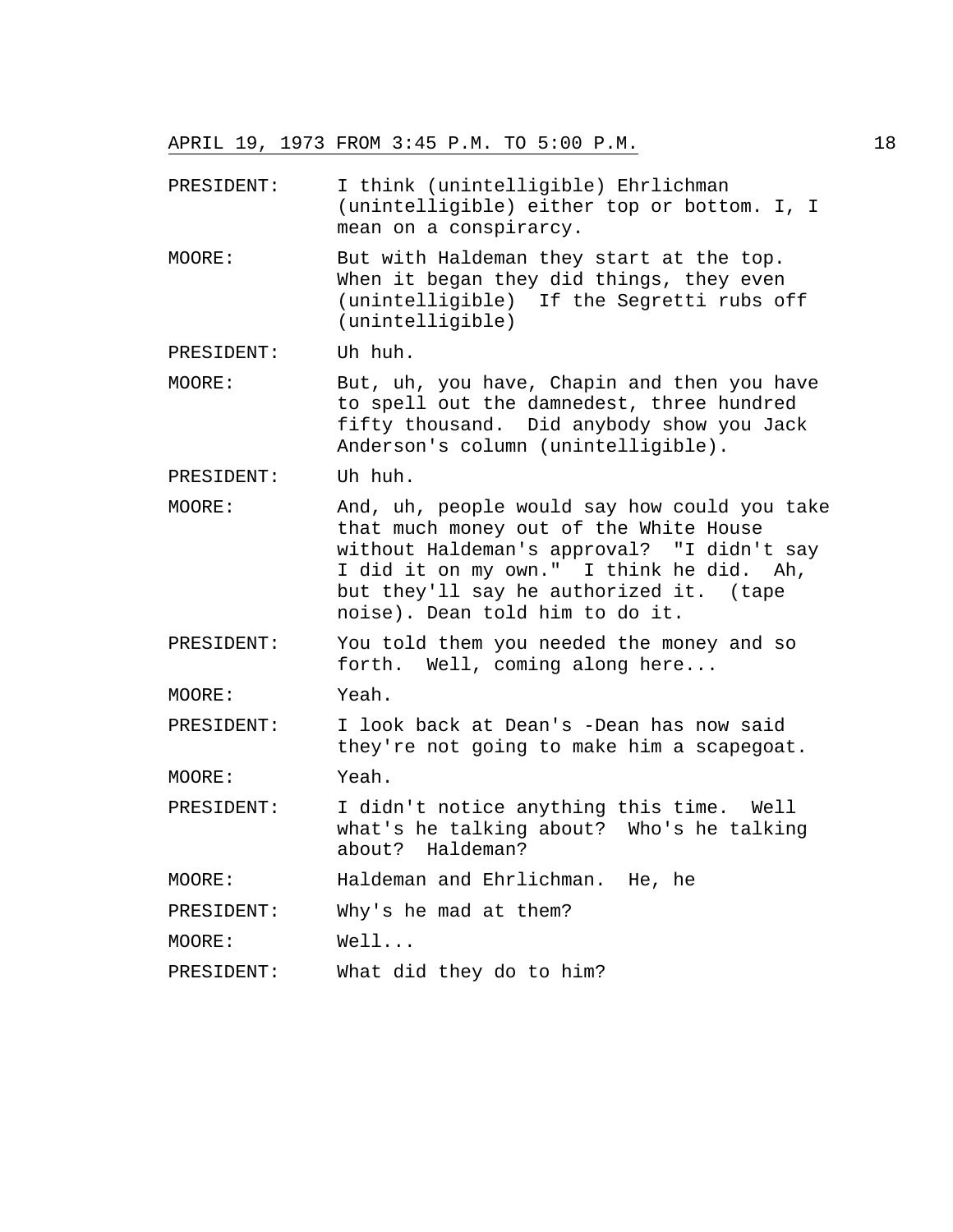PRESIDENT: I think (unintelligible) Ehrlichman (unintelligible) either top or bottom. I, I mean on a conspirarcy.

MOORE: But with Haldeman they start at the top. When it began they did things, they even (unintelligible) If the Segretti rubs off (unintelligible)

PRESIDENT: Uh huh.

MOORE: But, uh, you have, Chapin and then you have to spell out the damnedest, three hundred fifty thousand. Did anybody show you Jack Anderson's column (unintelligible).

PRESIDENT: Uh huh.

MOORE: And, uh, people would say how could you take that much money out of the White House without Haldeman's approval? "I didn't say I did it on my own." I think he did. Ah, but they'll say he authorized it. (tape noise). Dean told him to do it.

PRESIDENT: You told them you needed the money and so forth. Well, coming along here...

MOORE: Yeah.

PRESIDENT: I look back at Dean's -Dean has now said they're not going to make him a scapegoat.

MOORE: Yeah.

PRESIDENT: I didn't notice anything this time. Well what's he talking about? Who's he talking about? Haldeman?

MOORE: Haldeman and Ehrlichman. He, he

PRESIDENT: Why's he mad at them?

MOORE: Well...

PRESIDENT: What did they do to him?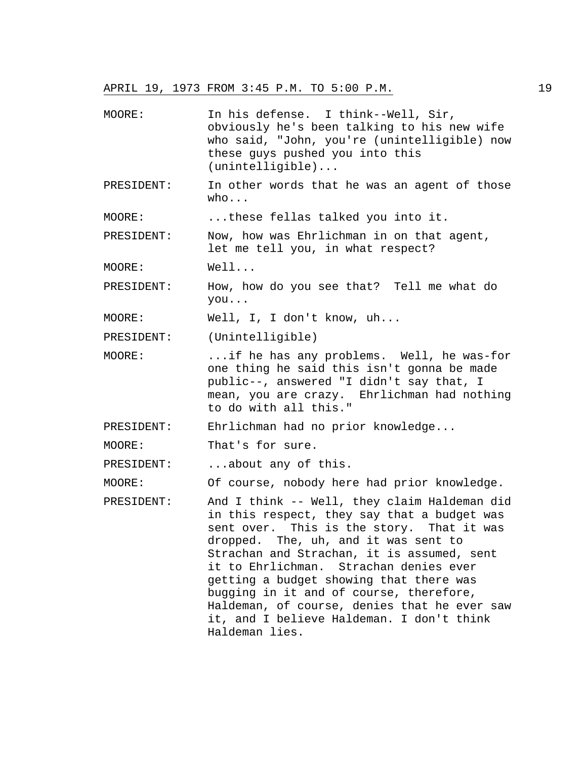MOORE: In his defense. I think--Well, Sir, obviously he's been talking to his new wife who said, "John, you're (unintelligible) now these guys pushed you into this (unintelligible)...

PRESIDENT: In other words that he was an agent of those who...

MOORE: ...these fellas talked you into it.

PRESIDENT: Now, how was Ehrlichman in on that agent, let me tell you, in what respect?

MOORE: Well...

PRESIDENT: How, how do you see that? Tell me what do you...

MOORE: Well, I, I don't know, uh...

PRESIDENT: (Unintelligible)

MOORE: ...if he has any problems. Well, he was-for one thing he said this isn't gonna be made public--, answered "I didn't say that, I mean, you are crazy. Ehrlichman had nothing to do with all this."

PRESIDENT: Ehrlichman had no prior knowledge...

MOORE: That's for sure.

PRESIDENT: ...about any of this.

MOORE: Of course, nobody here had prior knowledge.

PRESIDENT: And I think -- Well, they claim Haldeman did in this respect, they say that a budget was sent over. This is the story. That it was dropped. The, uh, and it was sent to Strachan and Strachan, it is assumed, sent it to Ehrlichman. Strachan denies ever getting a budget showing that there was bugging in it and of course, therefore, Haldeman, of course, denies that he ever saw it, and I believe Haldeman. I don't think Haldeman lies.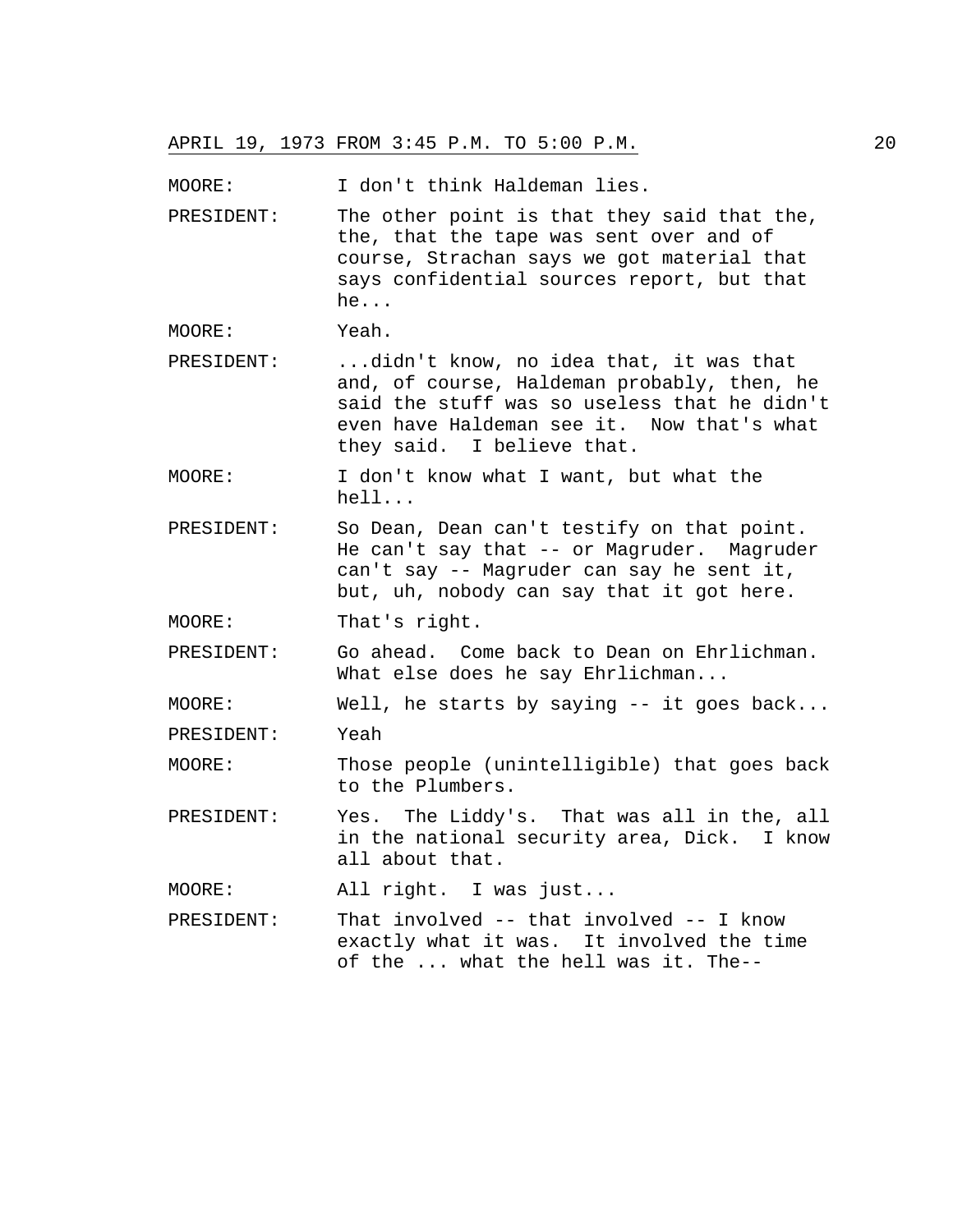MOORE: I don't think Haldeman lies.

PRESIDENT: The other point is that they said that the, the, that the tape was sent over and of course, Strachan says we got material that says confidential sources report, but that he...

MOORE: Yeah.

PRESIDENT: ...didn't know, no idea that, it was that and, of course, Haldeman probably, then, he said the stuff was so useless that he didn't even have Haldeman see it. Now that's what they said. I believe that.

MOORE: I don't know what I want, but what the hell...

PRESIDENT: So Dean, Dean can't testify on that point. He can't say that -- or Magruder. Magruder can't say -- Magruder can say he sent it, but, uh, nobody can say that it got here.

MOORE: That's right.

PRESIDENT: Go ahead. Come back to Dean on Ehrlichman. What else does he say Ehrlichman...

MOORE: Well, he starts by saying -- it goes back...

PRESIDENT: Yeah

MOORE: Those people (unintelligible) that goes back to the Plumbers.

PRESIDENT: Yes. The Liddy's. That was all in the, all in the national security area, Dick. I know all about that.

MOORE: All right. I was just...

PRESIDENT: That involved -- that involved -- I know exactly what it was. It involved the time of the ... what the hell was it. The--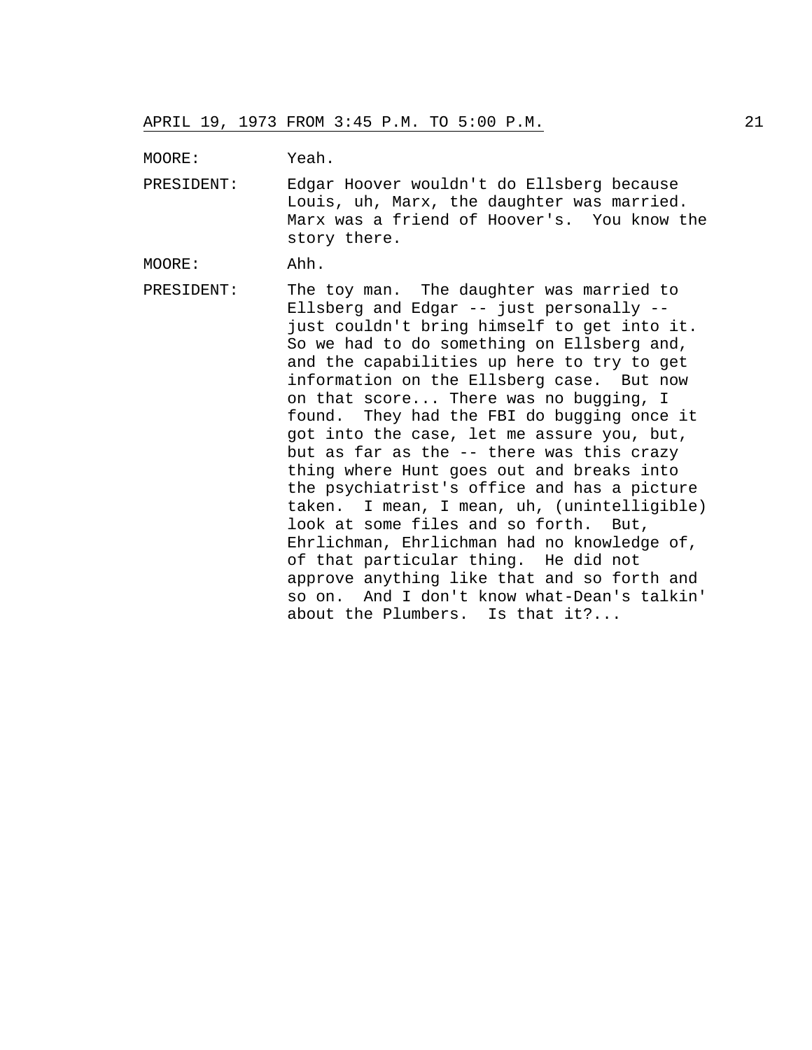MOORE: Yeah.

PRESIDENT: Edgar Hoover wouldn't do Ellsberg because Louis, uh, Marx, the daughter was married. Marx was a friend of Hoover's. You know the story there.

MOORE: Ahh.

PRESIDENT: The toy man. The daughter was married to Ellsberg and Edgar -- just personally -- just couldn't bring himself to get into it. So we had to do something on Ellsberg and, and the capabilities up here to try to get information on the Ellsberg case. But now on that score... There was no bugging, I found. They had the FBI do bugging once it got into the case, let me assure you, but, but as far as the -- there was this crazy thing where Hunt goes out and breaks into the psychiatrist's office and has a picture taken. I mean, I mean, uh, (unintelligible) look at some files and so forth. But, Ehrlichman, Ehrlichman had no knowledge of, of that particular thing. He did not approve anything like that and so forth and so on. And I don't know what-Dean's talkin' about the Plumbers. Is that it?...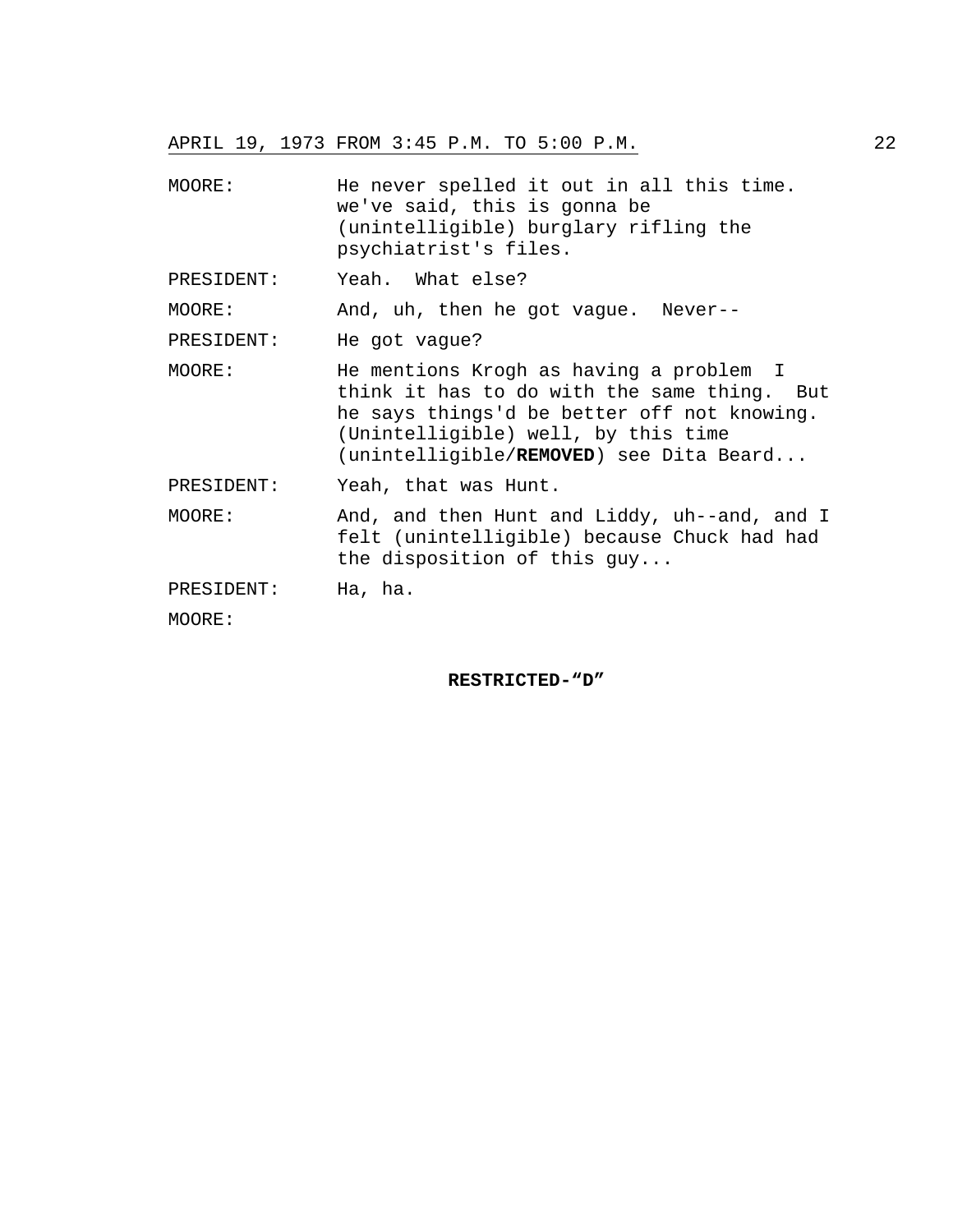MOORE: He never spelled it out in all this time. we've said, this is gonna be (unintelligible) burglary rifling the psychiatrist's files.

PRESIDENT: Yeah. What else?

MOORE: And, uh, then he got vague. Never--

PRESIDENT: He got vague?

MOORE: He mentions Krogh as having a problem I think it has to do with the same thing. But he says things'd be better off not knowing. (Unintelligible) well, by this time (unintelligible/**REMOVED**) see Dita Beard...

PRESIDENT: Yeah, that was Hunt.

MOORE: And, and then Hunt and Liddy, uh--and, and I felt (unintelligible) because Chuck had had the disposition of this guy...

PRESIDENT: Ha, ha.

MOORE:

**RESTRICTED-"D"**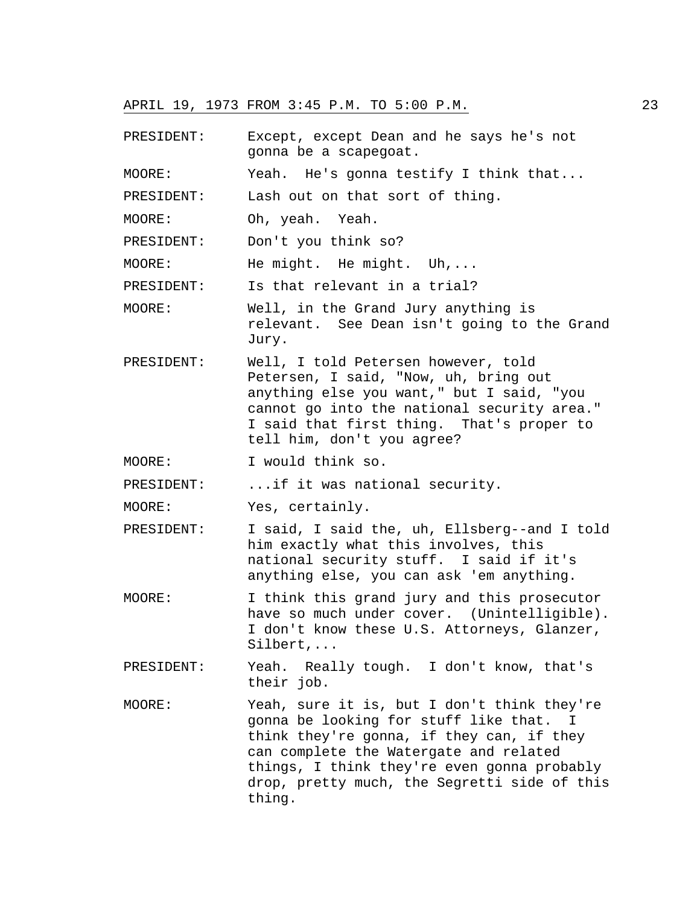PRESIDENT: Except, except Dean and he says he's not gonna be a scapegoat.

MOORE: Yeah. He's gonna testify I think that...

PRESIDENT: Lash out on that sort of thing.

MOORE: Oh, yeah. Yeah.

PRESIDENT: Don't you think so?

MOORE: He might. He might. Uh,...

PRESIDENT: Is that relevant in a trial?

MOORE: Well, in the Grand Jury anything is relevant. See Dean isn't going to the Grand Jury.

PRESIDENT: Well, I told Petersen however, told Petersen, I said, "Now, uh, bring out anything else you want," but I said, "you cannot go into the national security area." I said that first thing. That's proper to tell him, don't you agree?

MOORE: I would think so.

PRESIDENT: ...if it was national security.

MOORE: Yes, certainly.

PRESIDENT: I said, I said the, uh, Ellsberg--and I told him exactly what this involves, this national security stuff. I said if it's anything else, you can ask 'em anything.

MOORE: I think this grand jury and this prosecutor have so much under cover. (Unintelligible). I don't know these U.S. Attorneys, Glanzer, Silbert,...

PRESIDENT: Yeah. Really tough. I don't know, that's their job.

MOORE: Yeah, sure it is, but I don't think they're gonna be looking for stuff like that. I think they're gonna, if they can, if they can complete the Watergate and related things, I think they're even gonna probably drop, pretty much, the Segretti side of this thing.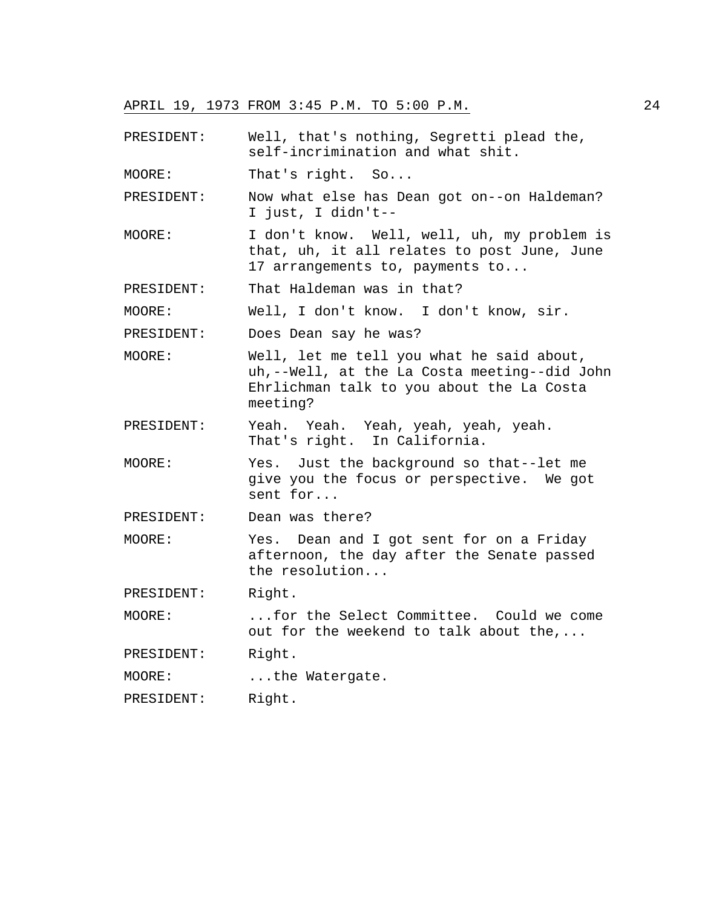PRESIDENT: Well, that's nothing, Segretti plead the, self-incrimination and what shit.

MOORE: That's right. So...

PRESIDENT: Now what else has Dean got on--on Haldeman? I just, I didn't--

MOORE: I don't know. Well, well, uh, my problem is that, uh, it all relates to post June, June 17 arrangements to, payments to...

PRESIDENT: That Haldeman was in that?

MOORE: Well, I don't know. I don't know, sir.

PRESIDENT: Does Dean say he was?

MOORE: Well, let me tell you what he said about, uh,--Well, at the La Costa meeting--did John Ehrlichman talk to you about the La Costa meeting?

PRESIDENT: Yeah. Yeah. Yeah, yeah, yeah, yeah. That's right. In California.

MOORE: Yes. Just the background so that--let me give you the focus or perspective. We got sent for...

PRESIDENT: Dean was there?

MOORE: Yes. Dean and I got sent for on a Friday afternoon, the day after the Senate passed the resolution...

PRESIDENT: Right.

MOORE: ...for the Select Committee. Could we come out for the weekend to talk about the,...

PRESIDENT: Right.

MOORE: ...the Watergate.

PRESIDENT: Right.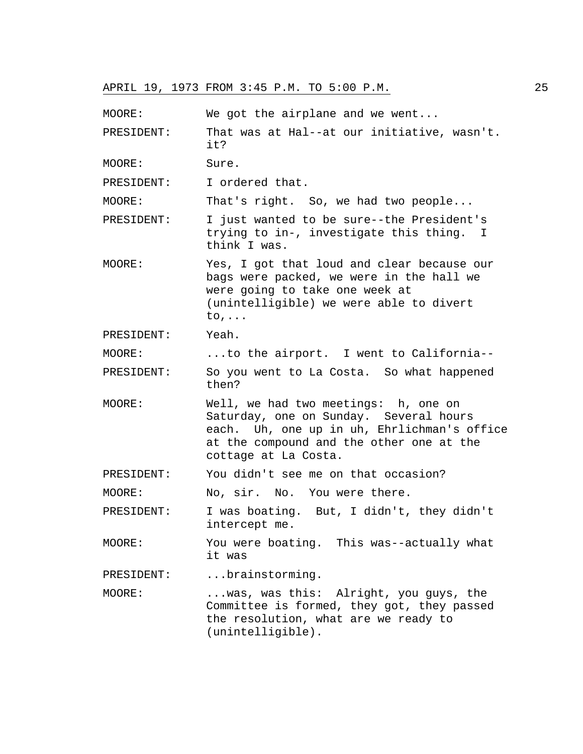MOORE: We got the airplane and we went...

PRESIDENT: That was at Hal--at our initiative, wasn't. it?

MOORE: Sure.

PRESIDENT: I ordered that.

MOORE: That's right. So, we had two people...

PRESIDENT: I just wanted to be sure--the President's trying to in-, investigate this thing. I think I was.

MOORE: Yes, I got that loud and clear because our bags were packed, we were in the hall we were going to take one week at (unintelligible) we were able to divert to,...

PRESIDENT: Yeah.

MOORE: ...to the airport. I went to California--

PRESIDENT: So you went to La Costa. So what happened then?

MOORE: Well, we had two meetings: h, one on Saturday, one on Sunday. Several hours each. Uh, one up in uh, Ehrlichman's office at the compound and the other one at the cottage at La Costa.

PRESIDENT: You didn't see me on that occasion?

MOORE: No, sir. No. You were there.

PRESIDENT: I was boating. But, I didn't, they didn't intercept me.

MOORE: You were boating. This was--actually what it was

PRESIDENT: ...brainstorming.

MOORE: ...was, was this: Alright, you guys, the Committee is formed, they got, they passed the resolution, what are we ready to (unintelligible).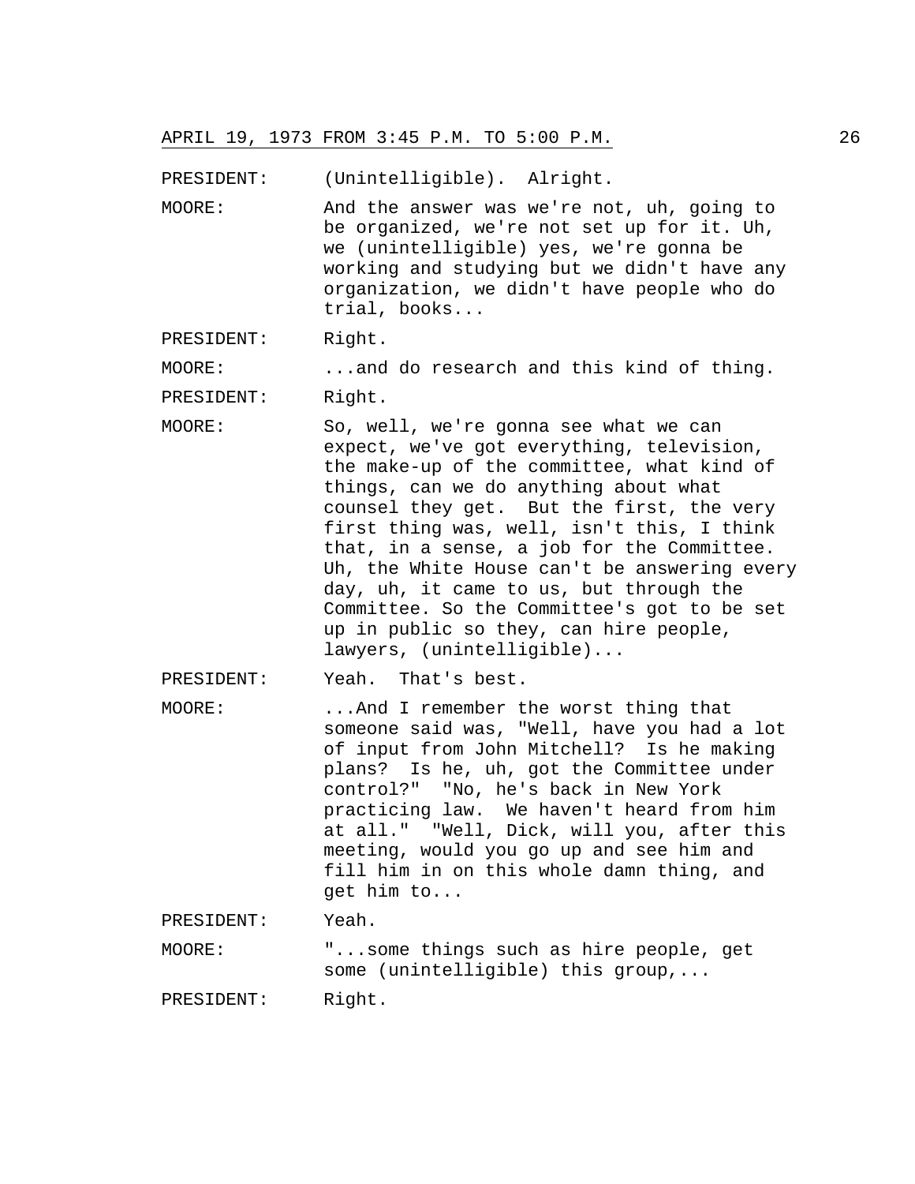PRESIDENT: (Unintelligible). Alright.

MOORE: And the answer was we're not, uh, going to be organized, we're not set up for it. Uh, we (unintelligible) yes, we're gonna be working and studying but we didn't have any organization, we didn't have people who do trial, books...

PRESIDENT: Right.

MOORE: ...and do research and this kind of thing.

PRESIDENT: Right.

MOORE: So, well, we're gonna see what we can expect, we've got everything, television, the make-up of the committee, what kind of things, can we do anything about what counsel they get. But the first, the very first thing was, well, isn't this, I think that, in a sense, a job for the Committee. Uh, the White House can't be answering every day, uh, it came to us, but through the Committee. So the Committee's got to be set up in public so they, can hire people, lawyers, (unintelligible)...

PRESIDENT: Yeah. That's best.

MOORE: ...And I remember the worst thing that someone said was, "Well, have you had a lot of input from John Mitchell? Is he making plans? Is he, uh, got the Committee under control?" "No, he's back in New York practicing law. We haven't heard from him at all." "Well, Dick, will you, after this meeting, would you go up and see him and fill him in on this whole damn thing, and get him to...

PRESIDENT: Yeah.

MOORE: "...some things such as hire people, get some (unintelligible) this group,...

PRESIDENT: Right.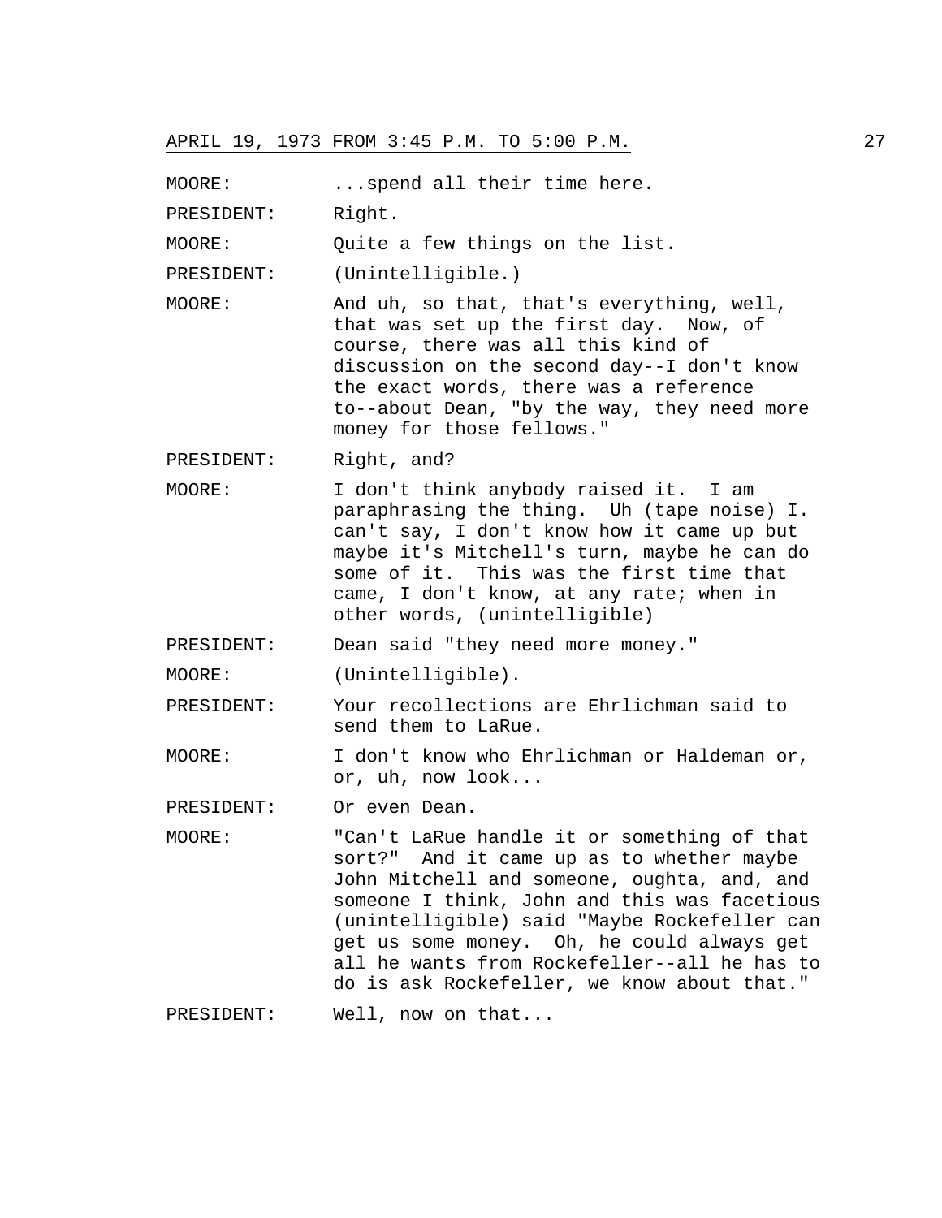APRIL 19, 1973 FROM 3:45 P.M. TO 5:00 P.M.

MOORE: ...spend all their time here.

PRESIDENT: Right.

MOORE: Quite a few things on the list.

PRESIDENT: (Unintelligible.)

MOORE: And uh, so that, that's everything, well, that was set up the first day. Now, of course, there was all this kind of discussion on the second day--I don't know the exact words, there was a reference to--about Dean, "by the way, they need more money for those fellows."

PRESIDENT: Right, and?

MOORE: I don't think anybody raised it. I am paraphrasing the thing. Uh (tape noise) I. can't say, I don't know how it came up but maybe it's Mitchell's turn, maybe he can do some of it. This was the first time that came, I don't know, at any rate; when in other words, (unintelligible)

PRESIDENT: Dean said "they need more money."

MOORE: (Unintelligible).

PRESIDENT: Your recollections are Ehrlichman said to send them to LaRue.

MOORE: I don't know who Ehrlichman or Haldeman or, or, uh, now look...

PRESIDENT: Or even Dean.

MOORE: "Can't LaRue handle it or something of that sort?" And it came up as to whether maybe John Mitchell and someone, oughta, and, and someone I think, John and this was facetious (unintelligible) said "Maybe Rockefeller can get us some money. Oh, he could always get all he wants from Rockefeller--all he has to do is ask Rockefeller, we know about that."

PRESIDENT: Well, now on that...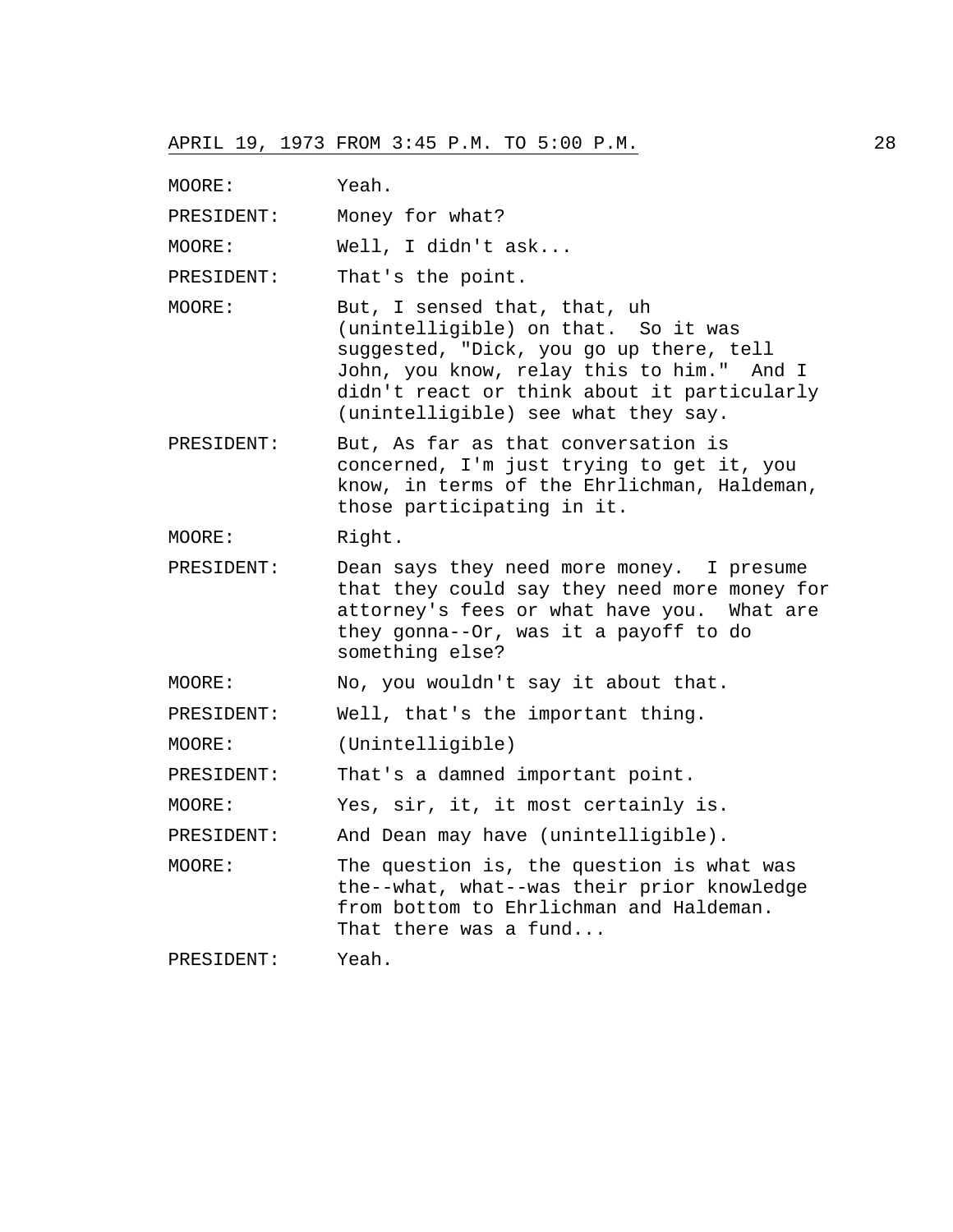MOORE: Yeah.

PRESIDENT: Money for what?

MOORE: Well, I didn't ask...

PRESIDENT: That's the point.

MOORE: But, I sensed that, that, uh (unintelligible) on that. So it was suggested, "Dick, you go up there, tell John, you know, relay this to him." And I didn't react or think about it particularly (unintelligible) see what they say.

PRESIDENT: But, As far as that conversation is concerned, I'm just trying to get it, you know, in terms of the Ehrlichman, Haldeman, those participating in it.

MOORE: Right.

PRESIDENT: Dean says they need more money. I presume that they could say they need more money for attorney's fees or what have you. What are they gonna--Or, was it a payoff to do something else?

MOORE: No, you wouldn't say it about that.

PRESIDENT: Well, that's the important thing.

MOORE: (Unintelligible)

PRESIDENT: That's a damned important point.

MOORE: Yes, sir, it, it most certainly is.

PRESIDENT: And Dean may have (unintelligible).

MOORE: The question is, the question is what was the--what, what--was their prior knowledge from bottom to Ehrlichman and Haldeman. That there was a fund...

PRESIDENT: Yeah.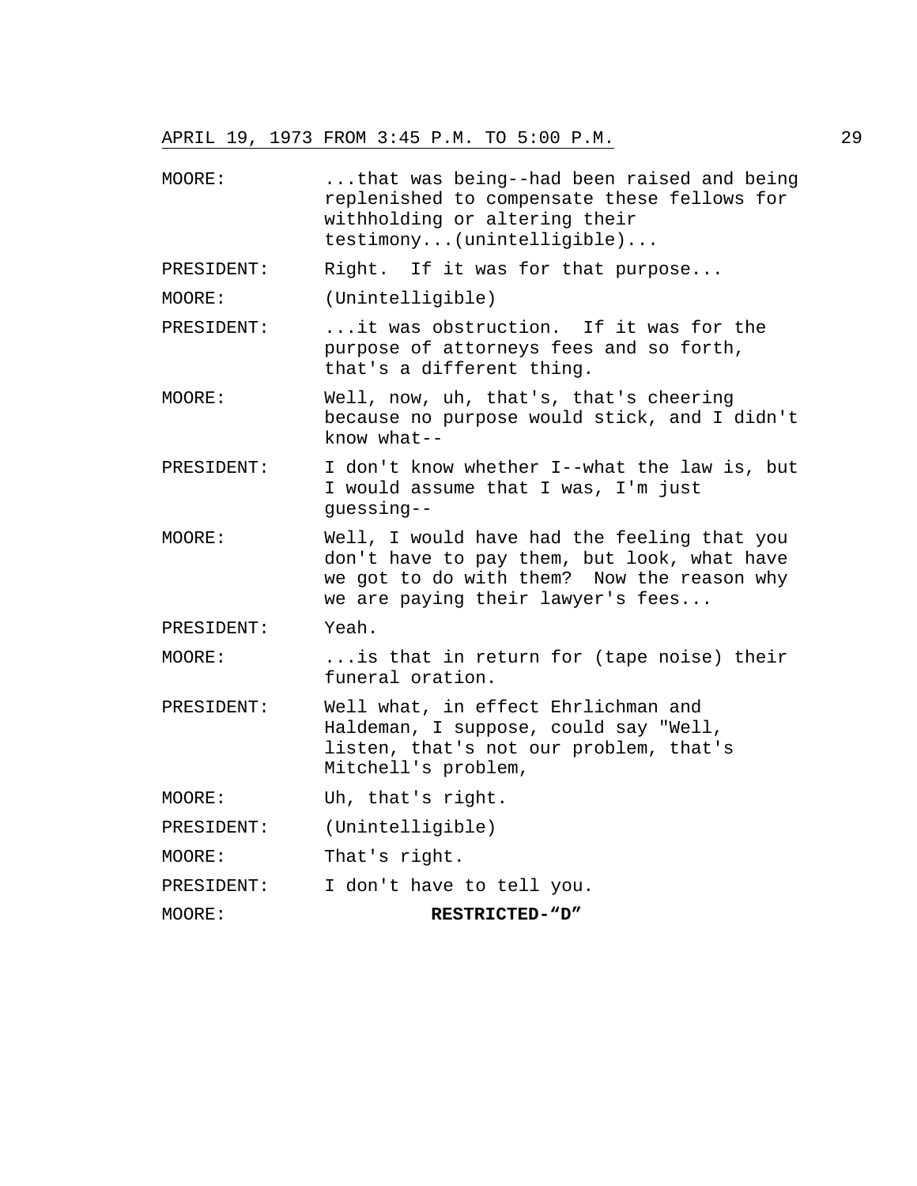APRIL 19, 1973 FROM 3:45 P.M. TO 5:00 P.M.

MOORE: ...that was being--had been raised and being replenished to compensate these fellows for withholding or altering their testimony...(unintelligible)...

PRESIDENT: Right. If it was for that purpose...

MOORE: (Unintelligible)

PRESIDENT: ...it was obstruction. If it was for the purpose of attorneys fees and so forth, that's a different thing.

MOORE: Well, now, uh, that's, that's cheering because no purpose would stick, and I didn't know what--

PRESIDENT: I don't know whether I--what the law is, but I would assume that I was, I'm just guessing--

MOORE: Well, I would have had the feeling that you don't have to pay them, but look, what have we got to do with them? Now the reason why we are paying their lawyer's fees...

PRESIDENT: Yeah.

MOORE: ...is that in return for (tape noise) their funeral oration.

PRESIDENT: Well what, in effect Ehrlichman and Haldeman, I suppose, could say "Well, listen, that's not our problem, that's Mitchell's problem,

MOORE: Uh, that's right.

PRESIDENT: (Unintelligible)

MOORE: That's right.

PRESIDENT: I don't have to tell you.

MOORE: **RESTRICTED-"D"**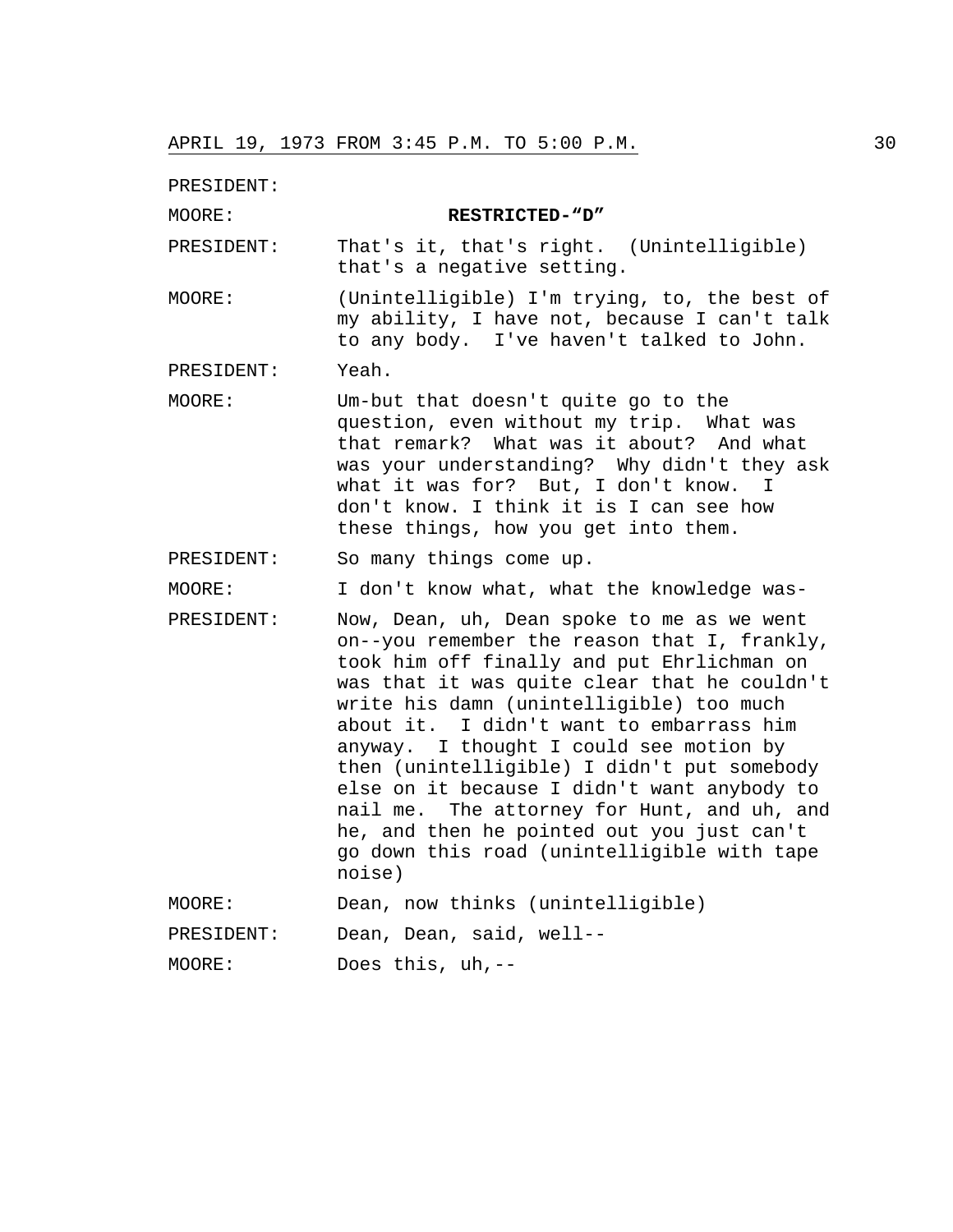PRESIDENT:

MOORE: **RESTRICTED-"D"**

PRESIDENT: That's it, that's right. (Unintelligible) that's a negative setting.

MOORE: (Unintelligible) I'm trying, to, the best of my ability, I have not, because I can't talk to any body. I've haven't talked to John.

PRESIDENT: Yeah.

MOORE: Um-but that doesn't quite go to the question, even without my trip. What was that remark? What was it about? And what was your understanding? Why didn't they ask what it was for? But, I don't know. I don't know. I think it is I can see how these things, how you get into them.

PRESIDENT: So many things come up.

MOORE: I don't know what, what the knowledge was-

PRESIDENT: Now, Dean, uh, Dean spoke to me as we went on--you remember the reason that I, frankly, took him off finally and put Ehrlichman on was that it was quite clear that he couldn't write his damn (unintelligible) too much about it. I didn't want to embarrass him anyway. I thought I could see motion by then (unintelligible) I didn't put somebody else on it because I didn't want anybody to nail me. The attorney for Hunt, and uh, and he, and then he pointed out you just can't go down this road (unintelligible with tape noise)

MOORE: Dean, now thinks (unintelligible)

PRESIDENT: Dean, Dean, said, well--

MOORE: Does this, uh,--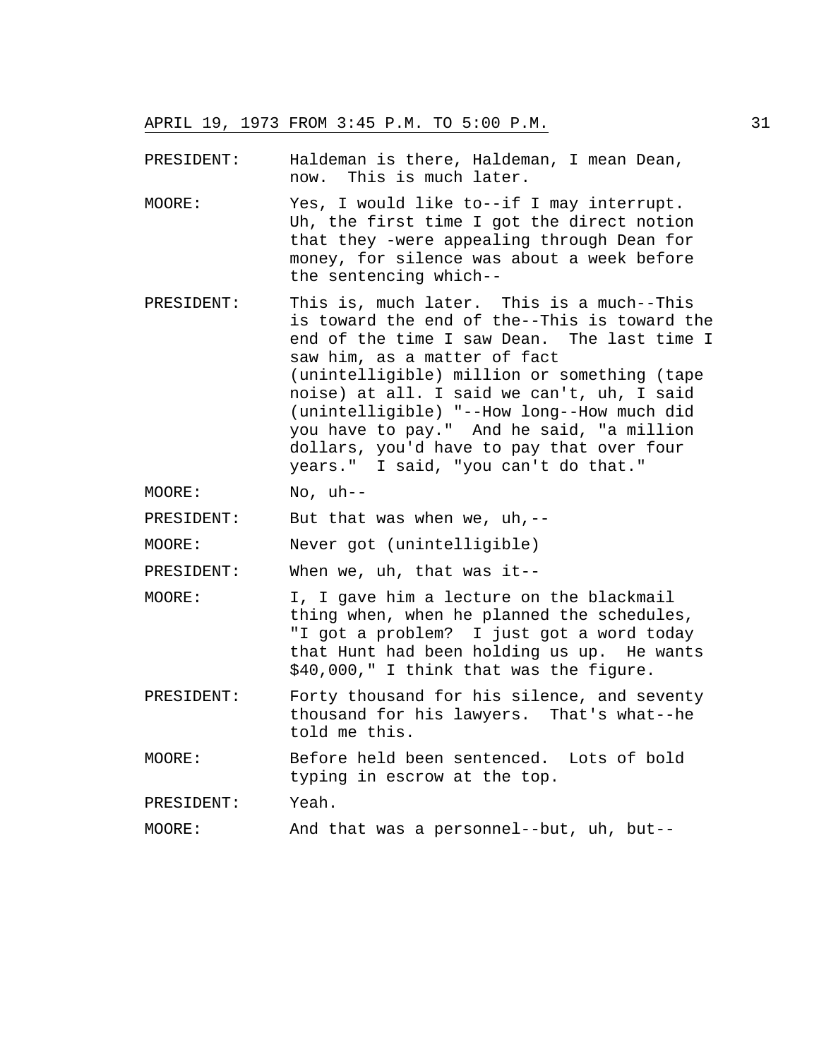PRESIDENT: Haldeman is there, Haldeman, I mean Dean, now. This is much later.

MOORE: Yes, I would like to--if I may interrupt. Uh, the first time I got the direct notion that they -were appealing through Dean for money, for silence was about a week before the sentencing which--

PRESIDENT: This is, much later. This is a much--This is toward the end of the--This is toward the end of the time I saw Dean. The last time I saw him, as a matter of fact (unintelligible) million or something (tape noise) at all. I said we can't, uh, I said (unintelligible) "--How long--How much did you have to pay." And he said, "a million dollars, you'd have to pay that over four years." I said, "you can't do that."

MOORE: No, uh--

PRESIDENT: But that was when we, uh,--

MOORE: Never got (unintelligible)

PRESIDENT: When we, uh, that was it--

MOORE: I, I gave him a lecture on the blackmail thing when, when he planned the schedules, "I got a problem? I just got a word today that Hunt had been holding us up. He wants $40,000," I think that was the figure.

PRESIDENT: Forty thousand for his silence, and seventy thousand for his lawyers. That's what--he told me this.

MOORE: Before held been sentenced. Lots of bold typing in escrow at the top.

PRESIDENT: Yeah.

MOORE: And that was a personnel--but, uh, but--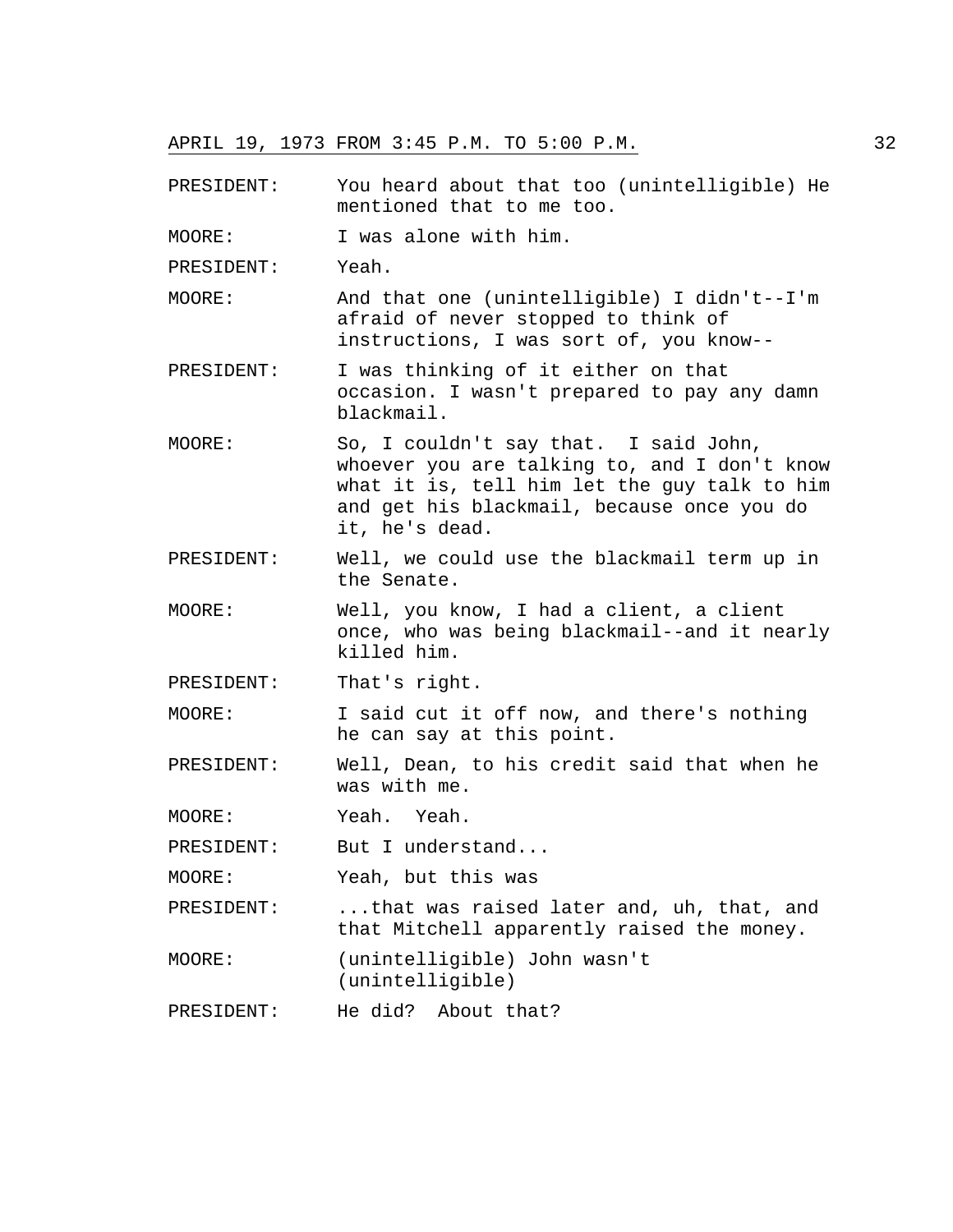APRIL 19, 1973 FROM 3:45 P.M. TO 5:00 P.M.

PRESIDENT: You heard about that too (unintelligible) He mentioned that to me too.

MOORE: I was alone with him.

PRESIDENT: Yeah.

MOORE: And that one (unintelligible) I didn't--I'm afraid of never stopped to think of instructions, I was sort of, you know--

PRESIDENT: I was thinking of it either on that occasion. I wasn't prepared to pay any damn blackmail.

MOORE: So, I couldn't say that. I said John, whoever you are talking to, and I don't know what it is, tell him let the guy talk to him and get his blackmail, because once you do it, he's dead.

PRESIDENT: Well, we could use the blackmail term up in the Senate.

MOORE: Well, you know, I had a client, a client once, who was being blackmail--and it nearly killed him.

PRESIDENT: That's right.

MOORE: I said cut it off now, and there's nothing he can say at this point.

PRESIDENT: Well, Dean, to his credit said that when he was with me.

MOORE: Yeah. Yeah.

PRESIDENT: But I understand...

MOORE: Yeah, but this was

PRESIDENT: ...that was raised later and, uh, that, and that Mitchell apparently raised the money.

MOORE: (unintelligible) John wasn't (unintelligible)

PRESIDENT: He did? About that?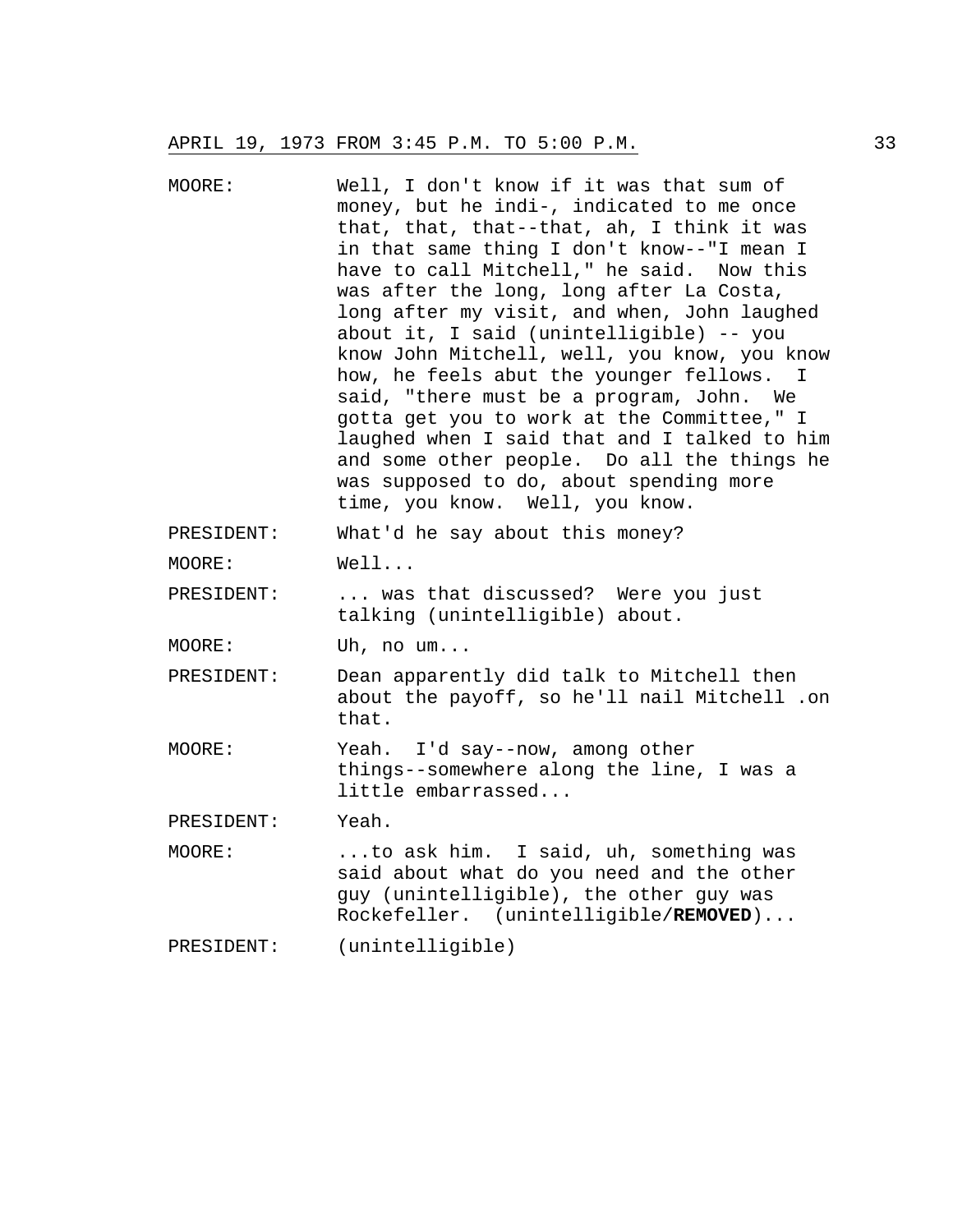MOORE: Well, I don't know if it was that sum of money, but he indi-, indicated to me once that, that, that--that, ah, I think it was in that same thing I don't know--"I mean I have to call Mitchell," he said. Now this was after the long, long after La Costa, long after my visit, and when, John laughed about it, I said (unintelligible) -- you know John Mitchell, well, you know, you know how, he feels abut the younger fellows. I said, "there must be a program, John. We gotta get you to work at the Committee," I laughed when I said that and I talked to him and some other people. Do all the things he was supposed to do, about spending more time, you know. Well, you know.

PRESIDENT: What'd he say about this money?

MOORE: Well...

PRESIDENT: ... was that discussed? Were you just talking (unintelligible) about.

MOORE: Uh, no um...

PRESIDENT: Dean apparently did talk to Mitchell then about the payoff, so he'll nail Mitchell .on that.

MOORE: Yeah. I'd say--now, among other things--somewhere along the line, I was a little embarrassed...

PRESIDENT: Yeah.

MOORE: ...to ask him. I said, uh, something was said about what do you need and the other guy (unintelligible), the other guy was Rockefeller. (unintelligible/**REMOVED**)...

PRESIDENT: (unintelligible)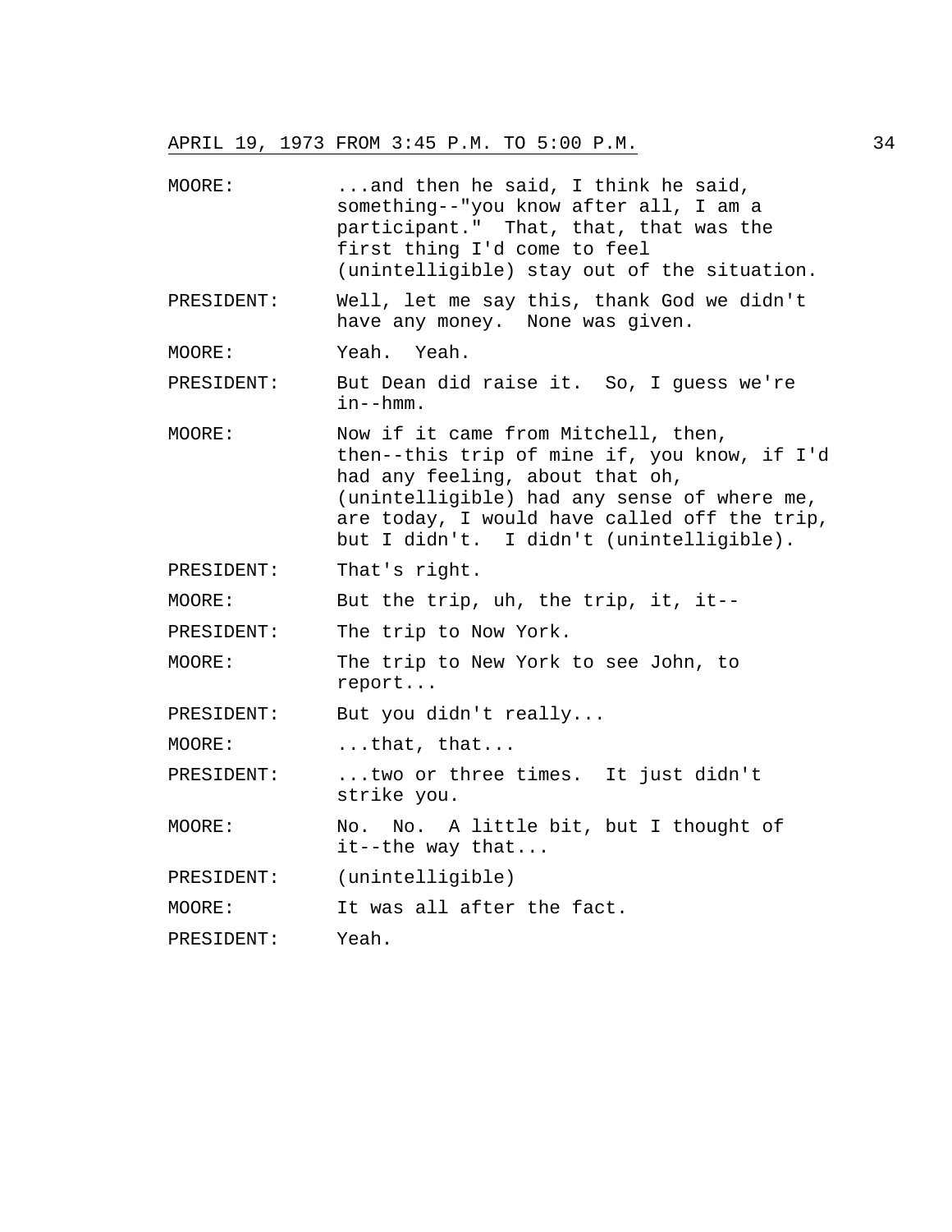MOORE: ...and then he said, I think he said, something--"you know after all, I am a participant." That, that, that was the first thing I'd come to feel (unintelligible) stay out of the situation.

PRESIDENT: Well, let me say this, thank God we didn't have any money. None was given.

MOORE: Yeah. Yeah.

PRESIDENT: But Dean did raise it. So, I guess we're in--hmm.

MOORE: Now if it came from Mitchell, then, then--this trip of mine if, you know, if I'd had any feeling, about that oh, (unintelligible) had any sense of where me, are today, I would have called off the trip, but I didn't. I didn't (unintelligible).

PRESIDENT: That's right.

MOORE: But the trip, uh, the trip, it, it--

PRESIDENT: The trip to Now York.

MOORE: The trip to New York to see John, to report...

PRESIDENT: But you didn't really...

MOORE: ...that, that...

PRESIDENT: ...two or three times. It just didn't strike you.

MOORE: No. No. A little bit, but I thought of it--the way that...

PRESIDENT: (unintelligible)

MOORE: It was all after the fact.

PRESIDENT: Yeah.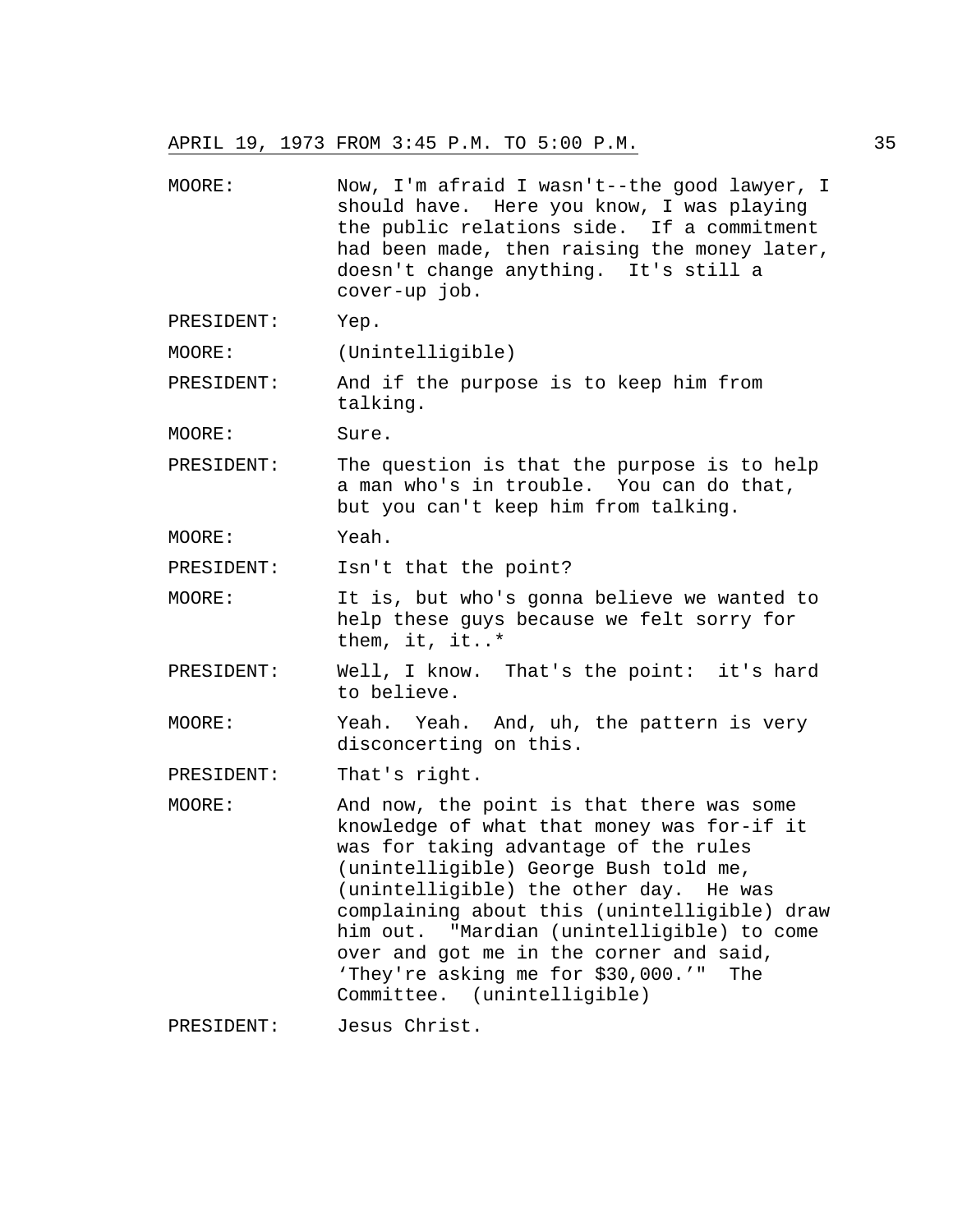MOORE: Now, I'm afraid I wasn't--the good lawyer, I should have. Here you know, I was playing the public relations side. If a commitment had been made, then raising the money later, doesn't change anything. It's still a cover-up job.

PRESIDENT: Yep.

MOORE: (Unintelligible)

PRESIDENT: And if the purpose is to keep him from talking.

MOORE: Sure.

PRESIDENT: The question is that the purpose is to help a man who's in trouble. You can do that, but you can't keep him from talking.

MOORE: Yeah.

PRESIDENT: Isn't that the point?

MOORE: It is, but who's gonna believe we wanted to help these guys because we felt sorry for them, it, it..*

PRESIDENT: Well, I know. That's the point: it's hard to believe.

MOORE: Yeah. Yeah. And, uh, the pattern is very disconcerting on this.

PRESIDENT: That's right.

MOORE: And now, the point is that there was some knowledge of what that money was for-if it was for taking advantage of the rules (unintelligible) George Bush told me, (unintelligible) the other day. He was complaining about this (unintelligible) draw him out. "Mardian (unintelligible) to come over and got me in the corner and said, 'They're asking me for $30,000.'" The Committee. (unintelligible)

PRESIDENT: Jesus Christ.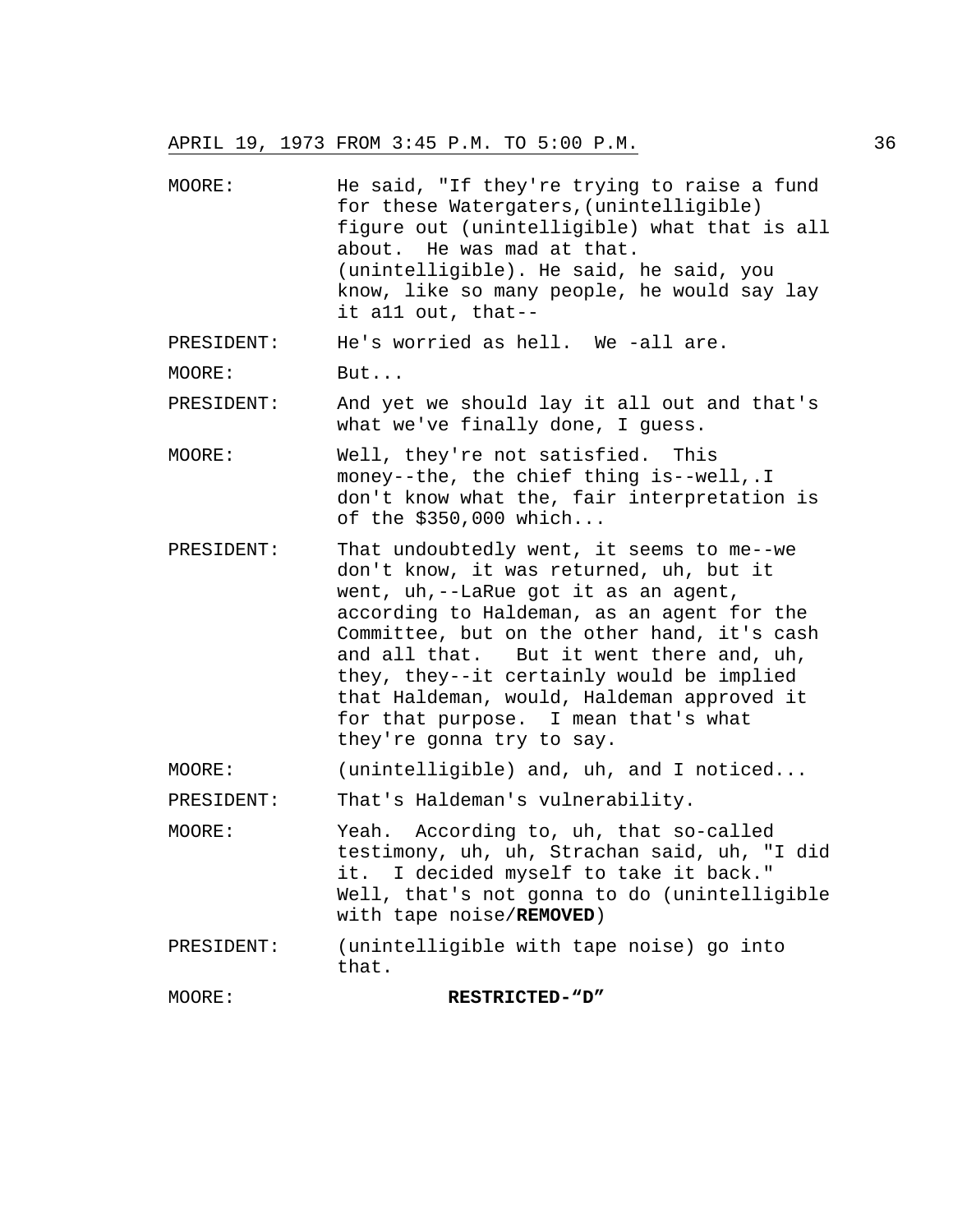APRIL 19, 1973 FROM 3:45 P.M. TO 5:00 P.M.

MOORE: He said, "If they're trying to raise a fund for these Watergaters,(unintelligible) figure out (unintelligible) what that is all about. He was mad at that. (unintelligible). He said, he said, you know, like so many people, he would say lay it a11 out, that--

PRESIDENT: He's worried as hell. We -all are.

MOORE: But...

PRESIDENT: And yet we should lay it all out and that's what we've finally done, I guess.

MOORE: Well, they're not satisfied. This money--the, the chief thing is--well,.I don't know what the, fair interpretation is of the $350,000 which...

PRESIDENT: That undoubtedly went, it seems to me--we don't know, it was returned, uh, but it went, uh,--LaRue got it as an agent, according to Haldeman, as an agent for the Committee, but on the other hand, it's cash and all that. But it went there and, uh, they, they--it certainly would be implied that Haldeman, would, Haldeman approved it for that purpose. I mean that's what they're gonna try to say.

MOORE: (unintelligible) and, uh, and I noticed...

PRESIDENT: That's Haldeman's vulnerability.

MOORE: Yeah. According to, uh, that so-called testimony, uh, uh, Strachan said, uh, "I did it. I decided myself to take it back." Well, that's not gonna to do (unintelligible with tape noise/**REMOVED**)

PRESIDENT: (unintelligible with tape noise) go into that.

MOORE: **RESTRICTED-“D”**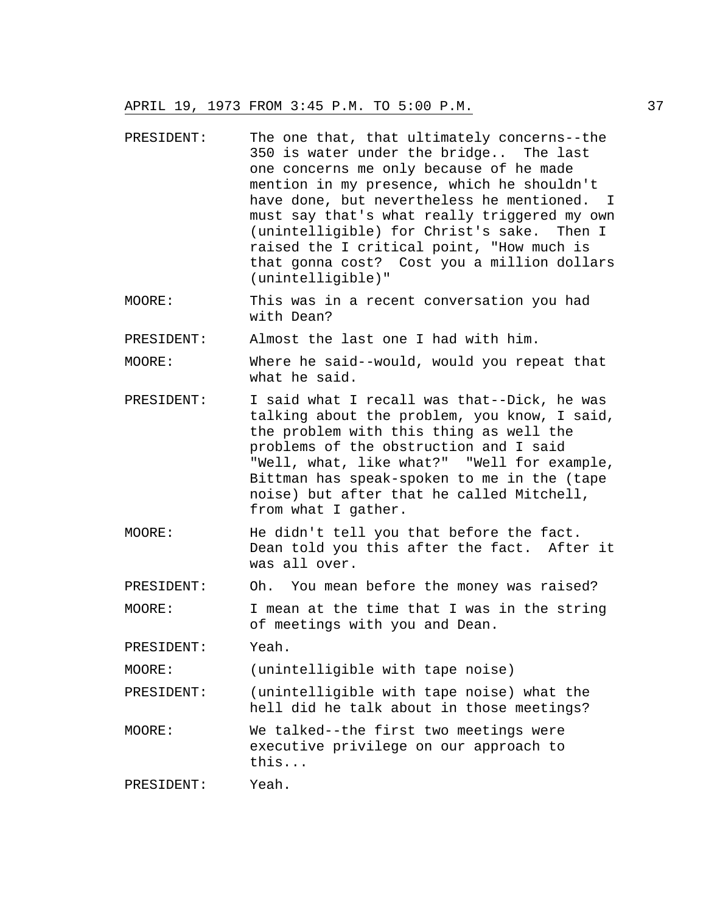PRESIDENT: The one that, that ultimately concerns--the 350 is water under the bridge.. The last one concerns me only because of he made mention in my presence, which he shouldn't have done, but nevertheless he mentioned. I must say that's what really triggered my own (unintelligible) for Christ's sake. Then I raised the I critical point, "How much is that gonna cost? Cost you a million dollars (unintelligible)"

MOORE: This was in a recent conversation you had with Dean?

PRESIDENT: Almost the last one I had with him.

MOORE: Where he said--would, would you repeat that what he said.

PRESIDENT: I said what I recall was that--Dick, he was talking about the problem, you know, I said, the problem with this thing as well the problems of the obstruction and I said "Well, what, like what?" "Well for example, Bittman has speak-spoken to me in the (tape noise) but after that he called Mitchell, from what I gather.

MOORE: He didn't tell you that before the fact. Dean told you this after the fact. After it was all over.

PRESIDENT: Oh. You mean before the money was raised?

MOORE: I mean at the time that I was in the string of meetings with you and Dean.

PRESIDENT: Yeah.

MOORE: (unintelligible with tape noise)

PRESIDENT: (unintelligible with tape noise) what the hell did he talk about in those meetings?

MOORE: We talked--the first two meetings were executive privilege on our approach to this...

PRESIDENT: Yeah.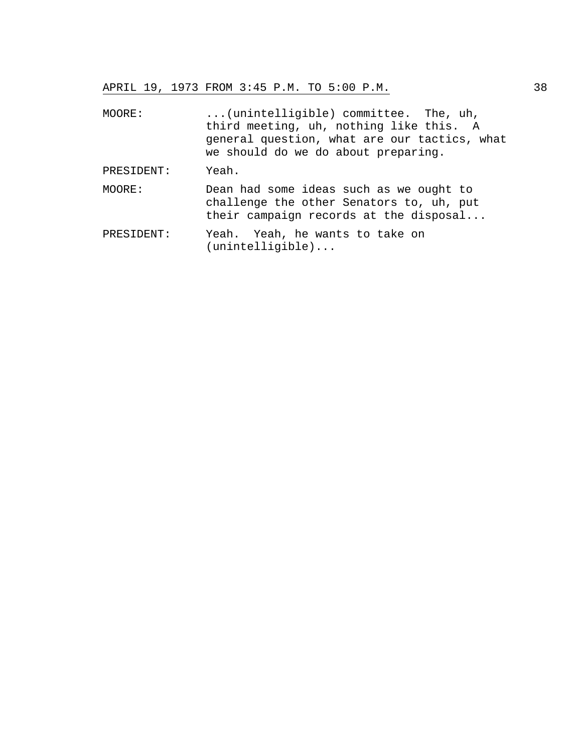MOORE: ...(unintelligible) committee. The, uh, third meeting, uh, nothing like this. A general question, what are our tactics, what we should do we do about preparing.

PRESIDENT: Yeah.

MOORE: Dean had some ideas such as we ought to challenge the other Senators to, uh, put their campaign records at the disposal...

PRESIDENT: Yeah. Yeah, he wants to take on (unintelligible)...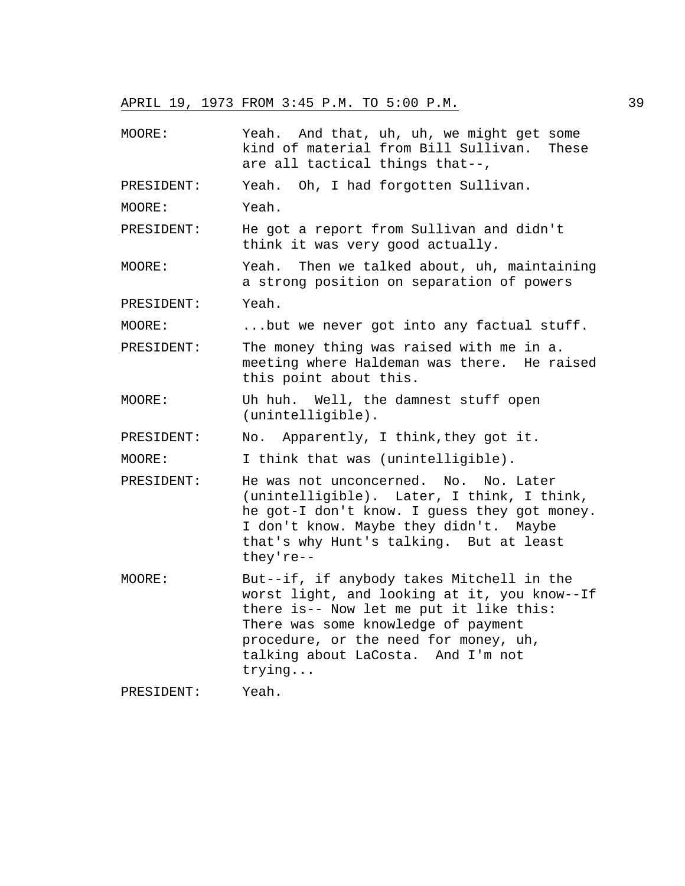MOORE: Yeah. And that, uh, uh, we might get some kind of material from Bill Sullivan. These are all tactical things that--,

PRESIDENT: Yeah. Oh, I had forgotten Sullivan.

MOORE: Yeah.

PRESIDENT: He got a report from Sullivan and didn't think it was very good actually.

MOORE: Yeah. Then we talked about, uh, maintaining a strong position on separation of powers

PRESIDENT: Yeah.

MOORE: ...but we never got into any factual stuff.

PRESIDENT: The money thing was raised with me in a. meeting where Haldeman was there. He raised this point about this.

MOORE: Uh huh. Well, the damnest stuff open (unintelligible).

PRESIDENT: No. Apparently, I think,they got it.

MOORE: I think that was (unintelligible).

PRESIDENT: He was not unconcerned. No. No. Later (unintelligible). Later, I think, I think, he got-I don't know. I guess they got money. I don't know. Maybe they didn't. Maybe that's why Hunt's talking. But at least they're--

MOORE: But--if, if anybody takes Mitchell in the worst light, and looking at it, you know--If there is-- Now let me put it like this: There was some knowledge of payment procedure, or the need for money, uh, talking about LaCosta. And I'm not trying...

PRESIDENT: Yeah.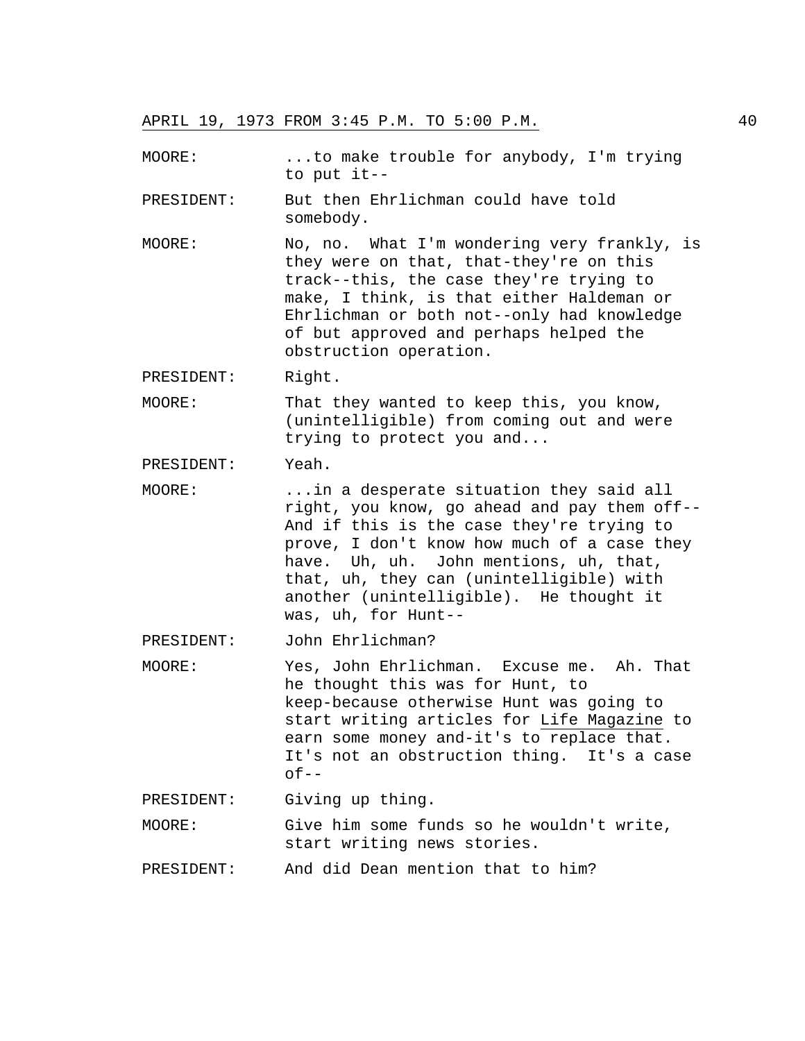APRIL 19, 1973 FROM 3:45 P.M. TO 5:00 P.M.

MOORE: ...to make trouble for anybody, I'm trying to put it--

PRESIDENT: But then Ehrlichman could have told somebody.

MOORE: No, no. What I'm wondering very frankly, is they were on that, that-they're on this track--this, the case they're trying to make, I think, is that either Haldeman or Ehrlichman or both not--only had knowledge of but approved and perhaps helped the obstruction operation.

PRESIDENT: Right.

MOORE: That they wanted to keep this, you know, (unintelligible) from coming out and were trying to protect you and...

PRESIDENT: Yeah.

MOORE: ...in a desperate situation they said all right, you know, go ahead and pay them off-- And if this is the case they're trying to prove, I don't know how much of a case they have. Uh, uh. John mentions, uh, that, that, uh, they can (unintelligible) with another (unintelligible). He thought it was, uh, for Hunt--

PRESIDENT: John Ehrlichman?

MOORE: Yes, John Ehrlichman. Excuse me. Ah. That he thought this was for Hunt, to keep-because otherwise Hunt was going to start writing articles for Life Magazine to earn some money and-it's to replace that. It's not an obstruction thing. It's a case of--

PRESIDENT: Giving up thing.

MOORE: Give him some funds so he wouldn't write, start writing news stories.

PRESIDENT: And did Dean mention that to him?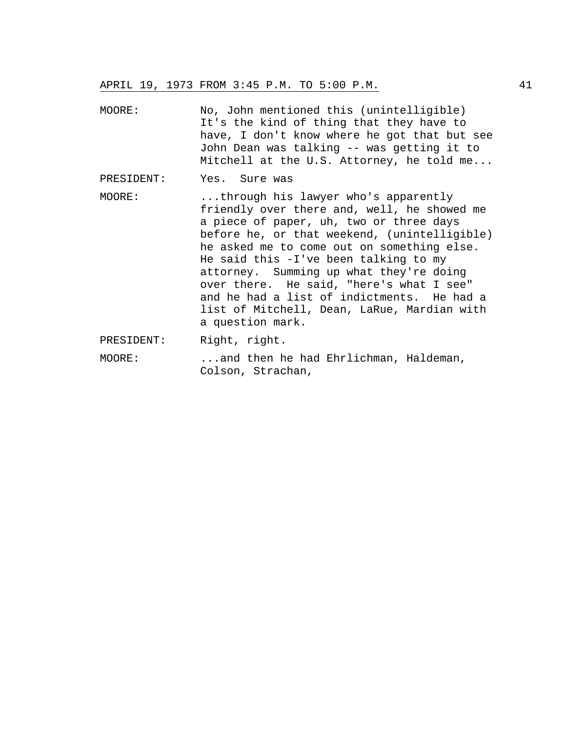MOORE: No, John mentioned this (unintelligible) It's the kind of thing that they have to have, I don't know where he got that but see John Dean was talking -- was getting it to Mitchell at the U.S. Attorney, he told me...

PRESIDENT: Yes. Sure was

MOORE: ...through his lawyer who's apparently friendly over there and, well, he showed me a piece of paper, uh, two or three days before he, or that weekend, (unintelligible) he asked me to come out on something else. He said this -I've been talking to my attorney. Summing up what they're doing over there. He said, "here's what I see" and he had a list of indictments. He had a list of Mitchell, Dean, LaRue, Mardian with a question mark.

PRESIDENT: Right, right.

MOORE: ...and then he had Ehrlichman, Haldeman, Colson, Strachan,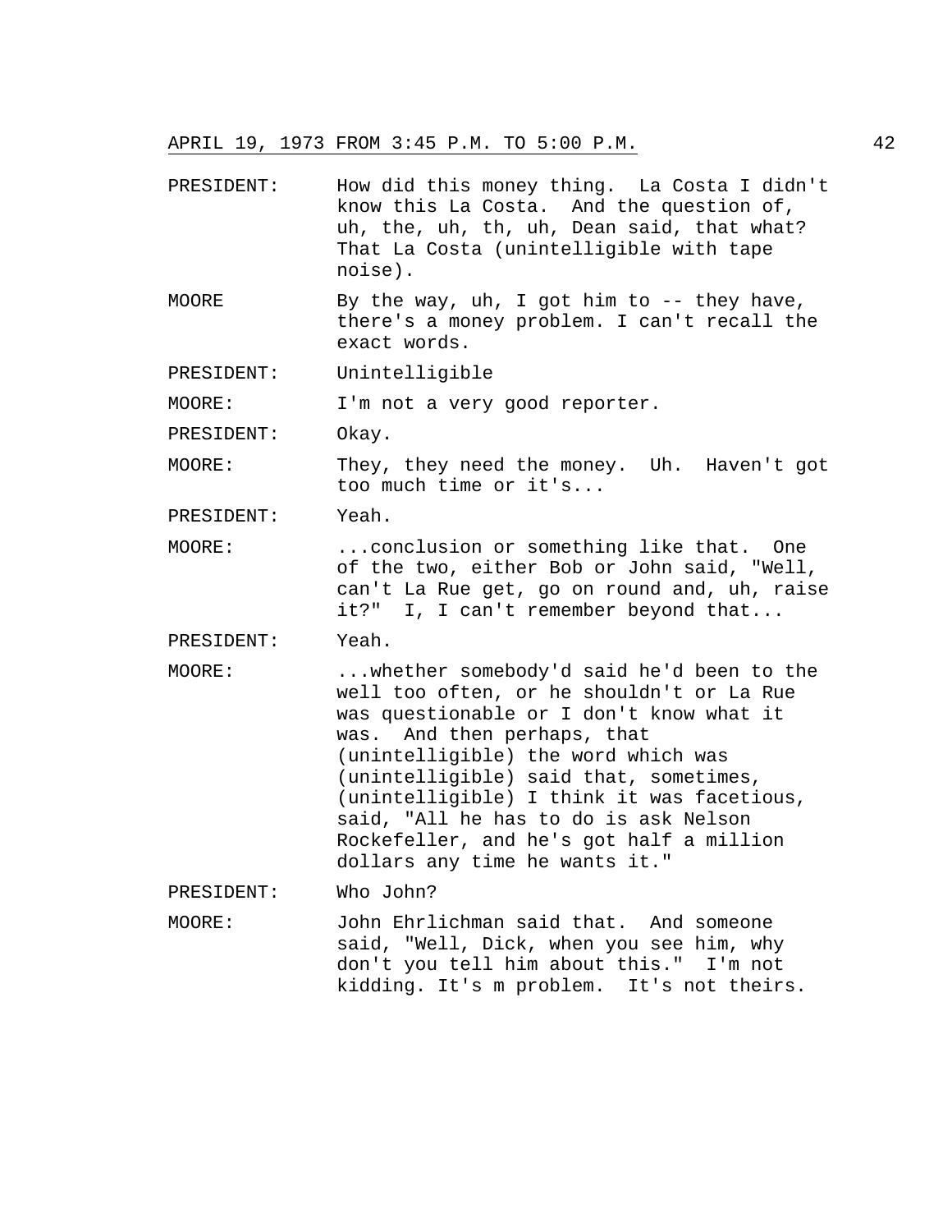APRIL 19, 1973 FROM 3:45 P.M. TO 5:00 P.M.

PRESIDENT: How did this money thing. La Costa I didn't know this La Costa. And the question of, uh, the, uh, th, uh, Dean said, that what? That La Costa (unintelligible with tape noise).

MOORE By the way, uh, I got him to -- they have, there's a money problem. I can't recall the exact words.

PRESIDENT: Unintelligible

MOORE: I'm not a very good reporter.

PRESIDENT: Okay.

MOORE: They, they need the money. Uh. Haven't got too much time or it's...

PRESIDENT: Yeah.

MOORE: ...conclusion or something like that. One of the two, either Bob or John said, "Well, can't La Rue get, go on round and, uh, raise it?" I, I can't remember beyond that...

PRESIDENT: Yeah.

MOORE: ...whether somebody'd said he'd been to the well too often, or he shouldn't or La Rue was questionable or I don't know what it was. And then perhaps, that (unintelligible) the word which was (unintelligible) said that, sometimes, (unintelligible) I think it was facetious, said, "All he has to do is ask Nelson Rockefeller, and he's got half a million dollars any time he wants it."

PRESIDENT: Who John?

MOORE: John Ehrlichman said that. And someone said, "Well, Dick, when you see him, why don't you tell him about this." I'm not kidding. It's m problem. It's not theirs.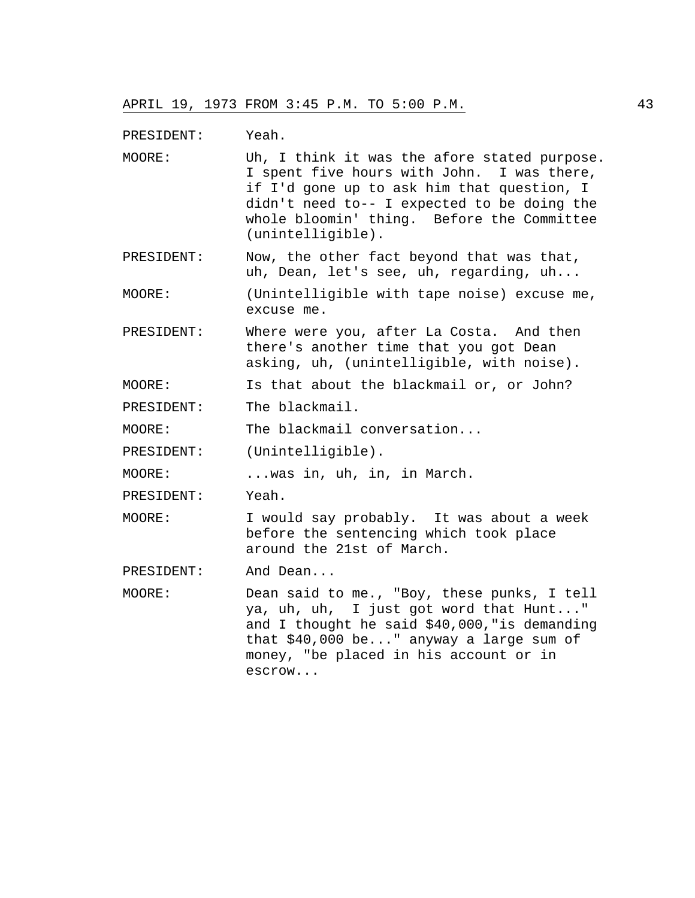PRESIDENT: Yeah.

MOORE: Uh, I think it was the afore stated purpose. I spent five hours with John. I was there, if I'd gone up to ask him that question, I didn't need to-- I expected to be doing the whole bloomin' thing. Before the Committee (unintelligible).

PRESIDENT: Now, the other fact beyond that was that, uh, Dean, let's see, uh, regarding, uh...

MOORE: (Unintelligible with tape noise) excuse me, excuse me.

PRESIDENT: Where were you, after La Costa. And then there's another time that you got Dean asking, uh, (unintelligible, with noise).

MOORE: Is that about the blackmail or, or John?

PRESIDENT: The blackmail.

MOORE: The blackmail conversation...

PRESIDENT: (Unintelligible).

MOORE: ...was in, uh, in, in March.

PRESIDENT: Yeah.

MOORE: I would say probably. It was about a week before the sentencing which took place around the 21st of March.

PRESIDENT: And Dean...

MOORE: Dean said to me., "Boy, these punks, I tell ya, uh, uh, I just got word that Hunt..." and I thought he said $40,000,"is demanding that $40,000 be..." anyway a large sum of money, "be placed in his account or in escrow...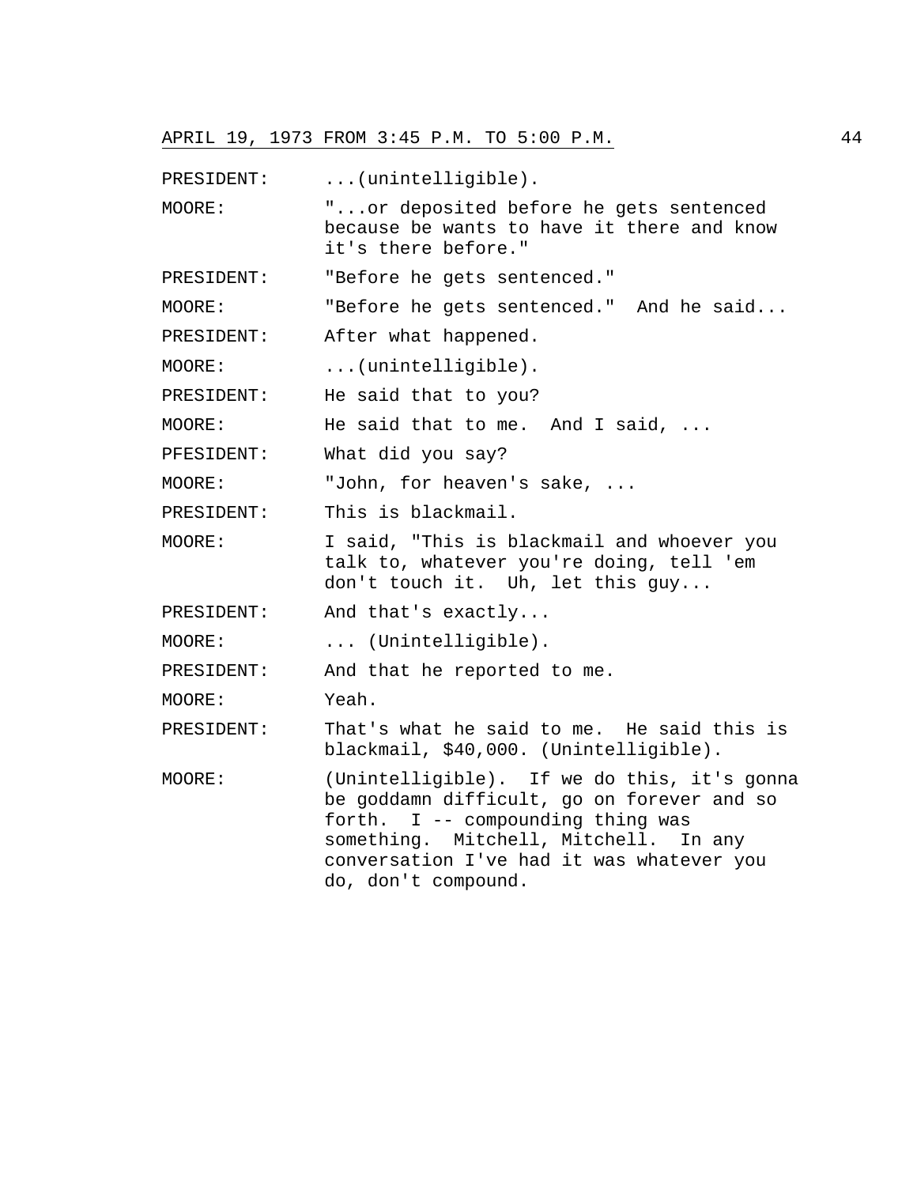APRIL 19, 1973 FROM 3:45 P.M. TO 5:00 P.M.

PRESIDENT: ...(unintelligible).

MOORE: "...or deposited before he gets sentenced because be wants to have it there and know it's there before."

PRESIDENT: "Before he gets sentenced."

MOORE: "Before he gets sentenced." And he said...

PRESIDENT: After what happened.

MOORE: ...(unintelligible).

PRESIDENT: He said that to you?

MOORE: He said that to me. And I said, ...

PFESIDENT: What did you say?

MOORE: "John, for heaven's sake, ...

PRESIDENT: This is blackmail.

MOORE: I said, "This is blackmail and whoever you talk to, whatever you're doing, tell 'em don't touch it. Uh, let this guy...

PRESIDENT: And that's exactly...

MOORE: ... (Unintelligible).

PRESIDENT: And that he reported to me.

MOORE: Yeah.

PRESIDENT: That's what he said to me. He said this is blackmail, $40,000. (Unintelligible).

MOORE: (Unintelligible). If we do this, it's gonna be goddamn difficult, go on forever and so forth. I -- compounding thing was something. Mitchell, Mitchell. In any conversation I've had it was whatever you do, don't compound.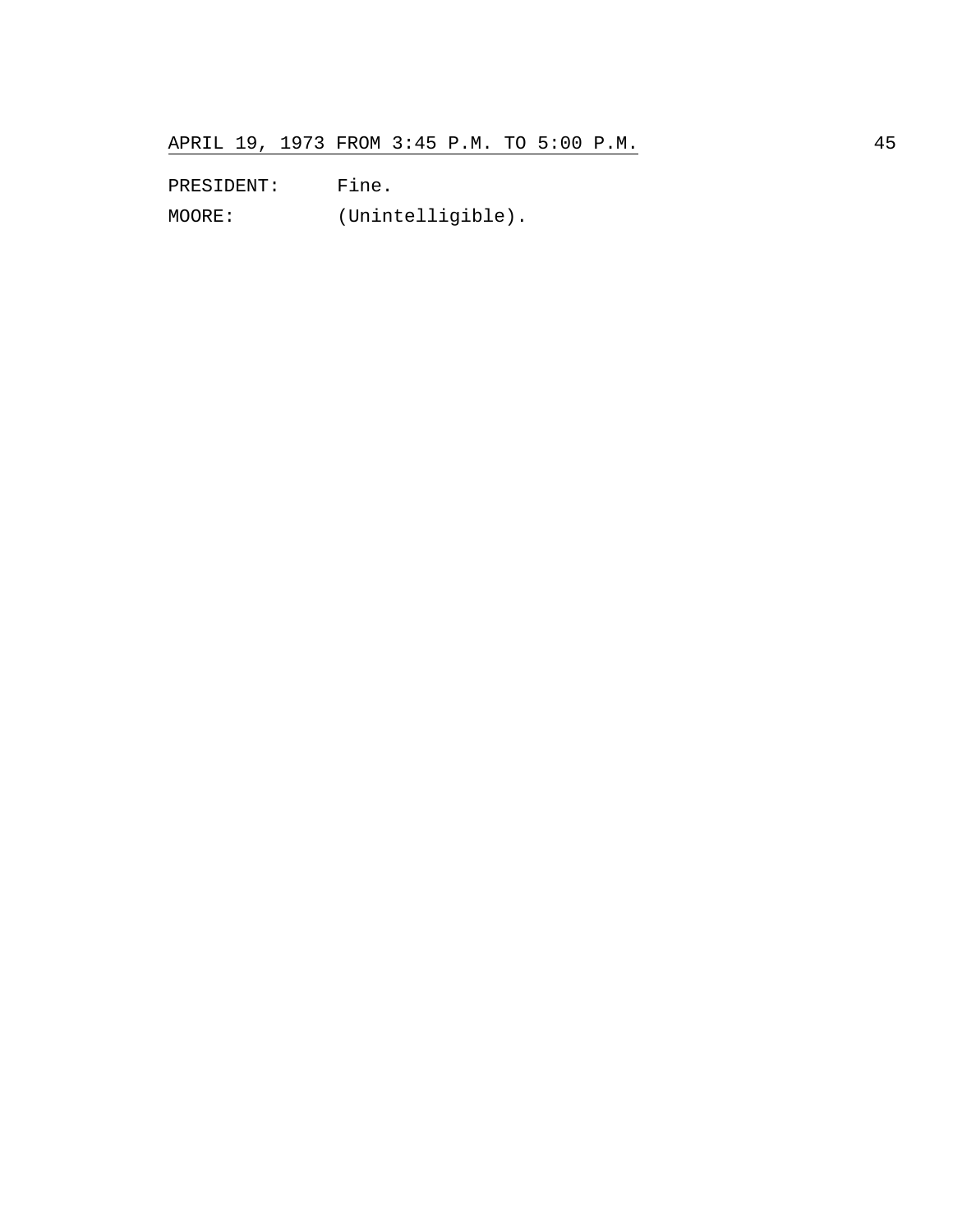PRESIDENT: Fine.

MOORE: (Unintelligible).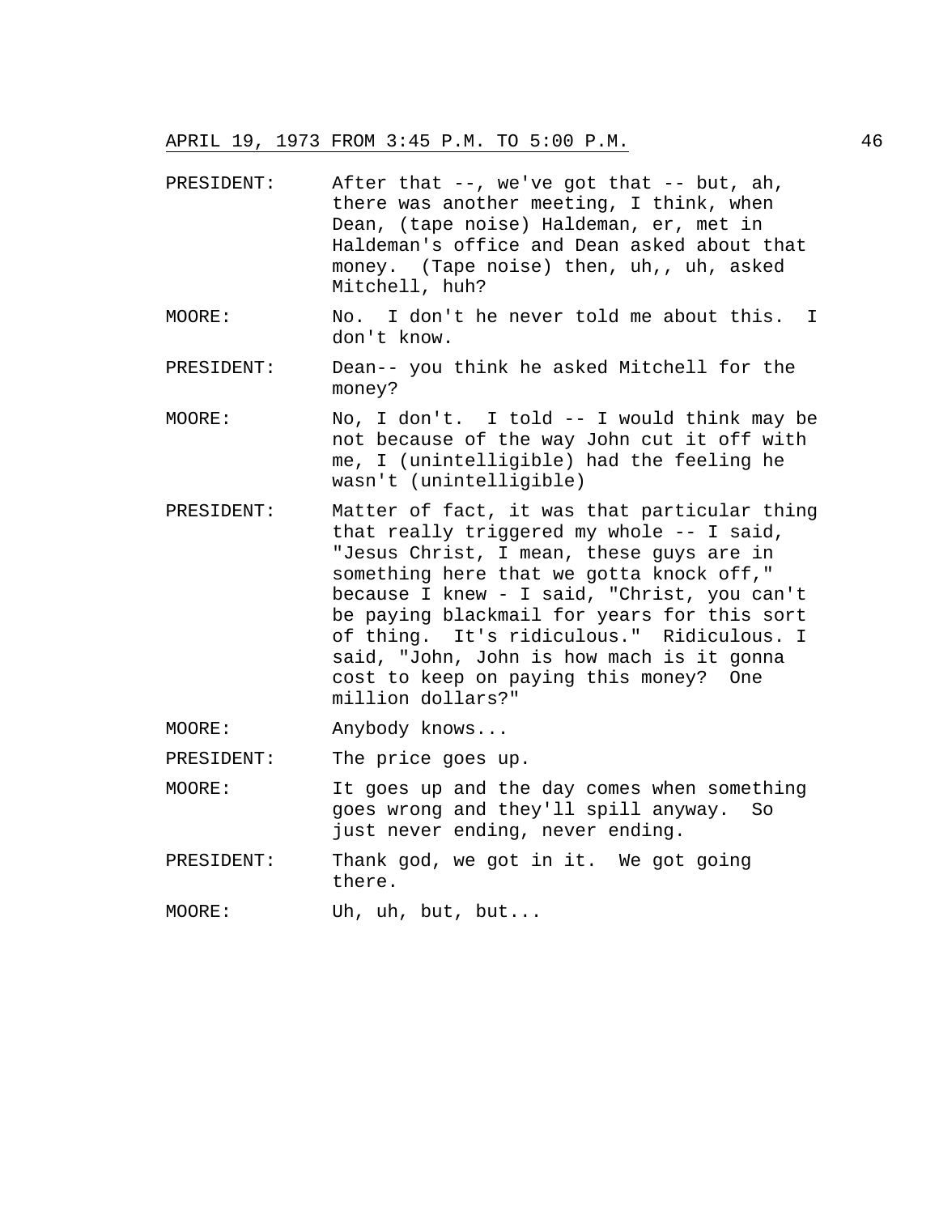PRESIDENT: After that --, we've got that -- but, ah, there was another meeting, I think, when Dean, (tape noise) Haldeman, er, met in Haldeman's office and Dean asked about that money. (Tape noise) then, uh,, uh, asked Mitchell, huh?

MOORE: No. I don't he never told me about this. I don't know.

PRESIDENT: Dean-- you think he asked Mitchell for the money?

MOORE: No, I don't. I told -- I would think may be not because of the way John cut it off with me, I (unintelligible) had the feeling he wasn't (unintelligible)

PRESIDENT: Matter of fact, it was that particular thing that really triggered my whole -- I said, "Jesus Christ, I mean, these guys are in something here that we gotta knock off," because I knew - I said, "Christ, you can't be paying blackmail for years for this sort of thing. It's ridiculous." Ridiculous. I said, "John, John is how mach is it gonna cost to keep on paying this money? One million dollars?"

MOORE: Anybody knows...

PRESIDENT: The price goes up.

MOORE: It goes up and the day comes when something goes wrong and they'll spill anyway. So just never ending, never ending.

PRESIDENT: Thank god, we got in it. We got going there.

MOORE: Uh, uh, but, but...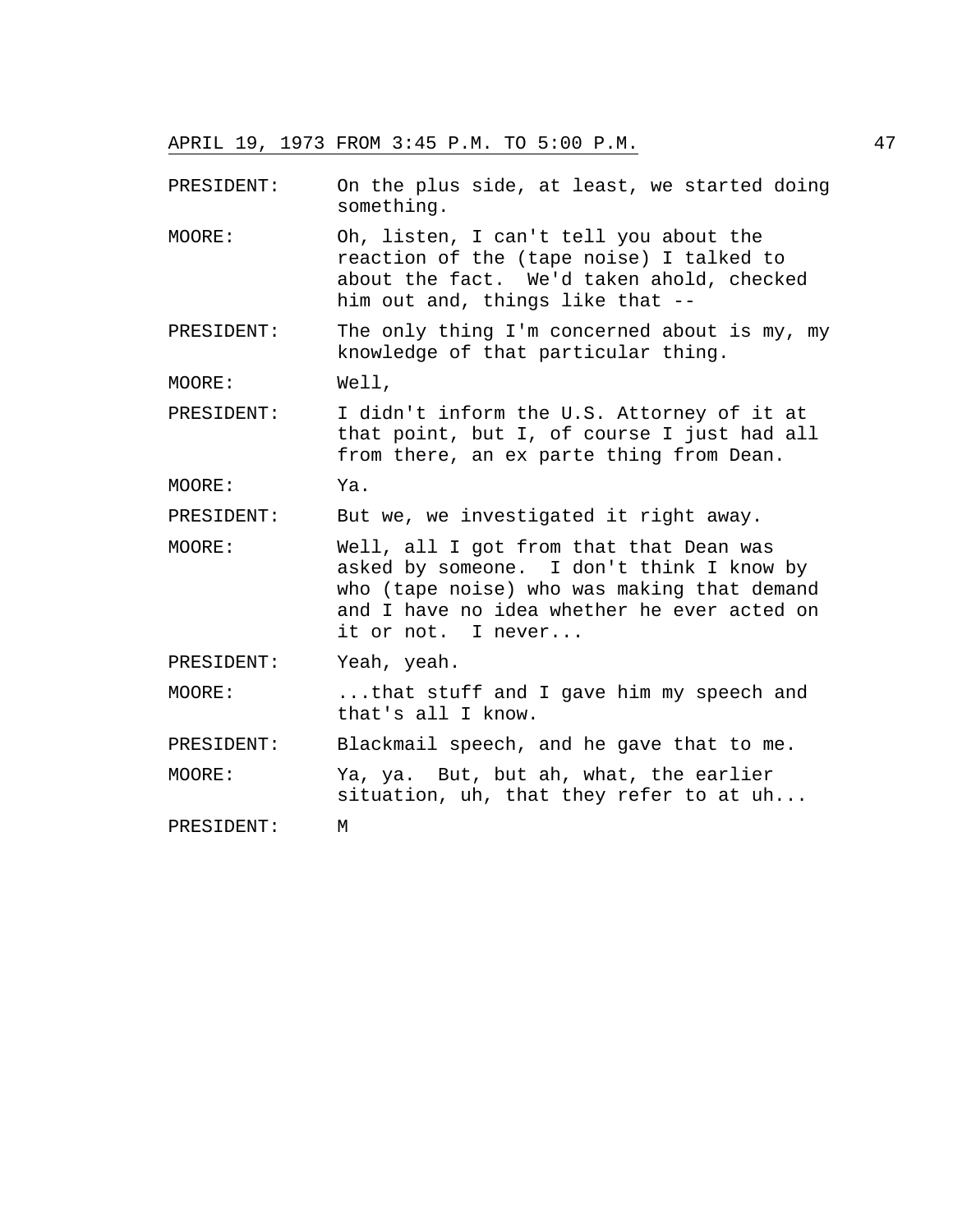PRESIDENT: On the plus side, at least, we started doing something.

MOORE: Oh, listen, I can't tell you about the reaction of the (tape noise) I talked to about the fact. We'd taken ahold, checked him out and, things like that --

PRESIDENT: The only thing I'm concerned about is my, my knowledge of that particular thing.

MOORE: Well,

PRESIDENT: I didn't inform the U.S. Attorney of it at that point, but I, of course I just had all from there, an ex parte thing from Dean.

MOORE: Ya.

PRESIDENT: But we, we investigated it right away.

MOORE: Well, all I got from that that Dean was asked by someone. I don't think I know by who (tape noise) who was making that demand and I have no idea whether he ever acted on it or not. I never...

PRESIDENT: Yeah, yeah.

MOORE: ...that stuff and I gave him my speech and that's all I know.

PRESIDENT: Blackmail speech, and he gave that to me.

MOORE: Ya, ya. But, but ah, what, the earlier situation, uh, that they refer to at uh...

PRESIDENT: M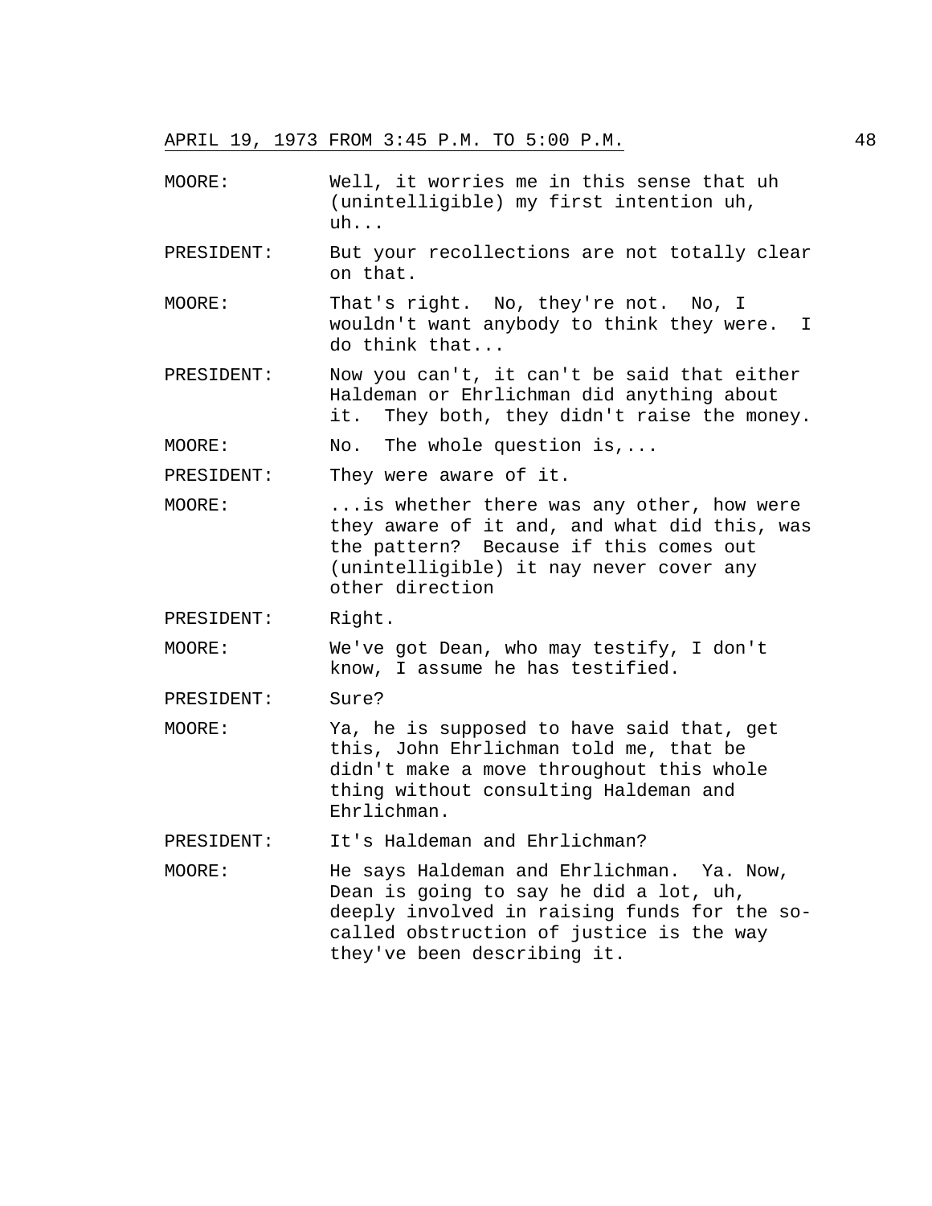MOORE: Well, it worries me in this sense that uh (unintelligible) my first intention uh, uh...

PRESIDENT: But your recollections are not totally clear on that.

MOORE: That's right. No, they're not. No, I wouldn't want anybody to think they were. I do think that...

PRESIDENT: Now you can't, it can't be said that either Haldeman or Ehrlichman did anything about it. They both, they didn't raise the money.

MOORE: No. The whole question is,...

PRESIDENT: They were aware of it.

MOORE: ...is whether there was any other, how were they aware of it and, and what did this, was the pattern? Because if this comes out (unintelligible) it nay never cover any other direction

PRESIDENT: Right.

MOORE: We've got Dean, who may testify, I don't know, I assume he has testified.

PRESIDENT: Sure?

MOORE: Ya, he is supposed to have said that, get this, John Ehrlichman told me, that be didn't make a move throughout this whole thing without consulting Haldeman and Ehrlichman.

PRESIDENT: It's Haldeman and Ehrlichman?

MOORE: He says Haldeman and Ehrlichman. Ya. Now, Dean is going to say he did a lot, uh, deeply involved in raising funds for the so-called obstruction of justice is the way they've been describing it.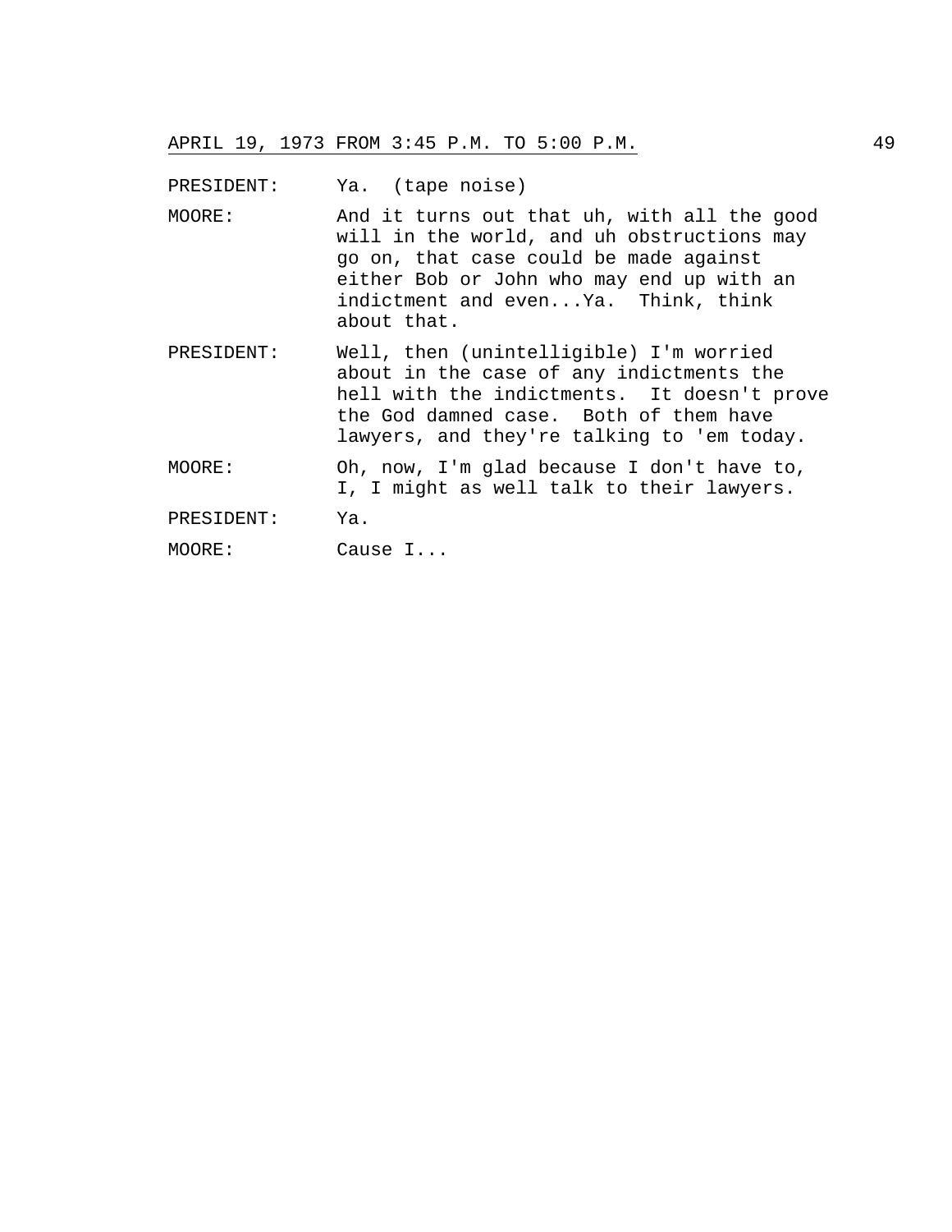PRESIDENT: Ya. (tape noise)

MOORE: And it turns out that uh, with all the good will in the world, and uh obstructions may go on, that case could be made against either Bob or John who may end up with an indictment and even...Ya. Think, think about that.

PRESIDENT: Well, then (unintelligible) I'm worried about in the case of any indictments the hell with the indictments. It doesn't prove the God damned case. Both of them have lawyers, and they're talking to 'em today.

MOORE: Oh, now, I'm glad because I don't have to, I, I might as well talk to their lawyers.

PRESIDENT: Ya.

MOORE: Cause I...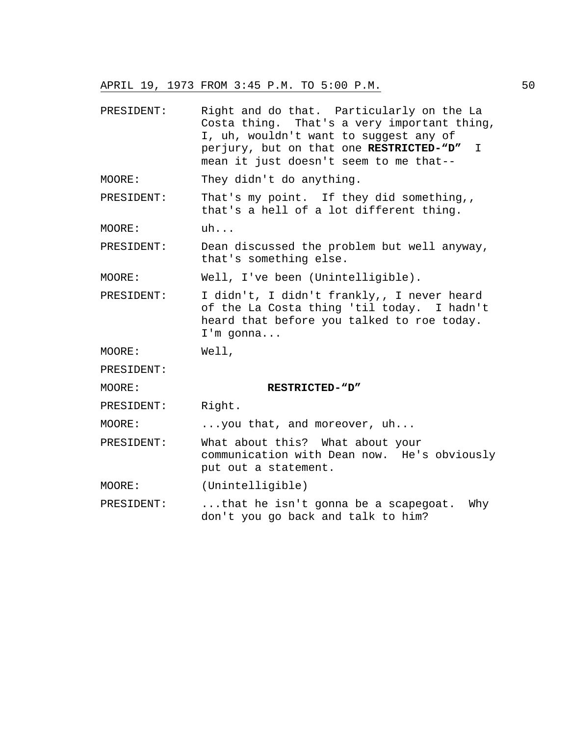APRIL 19, 1973 FROM 3:45 P.M. TO 5:00 P.M.

PRESIDENT: Right and do that. Particularly on the La Costa thing. That's a very important thing, I, uh, wouldn't want to suggest any of perjury, but on that one **RESTRICTED-"D"** I mean it just doesn't seem to me that--

MOORE: They didn't do anything.

PRESIDENT: That's my point. If they did something,, that's a hell of a lot different thing.

MOORE: uh...

PRESIDENT: Dean discussed the problem but well anyway, that's something else.

MOORE: Well, I've been (Unintelligible).

PRESIDENT: I didn't, I didn't frankly,, I never heard of the La Costa thing 'til today. I hadn't heard that before you talked to roe today. I'm gonna...

MOORE: Well,

PRESIDENT:

MOORE: **RESTRICTED-"D"**

PRESIDENT: Right.

MOORE: ...you that, and moreover, uh...

PRESIDENT: What about this? What about your communication with Dean now. He's obviously put out a statement.

MOORE: (Unintelligible)

PRESIDENT: ...that he isn't gonna be a scapegoat. Why don't you go back and talk to him?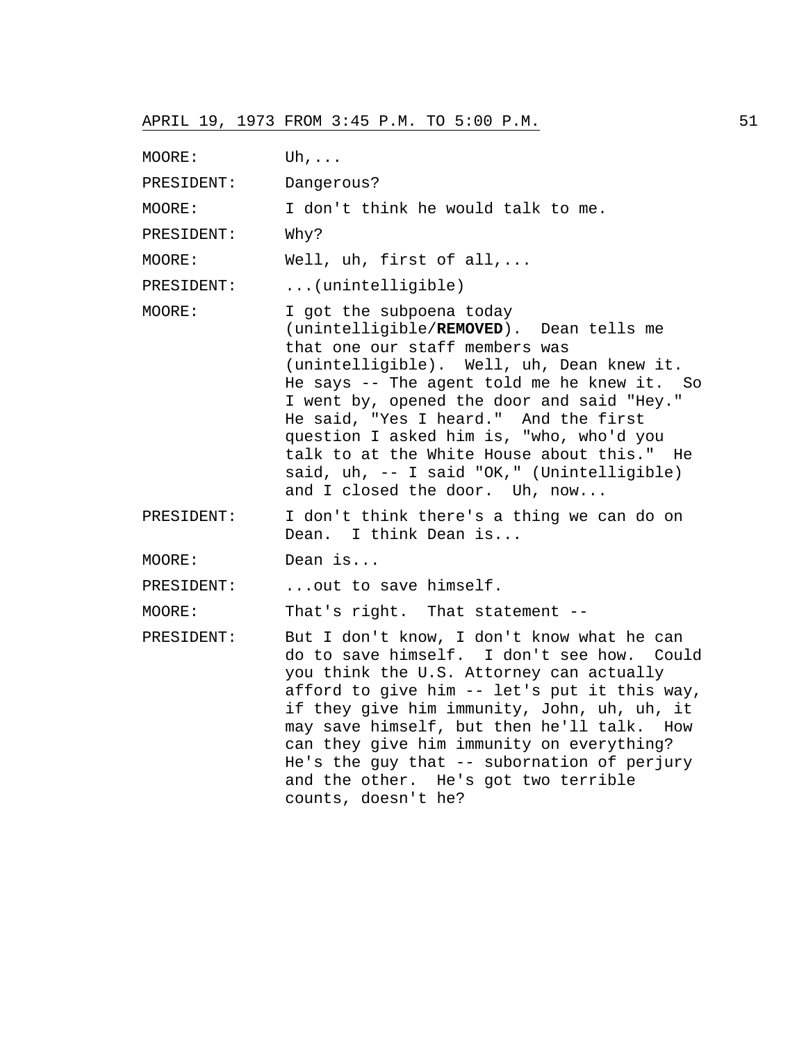MOORE: Uh,...

PRESIDENT: Dangerous?

MOORE: I don't think he would talk to me.

PRESIDENT: Why?

MOORE: Well, uh, first of all,...

PRESIDENT: ...(unintelligible)

MOORE: I got the subpoena today (unintelligible/**REMOVED**). Dean tells me that one our staff members was (unintelligible). Well, uh, Dean knew it. He says -- The agent told me he knew it. So I went by, opened the door and said "Hey." He said, "Yes I heard." And the first question I asked him is, "who, who'd you talk to at the White House about this." He said, uh, -- I said "OK," (Unintelligible) and I closed the door. Uh, now...

PRESIDENT: I don't think there's a thing we can do on Dean. I think Dean is...

MOORE: Dean is...

PRESIDENT: ...out to save himself.

MOORE: That's right. That statement --

PRESIDENT: But I don't know, I don't know what he can do to save himself. I don't see how. Could you think the U.S. Attorney can actually afford to give him -- let's put it this way, if they give him immunity, John, uh, uh, it may save himself, but then he'll talk. How can they give him immunity on everything? He's the guy that -- subornation of perjury and the other. He's got two terrible counts, doesn't he?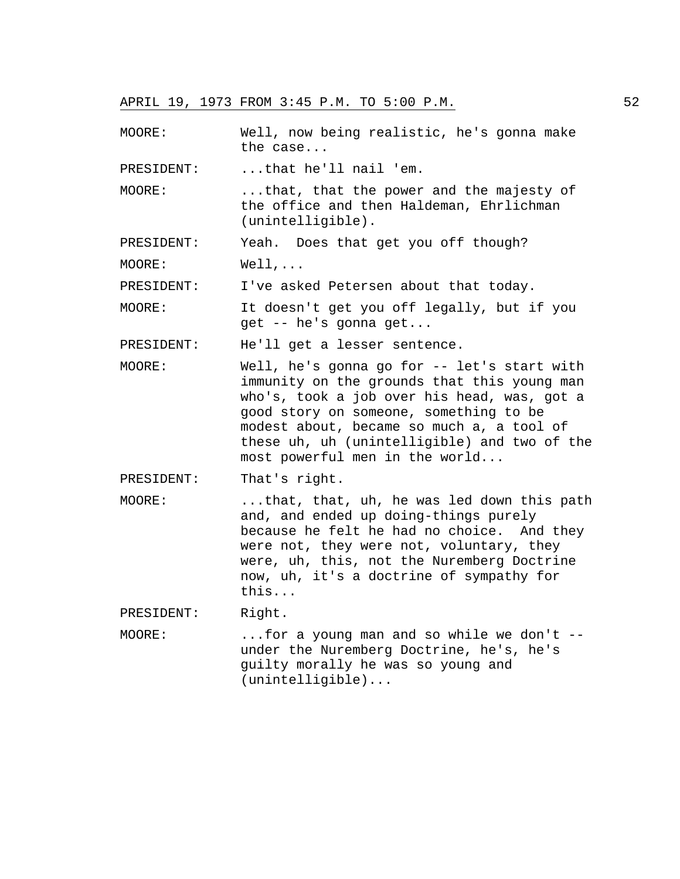MOORE: Well, now being realistic, he's gonna make the case...

PRESIDENT: ...that he'll nail 'em.

MOORE: ...that, that the power and the majesty of the office and then Haldeman, Ehrlichman (unintelligible).

PRESIDENT: Yeah. Does that get you off though?

MOORE: Well,...

PRESIDENT: I've asked Petersen about that today.

MOORE: It doesn't get you off legally, but if you get -- he's gonna get...

PRESIDENT: He'll get a lesser sentence.

MOORE: Well, he's gonna go for -- let's start with immunity on the grounds that this young man who's, took a job over his head, was, got a good story on someone, something to be modest about, became so much a, a tool of these uh, uh (unintelligible) and two of the most powerful men in the world...

PRESIDENT: That's right.

MOORE: ...that, that, uh, he was led down this path and, and ended up doing-things purely because he felt he had no choice. And they were not, they were not, voluntary, they were, uh, this, not the Nuremberg Doctrine now, uh, it's a doctrine of sympathy for this...

PRESIDENT: Right.

MOORE: ...for a young man and so while we don't -- under the Nuremberg Doctrine, he's, he's guilty morally he was so young and (unintelligible)...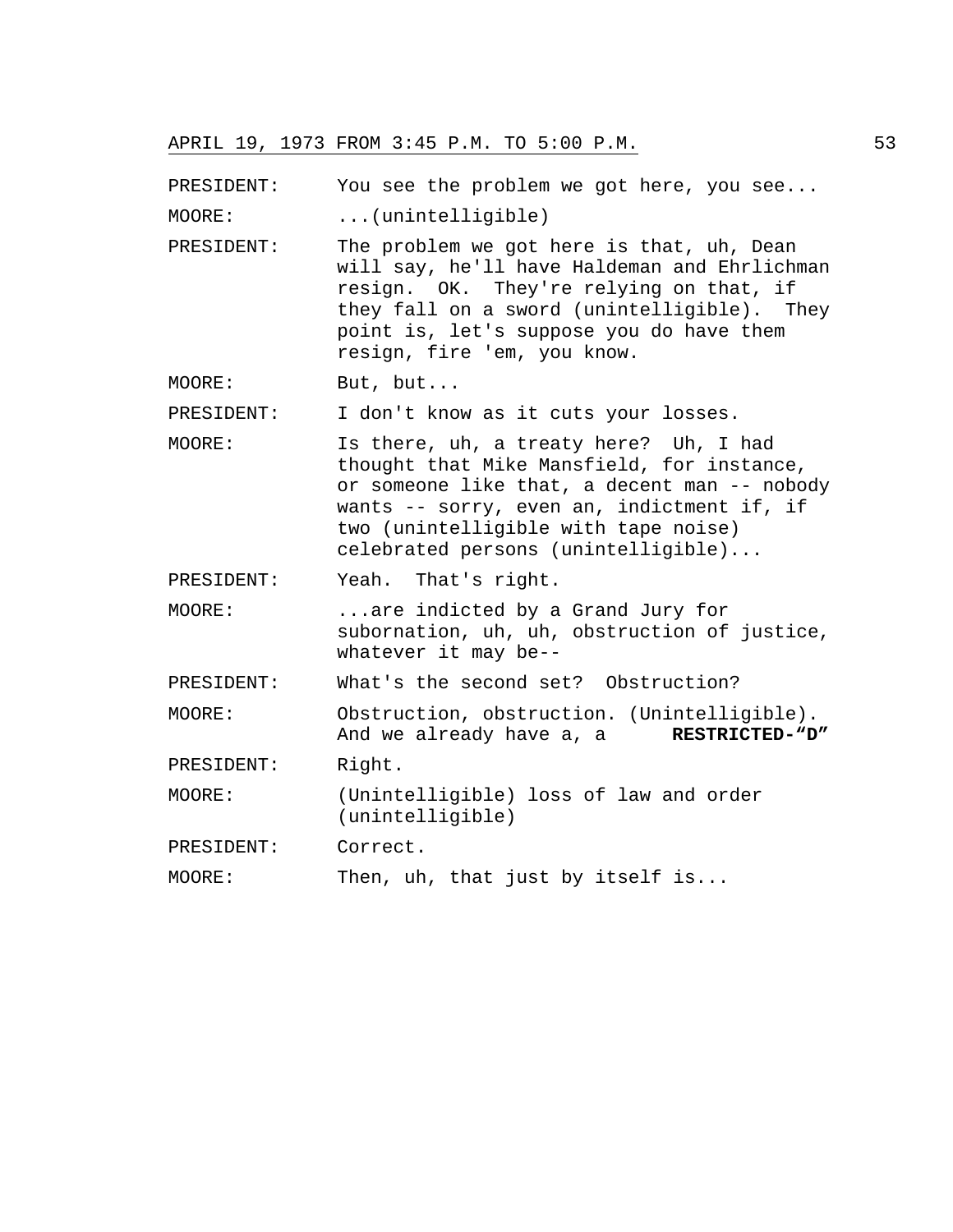PRESIDENT: You see the problem we got here, you see...

MOORE: ...(unintelligible)

PRESIDENT: The problem we got here is that, uh, Dean will say, he'll have Haldeman and Ehrlichman resign. OK. They're relying on that, if they fall on a sword (unintelligible). They point is, let's suppose you do have them resign, fire 'em, you know.

MOORE: But, but...

PRESIDENT: I don't know as it cuts your losses.

MOORE: Is there, uh, a treaty here? Uh, I had thought that Mike Mansfield, for instance, or someone like that, a decent man -- nobody wants -- sorry, even an, indictment if, if two (unintelligible with tape noise) celebrated persons (unintelligible)...

PRESIDENT: Yeah. That's right.

MOORE: ...are indicted by a Grand Jury for subornation, uh, uh, obstruction of justice, whatever it may be--

PRESIDENT: What's the second set? Obstruction?

MOORE: Obstruction, obstruction. (Unintelligible). And we already have a, a **RESTRICTED-"D"**

PRESIDENT: Right.

MOORE: (Unintelligible) loss of law and order (unintelligible)

PRESIDENT: Correct.

MOORE: Then, uh, that just by itself is...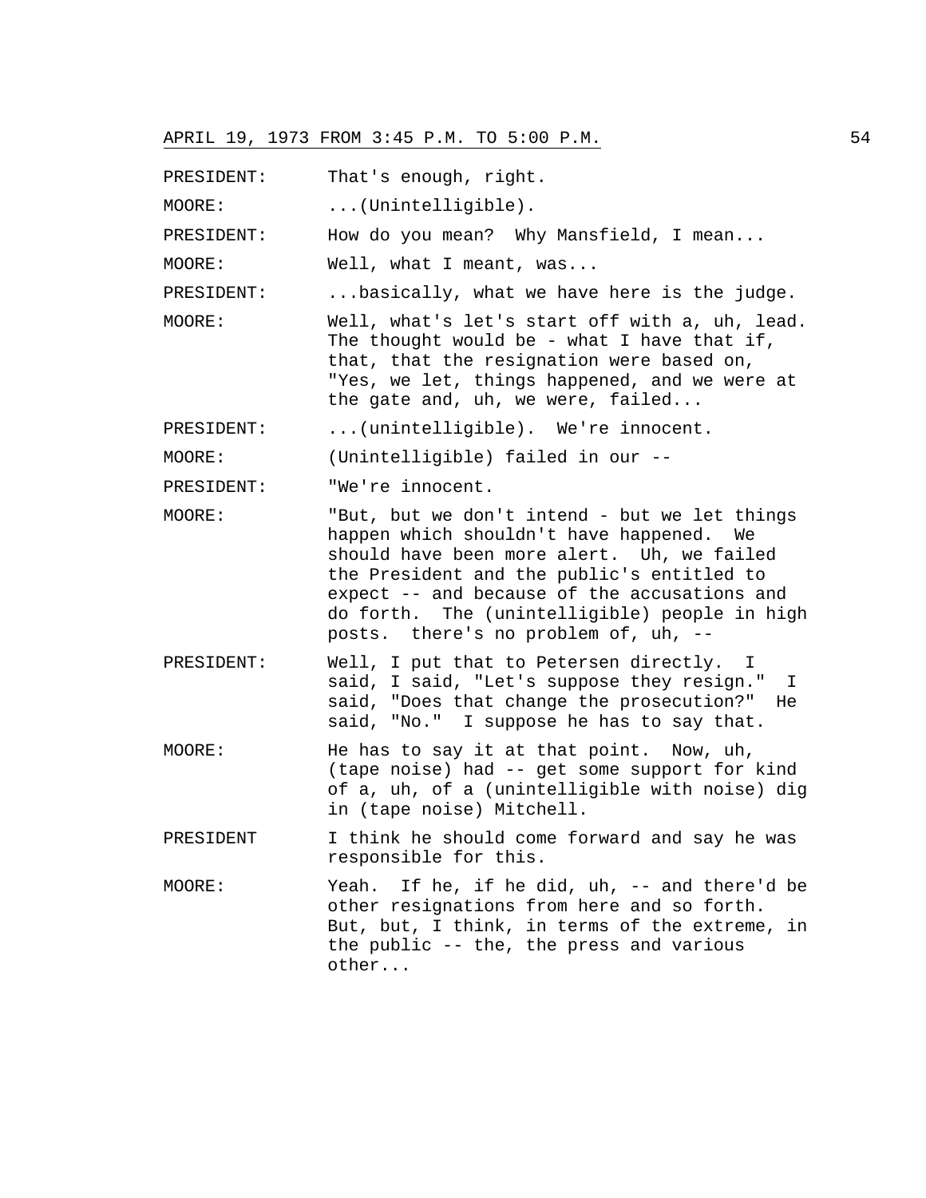APRIL 19, 1973 FROM 3:45 P.M. TO 5:00 P.M.

PRESIDENT: That's enough, right.

MOORE: ...(Unintelligible).

PRESIDENT: How do you mean? Why Mansfield, I mean...

MOORE: Well, what I meant, was...

PRESIDENT: ...basically, what we have here is the judge.

MOORE: Well, what's let's start off with a, uh, lead. The thought would be - what I have that if, that, that the resignation were based on, "Yes, we let, things happened, and we were at the gate and, uh, we were, failed...

PRESIDENT: ...(unintelligible). We're innocent.

MOORE: (Unintelligible) failed in our --

PRESIDENT: "We're innocent.

MOORE: "But, but we don't intend - but we let things happen which shouldn't have happened. We should have been more alert. Uh, we failed the President and the public's entitled to expect -- and because of the accusations and do forth. The (unintelligible) people in high posts. there's no problem of, uh, --

PRESIDENT: Well, I put that to Petersen directly. I said, I said, "Let's suppose they resign." I said, "Does that change the prosecution?" He said, "No." I suppose he has to say that.

MOORE: He has to say it at that point. Now, uh, (tape noise) had -- get some support for kind of a, uh, of a (unintelligible with noise) dig in (tape noise) Mitchell.

PRESIDENT I think he should come forward and say he was responsible for this.

MOORE: Yeah. If he, if he did, uh, -- and there'd be other resignations from here and so forth. But, but, I think, in terms of the extreme, in the public -- the, the press and various other...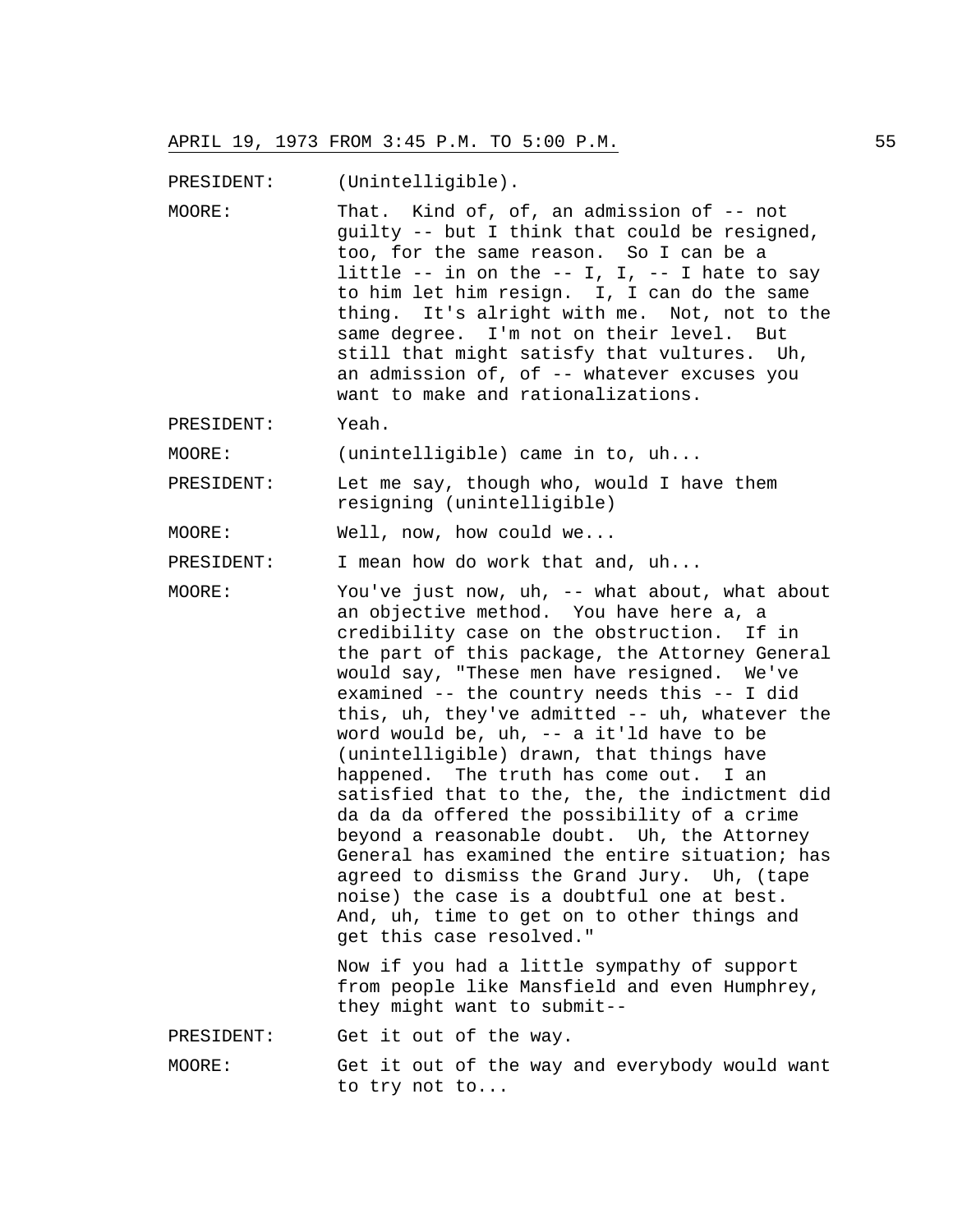PRESIDENT: (Unintelligible).

MOORE: That. Kind of, of, an admission of -- not guilty -- but I think that could be resigned, too, for the same reason. So I can be a little -- in on the -- I, I, -- I hate to say to him let him resign. I, I can do the same thing. It's alright with me. Not, not to the same degree. I'm not on their level. But still that might satisfy that vultures. Uh, an admission of, of -- whatever excuses you want to make and rationalizations.

PRESIDENT: Yeah.

MOORE: (unintelligible) came in to, uh...

PRESIDENT: Let me say, though who, would I have them resigning (unintelligible)

MOORE: Well, now, how could we...

PRESIDENT: I mean how do work that and, uh...

MOORE: You've just now, uh, -- what about, what about an objective method. You have here a, a credibility case on the obstruction. If in the part of this package, the Attorney General would say, "These men have resigned. We've examined -- the country needs this -- I did this, uh, they've admitted -- uh, whatever the word would be, uh, -- a it'ld have to be (unintelligible) drawn, that things have happened. The truth has come out. I an satisfied that to the, the, the indictment did da da da offered the possibility of a crime beyond a reasonable doubt. Uh, the Attorney General has examined the entire situation; has agreed to dismiss the Grand Jury. Uh, (tape noise) the case is a doubtful one at best. And, uh, time to get on to other things and get this case resolved."

Now if you had a little sympathy of support from people like Mansfield and even Humphrey, they might want to submit--

PRESIDENT: Get it out of the way.

MOORE: Get it out of the way and everybody would want to try not to...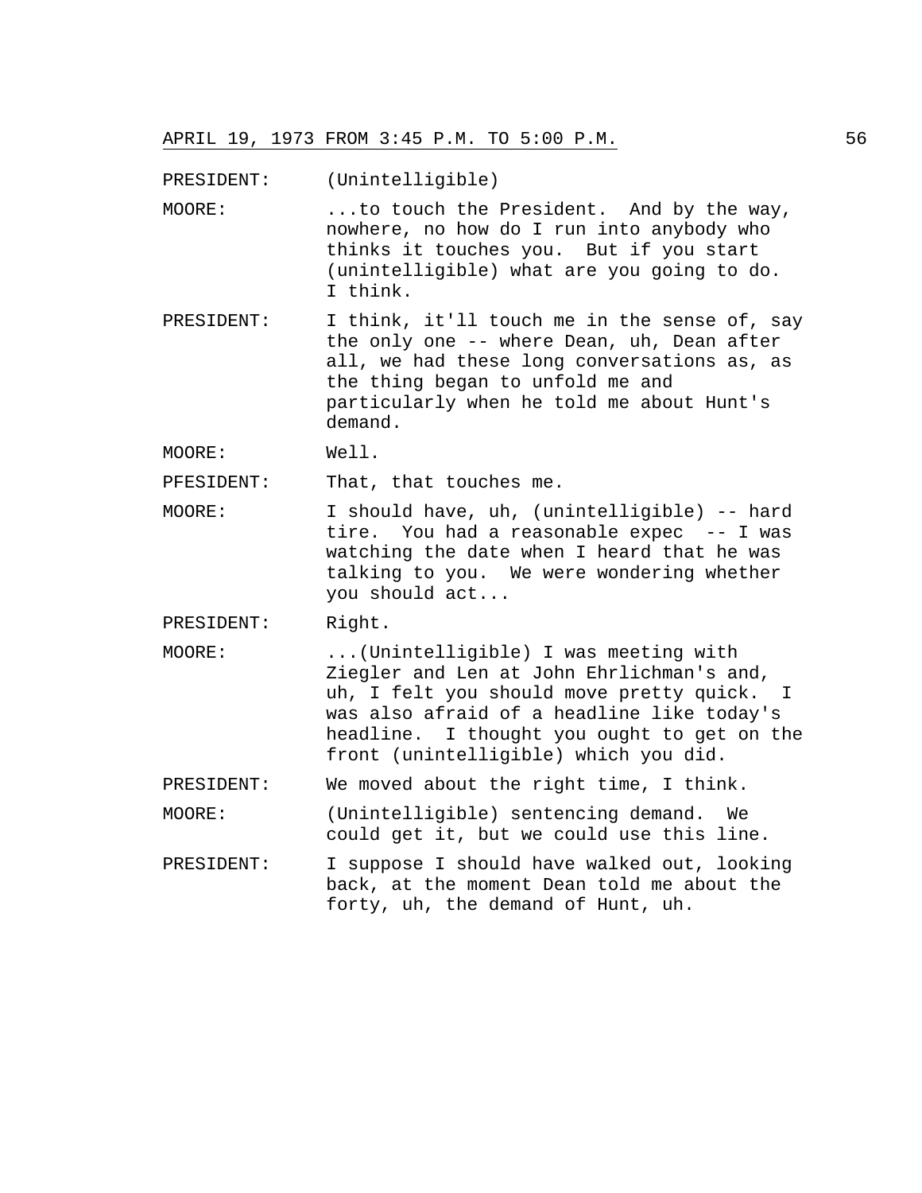PRESIDENT: (Unintelligible)

MOORE: ...to touch the President. And by the way, nowhere, no how do I run into anybody who thinks it touches you. But if you start (unintelligible) what are you going to do. I think.

PRESIDENT: I think, it'll touch me in the sense of, say the only one -- where Dean, uh, Dean after all, we had these long conversations as, as the thing began to unfold me and particularly when he told me about Hunt's demand.

MOORE: Well.

PFESIDENT: That, that touches me.

MOORE: I should have, uh, (unintelligible) -- hard tire. You had a reasonable expec -- I was watching the date when I heard that he was talking to you. We were wondering whether you should act...

PRESIDENT: Right.

MOORE: ...(Unintelligible) I was meeting with Ziegler and Len at John Ehrlichman's and, uh, I felt you should move pretty quick. I was also afraid of a headline like today's headline. I thought you ought to get on the front (unintelligible) which you did.

PRESIDENT: We moved about the right time, I think.

MOORE: (Unintelligible) sentencing demand. We could get it, but we could use this line.

PRESIDENT: I suppose I should have walked out, looking back, at the moment Dean told me about the forty, uh, the demand of Hunt, uh.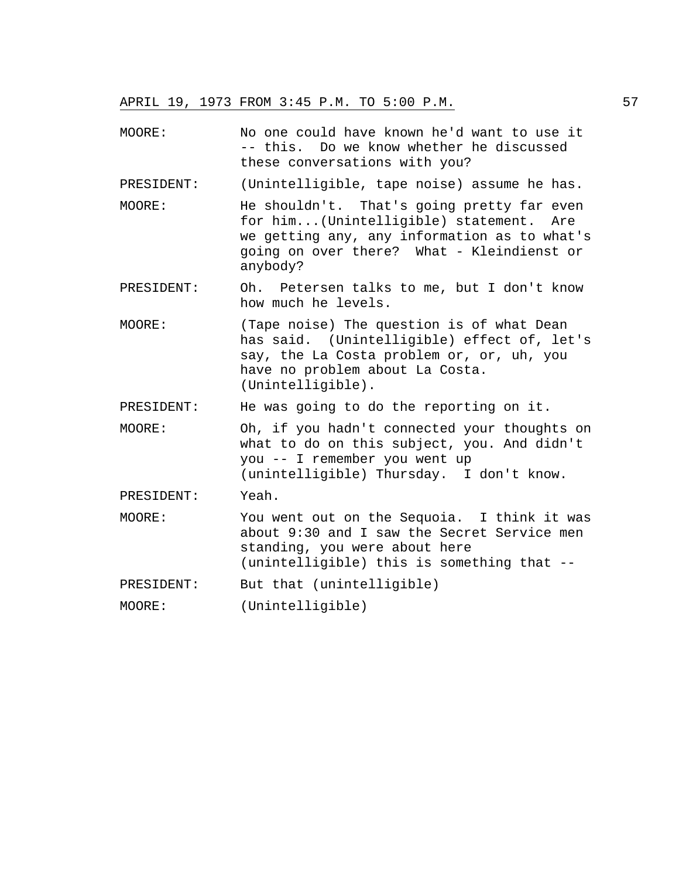APRIL 19, 1973 FROM 3:45 P.M. TO 5:00 P.M.

MOORE: No one could have known he'd want to use it -- this. Do we know whether he discussed these conversations with you?

PRESIDENT: (Unintelligible, tape noise) assume he has.

MOORE: He shouldn't. That's going pretty far even for him...(Unintelligible) statement. Are we getting any, any information as to what's going on over there? What - Kleindienst or anybody?

PRESIDENT: Oh. Petersen talks to me, but I don't know how much he levels.

MOORE: (Tape noise) The question is of what Dean has said. (Unintelligible) effect of, let's say, the La Costa problem or, or, uh, you have no problem about La Costa. (Unintelligible).

PRESIDENT: He was going to do the reporting on it.

MOORE: Oh, if you hadn't connected your thoughts on what to do on this subject, you. And didn't you -- I remember you went up (unintelligible) Thursday. I don't know.

PRESIDENT: Yeah.

MOORE: You went out on the Sequoia. I think it was about 9:30 and I saw the Secret Service men standing, you were about here (unintelligible) this is something that --

PRESIDENT: But that (unintelligible)

MOORE: (Unintelligible)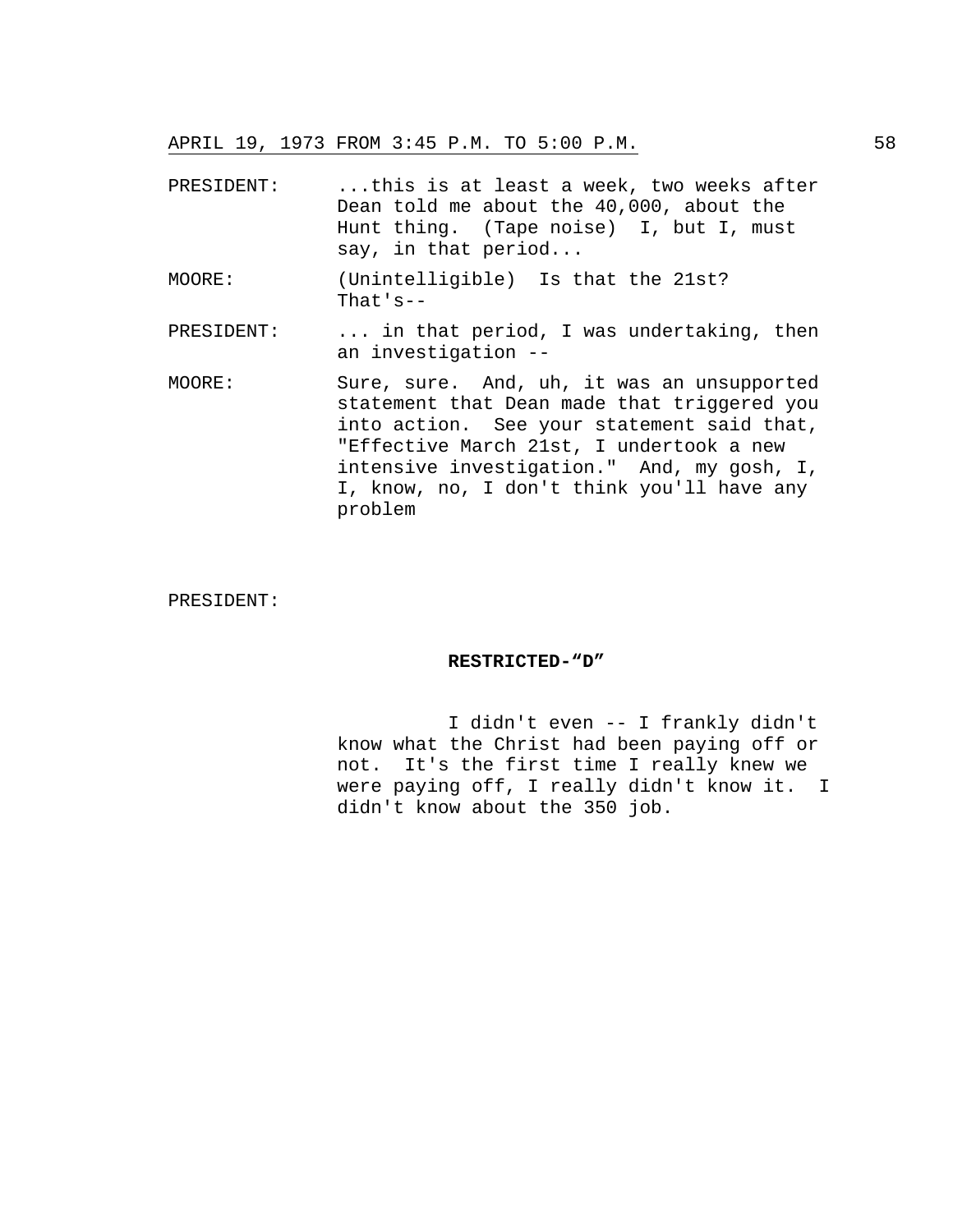PRESIDENT: ...this is at least a week, two weeks after Dean told me about the 40,000, about the Hunt thing. (Tape noise) I, but I, must say, in that period...

MOORE: (Unintelligible) Is that the 21st? That's--

PRESIDENT: ... in that period, I was undertaking, then an investigation --

MOORE: Sure, sure. And, uh, it was an unsupported statement that Dean made that triggered you into action. See your statement said that, "Effective March 21st, I undertook a new intensive investigation." And, my gosh, I, I, know, no, I don't think you'll have any problem

PRESIDENT:

**RESTRICTED-"D"**

I didn't even -- I frankly didn't know what the Christ had been paying off or not. It's the first time I really knew we were paying off, I really didn't know it. I didn't know about the 350 job.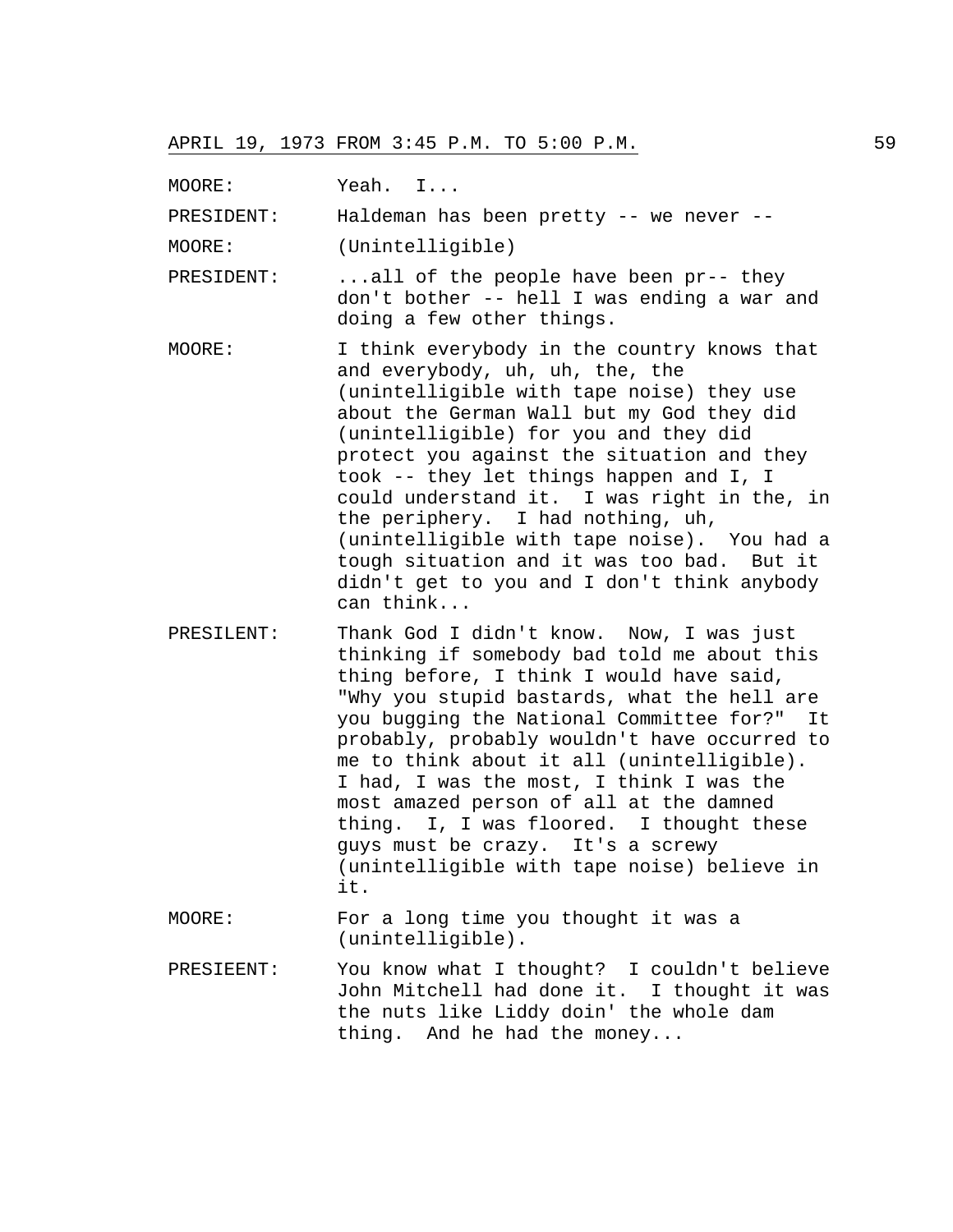MOORE: Yeah. I...

PRESIDENT: Haldeman has been pretty -- we never --

MOORE: (Unintelligible)

PRESIDENT: ...all of the people have been pr-- they don't bother -- hell I was ending a war and doing a few other things.

MOORE: I think everybody in the country knows that and everybody, uh, uh, the, the (unintelligible with tape noise) they use about the German Wall but my God they did (unintelligible) for you and they did protect you against the situation and they took -- they let things happen and I, I could understand it. I was right in the, in the periphery. I had nothing, uh, (unintelligible with tape noise). You had a tough situation and it was too bad. But it didn't get to you and I don't think anybody can think...

PRESILENT: Thank God I didn't know. Now, I was just thinking if somebody bad told me about this thing before, I think I would have said, "Why you stupid bastards, what the hell are you bugging the National Committee for?" It probably, probably wouldn't have occurred to me to think about it all (unintelligible). I had, I was the most, I think I was the most amazed person of all at the damned thing. I, I was floored. I thought these guys must be crazy. It's a screwy (unintelligible with tape noise) believe in it.

MOORE: For a long time you thought it was a (unintelligible).

PRESIEENT: You know what I thought? I couldn't believe John Mitchell had done it. I thought it was the nuts like Liddy doin' the whole dam thing. And he had the money...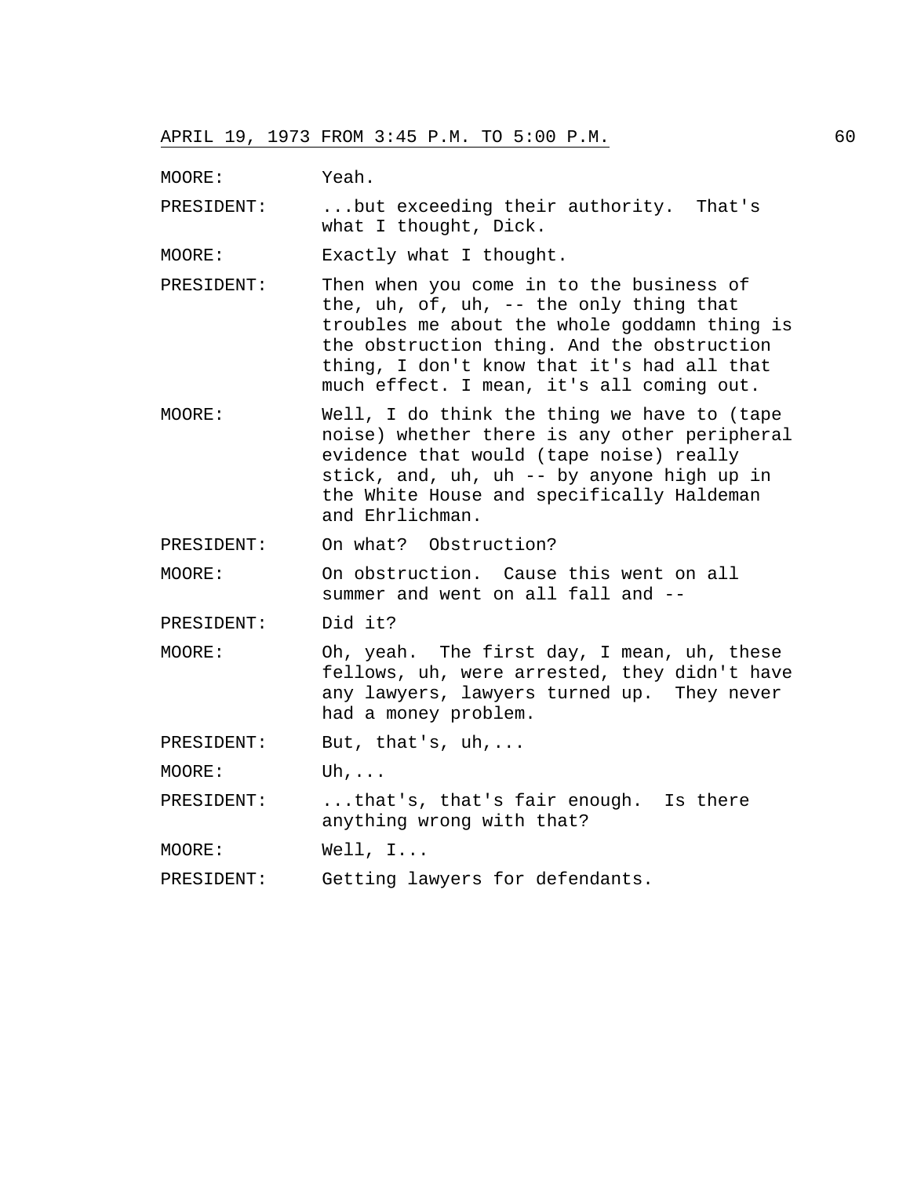MOORE: Yeah.

PRESIDENT: ...but exceeding their authority. That's what I thought, Dick.

MOORE: Exactly what I thought.

PRESIDENT: Then when you come in to the business of the, uh, of, uh, -- the only thing that troubles me about the whole goddamn thing is the obstruction thing. And the obstruction thing, I don't know that it's had all that much effect. I mean, it's all coming out.

MOORE: Well, I do think the thing we have to (tape noise) whether there is any other peripheral evidence that would (tape noise) really stick, and, uh, uh -- by anyone high up in the White House and specifically Haldeman and Ehrlichman.

PRESIDENT: On what? Obstruction?

MOORE: On obstruction. Cause this went on all summer and went on all fall and --

PRESIDENT: Did it?

MOORE: Oh, yeah. The first day, I mean, uh, these fellows, uh, were arrested, they didn't have any lawyers, lawyers turned up. They never had a money problem.

PRESIDENT: But, that's, uh,...

MOORE: Uh,...

PRESIDENT: ...that's, that's fair enough. Is there anything wrong with that?

MOORE: Well, I...

PRESIDENT: Getting lawyers for defendants.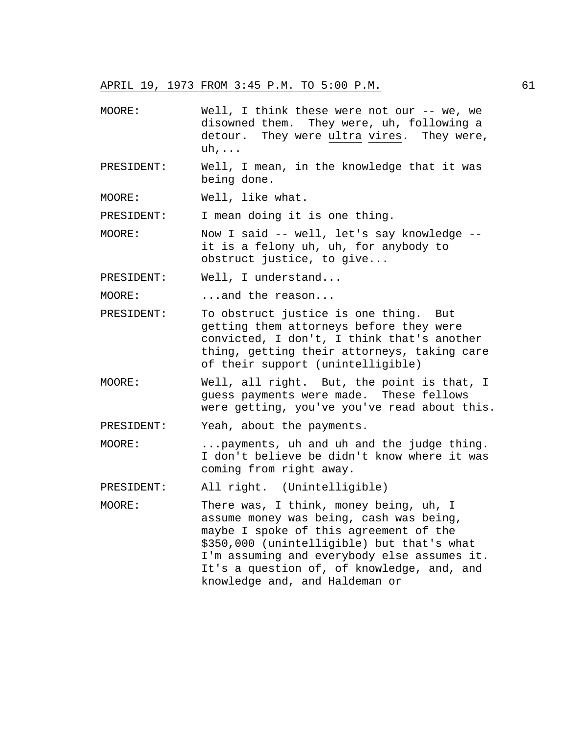MOORE: Well, I think these were not our -- we, we disowned them. They were, uh, following a detour. They were <u>ultra</u> <u>vires</u>. They were, uh,...

PRESIDENT: Well, I mean, in the knowledge that it was being done.

MOORE: Well, like what.

PRESIDENT: I mean doing it is one thing.

MOORE: Now I said -- well, let's say knowledge -- it is a felony uh, uh, for anybody to obstruct justice, to give...

PRESIDENT: Well, I understand...

MOORE: ...and the reason...

PRESIDENT: To obstruct justice is one thing. But getting them attorneys before they were convicted, I don't, I think that's another thing, getting their attorneys, taking care of their support (unintelligible)

MOORE: Well, all right. But, the point is that, I guess payments were made. These fellows were getting, you've you've read about this.

PRESIDENT: Yeah, about the payments.

MOORE: ...payments, uh and uh and the judge thing. I don't believe be didn't know where it was coming from right away.

PRESIDENT: All right. (Unintelligible)

MOORE: There was, I think, money being, uh, I assume money was being, cash was being, maybe I spoke of this agreement of the $350,000 (unintelligible) but that's what I'm assuming and everybody else assumes it. It's a question of, of knowledge, and, and knowledge and, and Haldeman or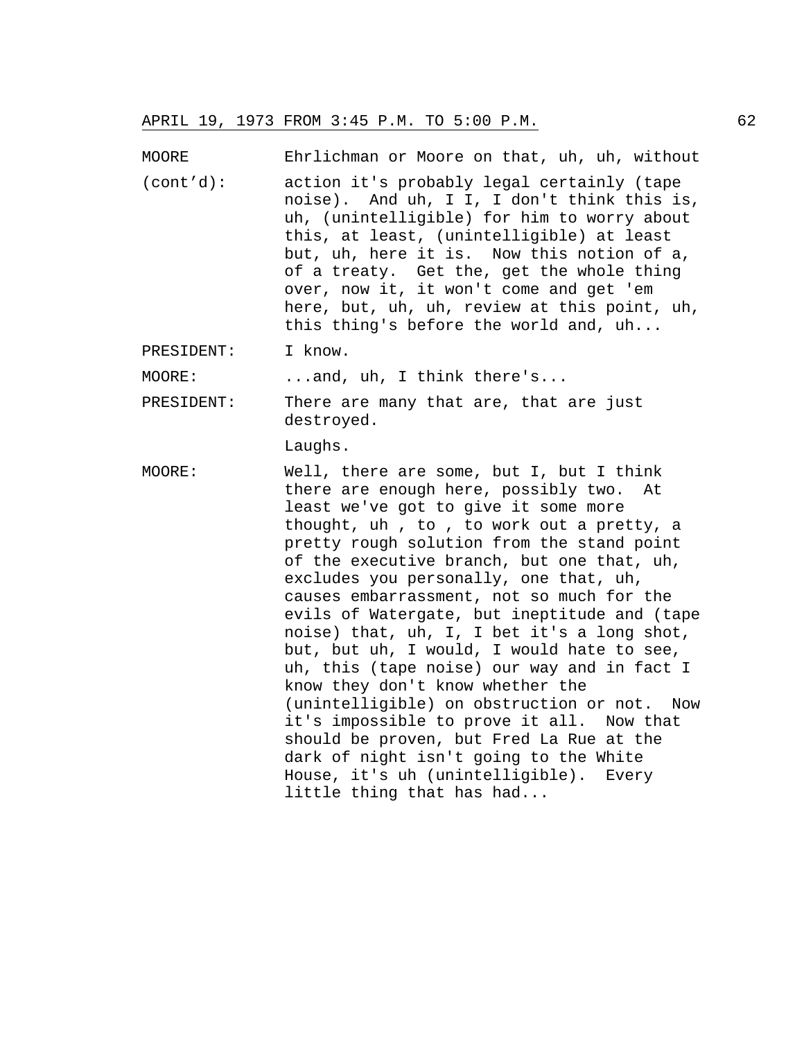MOORE (cont'd): Ehrlichman or Moore on that, uh, uh, without action it's probably legal certainly (tape noise). And uh, I I, I don't think this is, uh, (unintelligible) for him to worry about this, at least, (unintelligible) at least but, uh, here it is. Now this notion of a, of a treaty. Get the, get the whole thing over, now it, it won't come and get 'em here, but, uh, uh, review at this point, uh, this thing's before the world and, uh...

PRESIDENT: I know.

MOORE: ...and, uh, I think there's...

PRESIDENT: There are many that are, that are just destroyed.

Laughs.

MOORE: Well, there are some, but I, but I think there are enough here, possibly two. At least we've got to give it some more thought, uh , to , to work out a pretty, a pretty rough solution from the stand point of the executive branch, but one that, uh, excludes you personally, one that, uh, causes embarrassment, not so much for the evils of Watergate, but ineptitude and (tape noise) that, uh, I, I bet it's a long shot, but, but uh, I would, I would hate to see, uh, this (tape noise) our way and in fact I know they don't know whether the (unintelligible) on obstruction or not. Now it's impossible to prove it all. Now that should be proven, but Fred La Rue at the dark of night isn't going to the White House, it's uh (unintelligible). Every little thing that has had...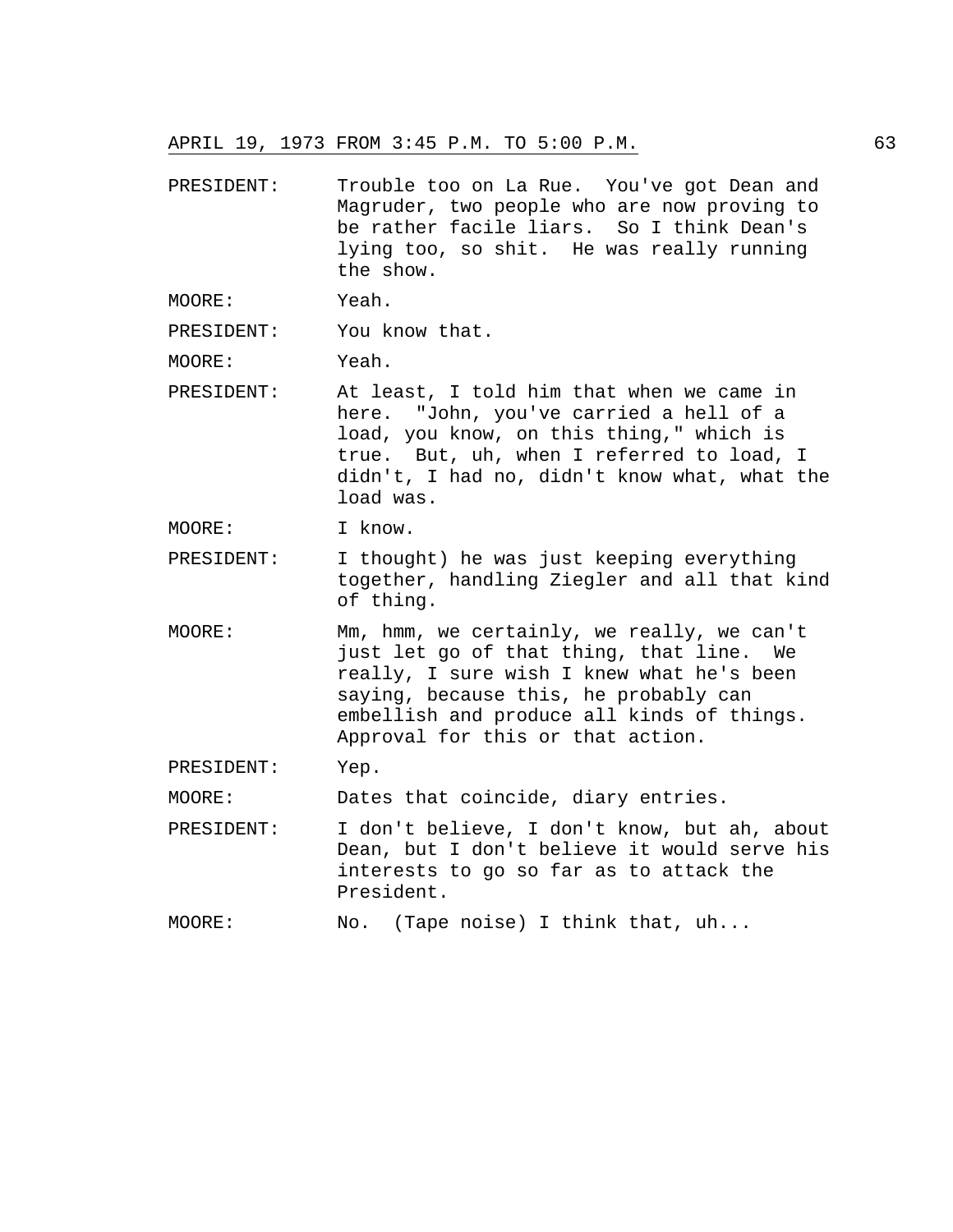PRESIDENT: Trouble too on La Rue. You've got Dean and Magruder, two people who are now proving to be rather facile liars. So I think Dean's lying too, so shit. He was really running the show.

MOORE: Yeah.

PRESIDENT: You know that.

MOORE: Yeah.

PRESIDENT: At least, I told him that when we came in here. "John, you've carried a hell of a load, you know, on this thing," which is true. But, uh, when I referred to load, I didn't, I had no, didn't know what, what the load was.

MOORE: I know.

PRESIDENT: I thought) he was just keeping everything together, handling Ziegler and all that kind of thing.

MOORE: Mm, hmm, we certainly, we really, we can't just let go of that thing, that line. We really, I sure wish I knew what he's been saying, because this, he probably can embellish and produce all kinds of things. Approval for this or that action.

PRESIDENT: Yep.

MOORE: Dates that coincide, diary entries.

PRESIDENT: I don't believe, I don't know, but ah, about Dean, but I don't believe it would serve his interests to go so far as to attack the President.

MOORE: No. (Tape noise) I think that, uh...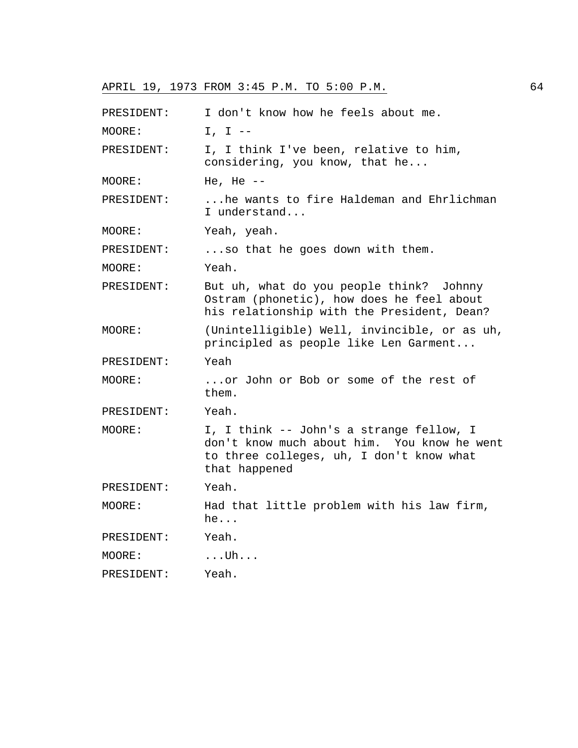PRESIDENT: I don't know how he feels about me.

MOORE: I, I --

PRESIDENT: I, I think I've been, relative to him, considering, you know, that he...

MOORE: He, He --

PRESIDENT: ...he wants to fire Haldeman and Ehrlichman I understand...

MOORE: Yeah, yeah.

PRESIDENT: ...so that he goes down with them.

MOORE: Yeah.

PRESIDENT: But uh, what do you people think? Johnny Ostram (phonetic), how does he feel about his relationship with the President, Dean?

MOORE: (Unintelligible) Well, invincible, or as uh, principled as people like Len Garment...

PRESIDENT: Yeah

MOORE: ...or John or Bob or some of the rest of them.

PRESIDENT: Yeah.

MOORE: I, I think -- John's a strange fellow, I don't know much about him. You know he went to three colleges, uh, I don't know what that happened

PRESIDENT: Yeah.

MOORE: Had that little problem with his law firm, he...

PRESIDENT: Yeah.

MOORE: ...Uh...

PRESIDENT: Yeah.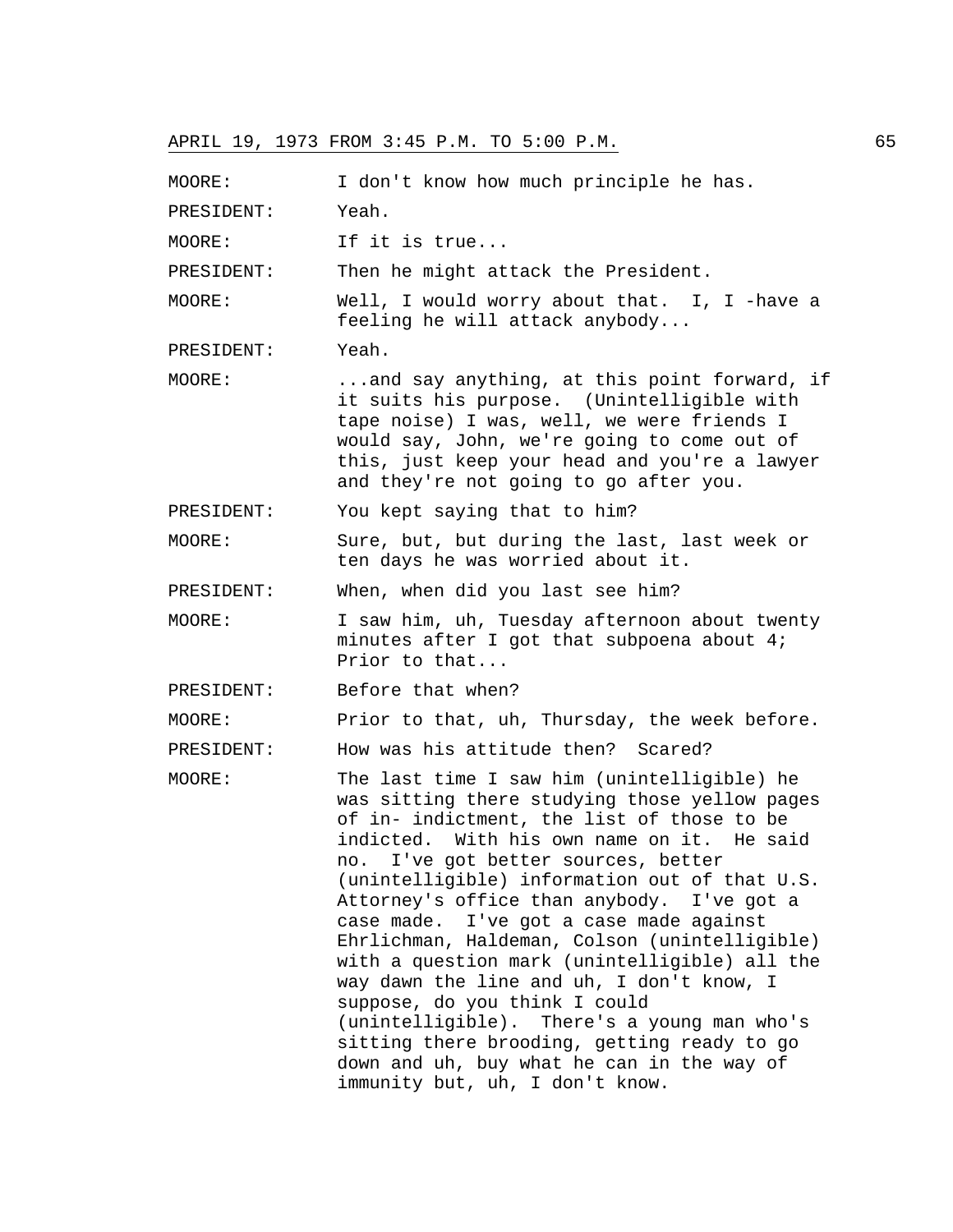MOORE: I don't know how much principle he has.

PRESIDENT: Yeah.

MOORE: If it is true...

PRESIDENT: Then he might attack the President.

MOORE: Well, I would worry about that. I, I -have a feeling he will attack anybody...

PRESIDENT: Yeah.

MOORE: ...and say anything, at this point forward, if it suits his purpose. (Unintelligible with tape noise) I was, well, we were friends I would say, John, we're going to come out of this, just keep your head and you're a lawyer and they're not going to go after you.

PRESIDENT: You kept saying that to him?

MOORE: Sure, but, but during the last, last week or ten days he was worried about it.

PRESIDENT: When, when did you last see him?

MOORE: I saw him, uh, Tuesday afternoon about twenty minutes after I got that subpoena about 4; Prior to that...

PRESIDENT: Before that when?

MOORE: Prior to that, uh, Thursday, the week before.

PRESIDENT: How was his attitude then? Scared?

MOORE: The last time I saw him (unintelligible) he was sitting there studying those yellow pages of in- indictment, the list of those to be indicted. With his own name on it. He said no. I've got better sources, better (unintelligible) information out of that U.S. Attorney's office than anybody. I've got a case made. I've got a case made against Ehrlichman, Haldeman, Colson (unintelligible) with a question mark (unintelligible) all the way dawn the line and uh, I don't know, I suppose, do you think I could (unintelligible). There's a young man who's sitting there brooding, getting ready to go down and uh, buy what he can in the way of immunity but, uh, I don't know.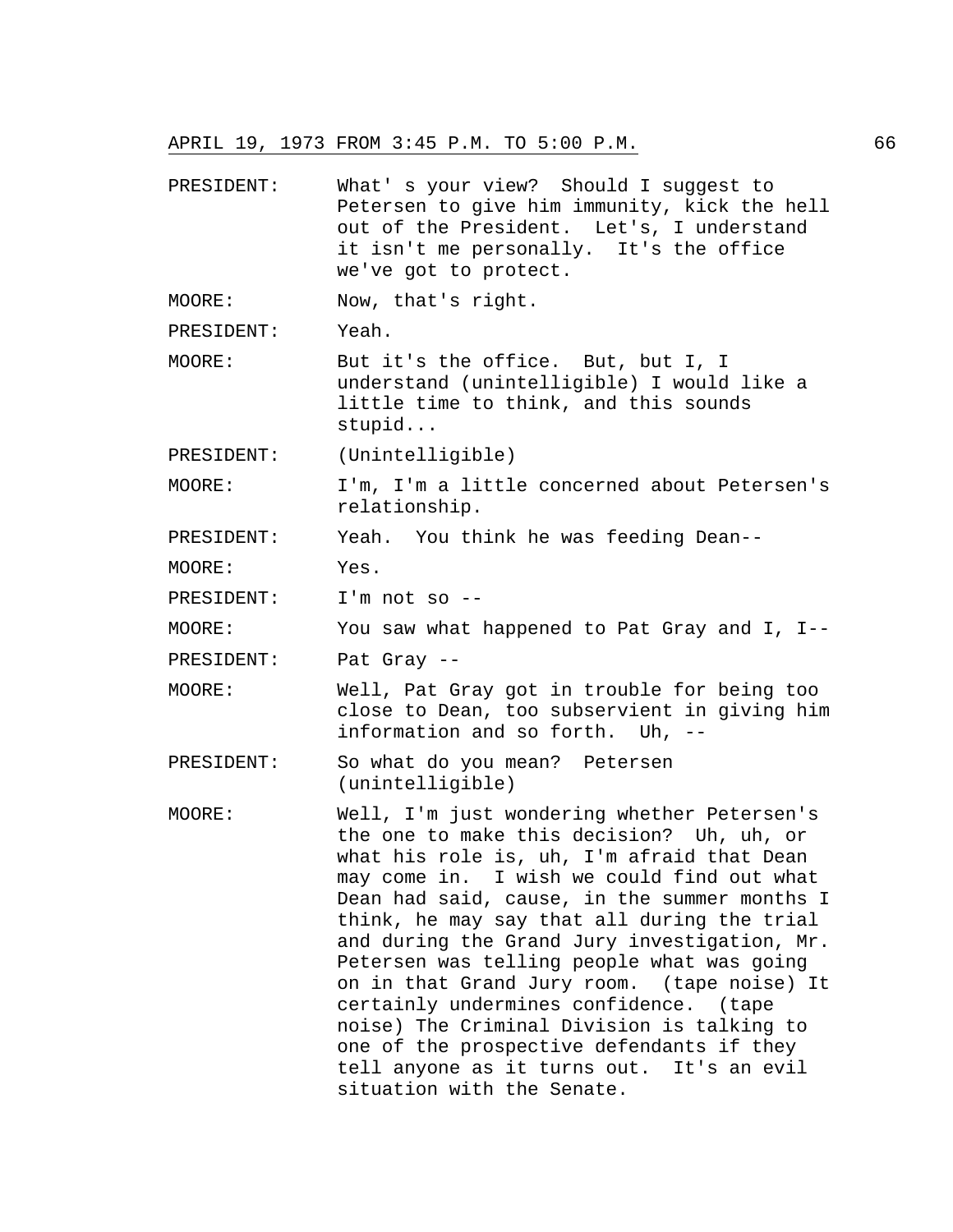APRIL 19, 1973 FROM 3:45 P.M. TO 5:00 P.M.

PRESIDENT: What' s your view? Should I suggest to Petersen to give him immunity, kick the hell out of the President. Let's, I understand it isn't me personally. It's the office we've got to protect.

MOORE: Now, that's right.

PRESIDENT: Yeah.

MOORE: But it's the office. But, but I, I understand (unintelligible) I would like a little time to think, and this sounds stupid...

PRESIDENT: (Unintelligible)

MOORE: I'm, I'm a little concerned about Petersen's relationship.

PRESIDENT: Yeah. You think he was feeding Dean--

MOORE: Yes.

PRESIDENT: I'm not so --

MOORE: You saw what happened to Pat Gray and I, I--

PRESIDENT: Pat Gray --

MOORE: Well, Pat Gray got in trouble for being too close to Dean, too subservient in giving him information and so forth. Uh, --

PRESIDENT: So what do you mean? Petersen (unintelligible)

MOORE: Well, I'm just wondering whether Petersen's the one to make this decision? Uh, uh, or what his role is, uh, I'm afraid that Dean may come in. I wish we could find out what Dean had said, cause, in the summer months I think, he may say that all during the trial and during the Grand Jury investigation, Mr. Petersen was telling people what was going on in that Grand Jury room. (tape noise) It certainly undermines confidence. (tape noise) The Criminal Division is talking to one of the prospective defendants if they tell anyone as it turns out. It's an evil situation with the Senate.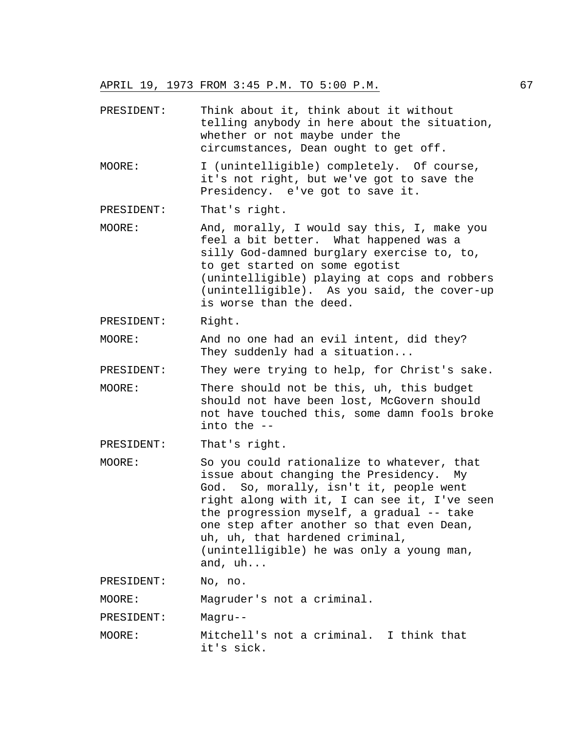PRESIDENT: Think about it, think about it without telling anybody in here about the situation, whether or not maybe under the circumstances, Dean ought to get off.

MOORE: I (unintelligible) completely. Of course, it's not right, but we've got to save the Presidency. e've got to save it.

PRESIDENT: That's right.

MOORE: And, morally, I would say this, I, make you feel a bit better. What happened was a silly God-damned burglary exercise to, to, to get started on some egotist (unintelligible) playing at cops and robbers (unintelligible). As you said, the cover-up is worse than the deed.

PRESIDENT: Right.

MOORE: And no one had an evil intent, did they? They suddenly had a situation...

PRESIDENT: They were trying to help, for Christ's sake.

MOORE: There should not be this, uh, this budget should not have been lost, McGovern should not have touched this, some damn fools broke into the --

PRESIDENT: That's right.

MOORE: So you could rationalize to whatever, that issue about changing the Presidency. My God. So, morally, isn't it, people went right along with it, I can see it, I've seen the progression myself, a gradual -- take one step after another so that even Dean, uh, uh, that hardened criminal, (unintelligible) he was only a young man, and, uh...

PRESIDENT: No, no.

MOORE: Magruder's not a criminal.

PRESIDENT: Magru--

MOORE: Mitchell's not a criminal. I think that it's sick.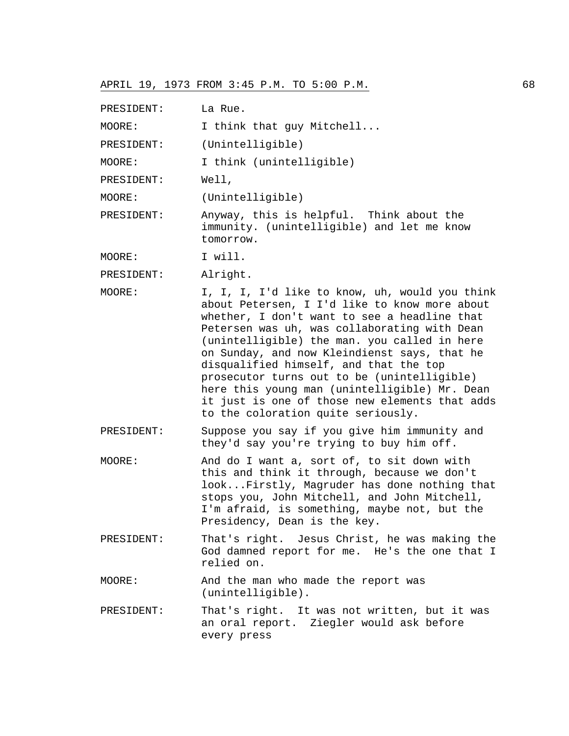## APRIL 19, 1973 FROM 3:45 P.M. TO 5:00 P.M.

PRESIDENT: La Rue.

MOORE: I think that guy Mitchell...

PRESIDENT: (Unintelligible)

MOORE: I think (unintelligible)

PRESIDENT: Well,

MOORE: (Unintelligible)

PRESIDENT: Anyway, this is helpful. Think about the immunity. (unintelligible) and let me know tomorrow.

MOORE: I will.

PRESIDENT: Alright.

MOORE: I, I, I, I'd like to know, uh, would you think about Petersen, I I'd like to know more about whether, I don't want to see a headline that Petersen was uh, was collaborating with Dean (unintelligible) the man. you called in here on Sunday, and now Kleindienst says, that he disqualified himself, and that the top prosecutor turns out to be (unintelligible) here this young man (unintelligible) Mr. Dean it just is one of those new elements that adds to the coloration quite seriously.

PRESIDENT: Suppose you say if you give him immunity and they'd say you're trying to buy him off.

MOORE: And do I want a, sort of, to sit down with this and think it through, because we don't look...Firstly, Magruder has done nothing that stops you, John Mitchell, and John Mitchell, I'm afraid, is something, maybe not, but the Presidency, Dean is the key.

PRESIDENT: That's right. Jesus Christ, he was making the God damned report for me. He's the one that I relied on.

MOORE: And the man who made the report was (unintelligible).

PRESIDENT: That's right. It was not written, but it was an oral report. Ziegler would ask before every press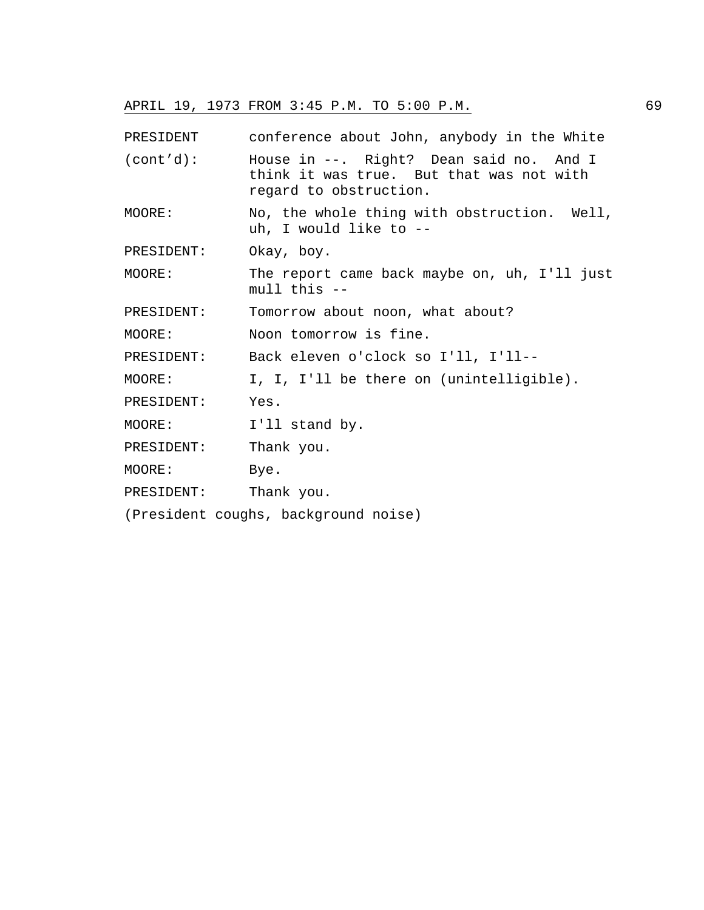PRESIDENT (cont'd): conference about John, anybody in the White House in --. Right? Dean said no. And I think it was true. But that was not with regard to obstruction.

MOORE: No, the whole thing with obstruction. Well, uh, I would like to --

PRESIDENT: Okay, boy.

MOORE: The report came back maybe on, uh, I'll just mull this --

PRESIDENT: Tomorrow about noon, what about?

MOORE: Noon tomorrow is fine.

PRESIDENT: Back eleven o'clock so I'll, I'll--

MOORE: I, I, I'll be there on (unintelligible).

PRESIDENT: Yes.

MOORE: I'll stand by.

PRESIDENT: Thank you.

MOORE: Bye.

PRESIDENT: Thank you.

(President coughs, background noise)